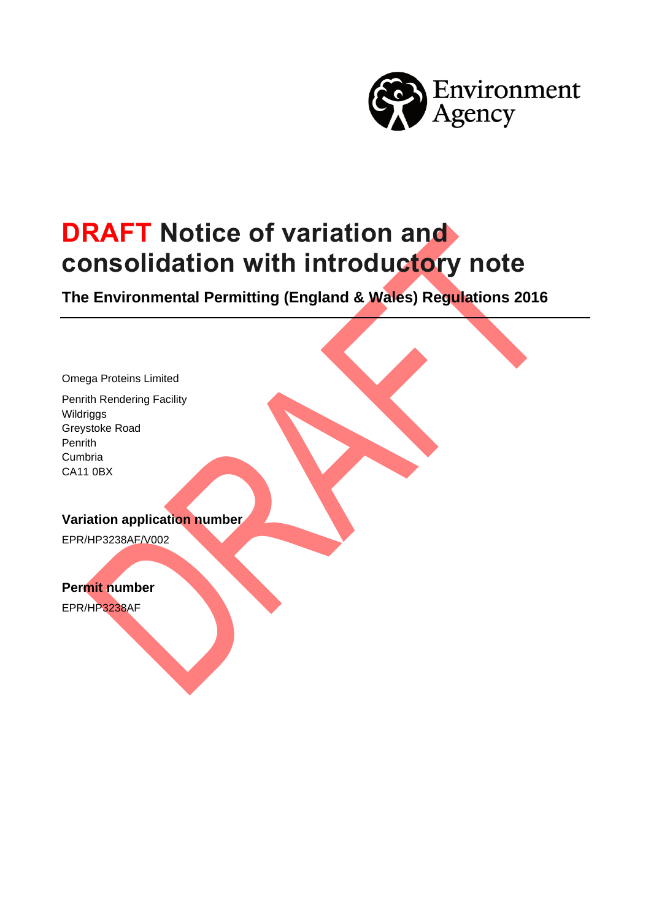# DRAFT Notice of variation and consolidation with introductory note

**The Environmental Permitting (England & Wales) Regulations 2016**

---

Omega Proteins Limited

Penrith Rendering Facility
Wildriggs
Greystoke Road
Penrith
Cumbria
CA11 0BX

### Variation application number

EPR/HP3238AF/V002

### Permit number

EPR/HP3238AF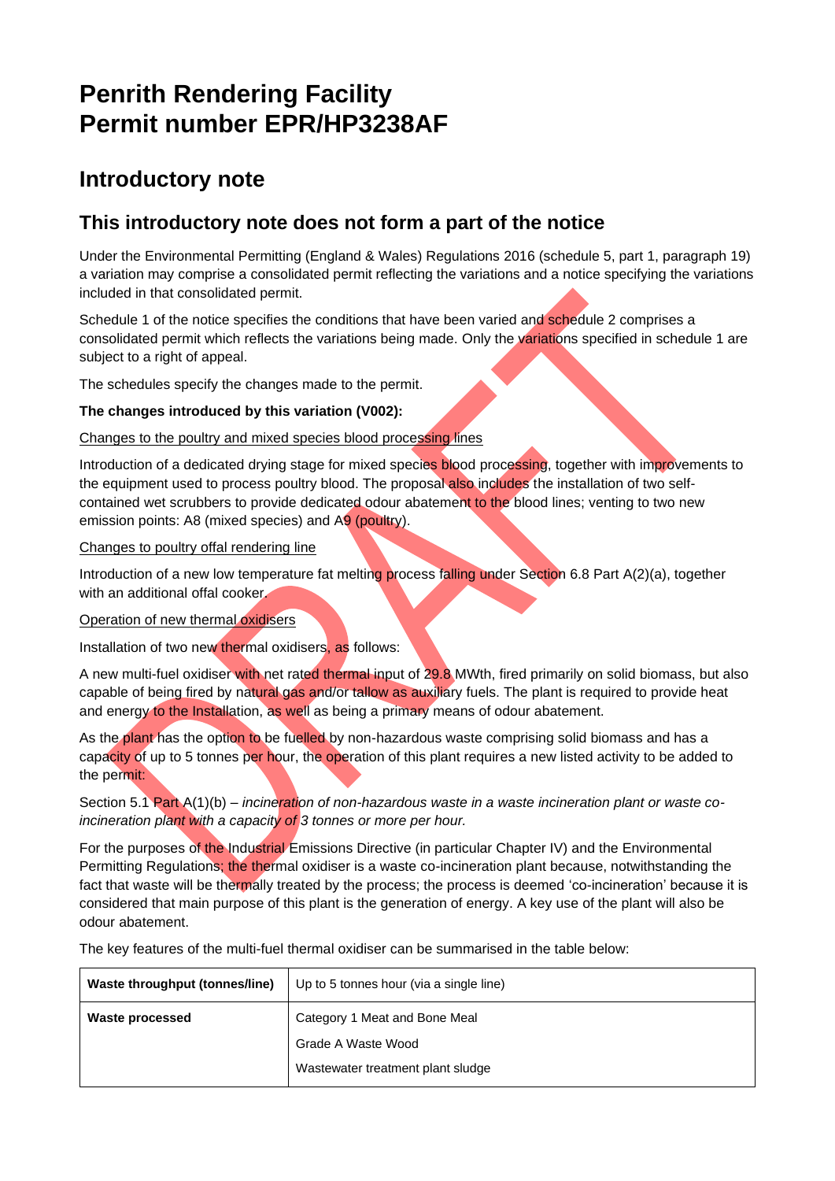# Penrith Rendering Facility
# Permit number EPR/HP3238AF

## Introductory note

## This introductory note does not form a part of the notice

Under the Environmental Permitting (England & Wales) Regulations 2016 (schedule 5, part 1, paragraph 19) a variation may comprise a consolidated permit reflecting the variations and a notice specifying the variations included in that consolidated permit.

Schedule 1 of the notice specifies the conditions that have been varied and schedule 2 comprises a consolidated permit which reflects the variations being made. Only the variations specified in schedule 1 are subject to a right of appeal.

The schedules specify the changes made to the permit.

**The changes introduced by this variation (V002):**

Changes to the poultry and mixed species blood processing lines

Introduction of a dedicated drying stage for mixed species blood processing, together with improvements to the equipment used to process poultry blood. The proposal also includes the installation of two self-contained wet scrubbers to provide dedicated odour abatement to the blood lines; venting to two new emission points: A8 (mixed species) and A9 (poultry).

Changes to poultry offal rendering line

Introduction of a new low temperature fat melting process falling under Section 6.8 Part A(2)(a), together with an additional offal cooker.

Operation of new thermal oxidisers

Installation of two new thermal oxidisers, as follows:

A new multi-fuel oxidiser with net rated thermal input of 29.8 MWth, fired primarily on solid biomass, but also capable of being fired by natural gas and/or tallow as auxiliary fuels. The plant is required to provide heat and energy to the Installation, as well as being a primary means of odour abatement.

As the plant has the option to be fuelled by non-hazardous waste comprising solid biomass and has a capacity of up to 5 tonnes per hour, the operation of this plant requires a new listed activity to be added to the permit:

Section 5.1 Part A(1)(b) – *incineration of non-hazardous waste in a waste incineration plant or waste co-incineration plant with a capacity of 3 tonnes or more per hour.*

For the purposes of the Industrial Emissions Directive (in particular Chapter IV) and the Environmental Permitting Regulations; the thermal oxidiser is a waste co-incineration plant because, notwithstanding the fact that waste will be thermally treated by the process; the process is deemed 'co-incineration' because it is considered that main purpose of this plant is the generation of energy. A key use of the plant will also be odour abatement.

The key features of the multi-fuel thermal oxidiser can be summarised in the table below:

| **Waste throughput (tonnes/line)** | Up to 5 tonnes hour (via a single line) |
|---|---|
| **Waste processed** | Category 1 Meat and Bone Meal<br>Grade A Waste Wood<br>Wastewater treatment plant sludge |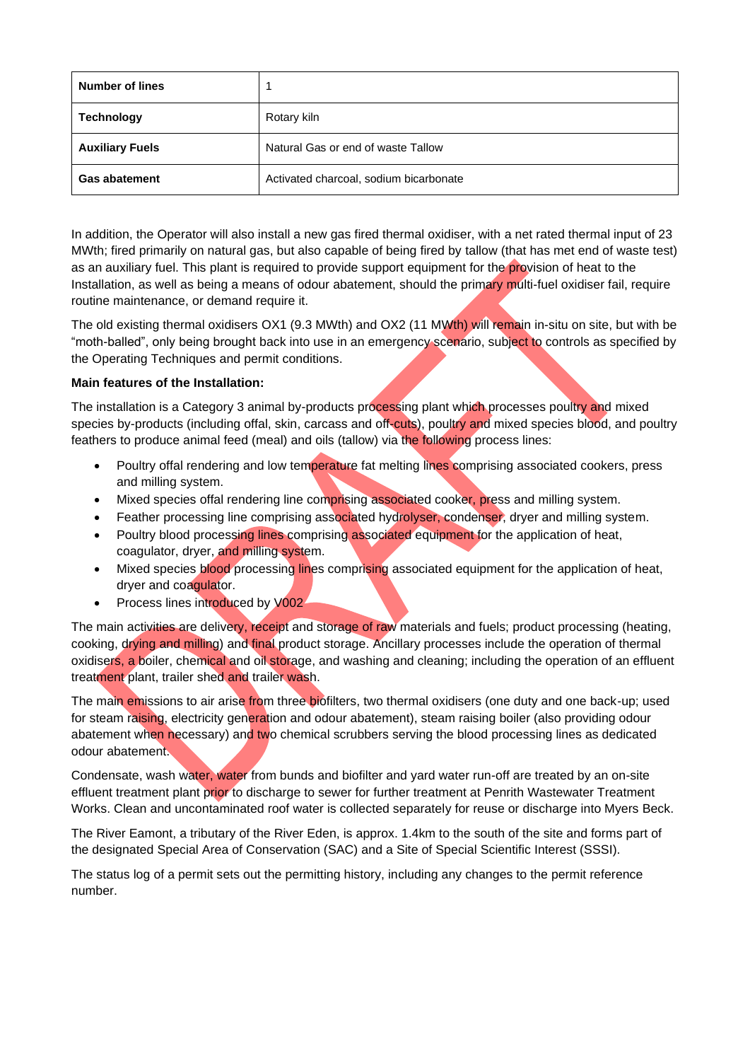| Number of lines | 1 |
|---|---|
| Technology | Rotary kiln |
| Auxiliary Fuels | Natural Gas or end of waste Tallow |
| Gas abatement | Activated charcoal, sodium bicarbonate |

In addition, the Operator will also install a new gas fired thermal oxidiser, with a net rated thermal input of 23 MWth; fired primarily on natural gas, but also capable of being fired by tallow (that has met end of waste test) as an auxiliary fuel. This plant is required to provide support equipment for the provision of heat to the Installation, as well as being a means of odour abatement, should the primary multi-fuel oxidiser fail, require routine maintenance, or demand require it.

The old existing thermal oxidisers OX1 (9.3 MWth) and OX2 (11 MWth) will remain in-situ on site, but with be "moth-balled", only being brought back into use in an emergency scenario, subject to controls as specified by the Operating Techniques and permit conditions.

**Main features of the Installation:**

The installation is a Category 3 animal by-products processing plant which processes poultry and mixed species by-products (including offal, skin, carcass and off-cuts), poultry and mixed species blood, and poultry feathers to produce animal feed (meal) and oils (tallow) via the following process lines:

- Poultry offal rendering and low temperature fat melting lines comprising associated cookers, press and milling system.
- Mixed species offal rendering line comprising associated cooker, press and milling system.
- Feather processing line comprising associated hydrolyser, condenser, dryer and milling system.
- Poultry blood processing lines comprising associated equipment for the application of heat, coagulator, dryer, and milling system.
- Mixed species blood processing lines comprising associated equipment for the application of heat, dryer and coagulator.
- Process lines introduced by V002

The main activities are delivery, receipt and storage of raw materials and fuels; product processing (heating, cooking, drying and milling) and final product storage. Ancillary processes include the operation of thermal oxidisers, a boiler, chemical and oil storage, and washing and cleaning; including the operation of an effluent treatment plant, trailer shed and trailer wash.

The main emissions to air arise from three biofilters, two thermal oxidisers (one duty and one back-up; used for steam raising, electricity generation and odour abatement), steam raising boiler (also providing odour abatement when necessary) and two chemical scrubbers serving the blood processing lines as dedicated odour abatement.

Condensate, wash water, water from bunds and biofilter and yard water run-off are treated by an on-site effluent treatment plant prior to discharge to sewer for further treatment at Penrith Wastewater Treatment Works. Clean and uncontaminated roof water is collected separately for reuse or discharge into Myers Beck.

The River Eamont, a tributary of the River Eden, is approx. 1.4km to the south of the site and forms part of the designated Special Area of Conservation (SAC) and a Site of Special Scientific Interest (SSSI).

The status log of a permit sets out the permitting history, including any changes to the permit reference number.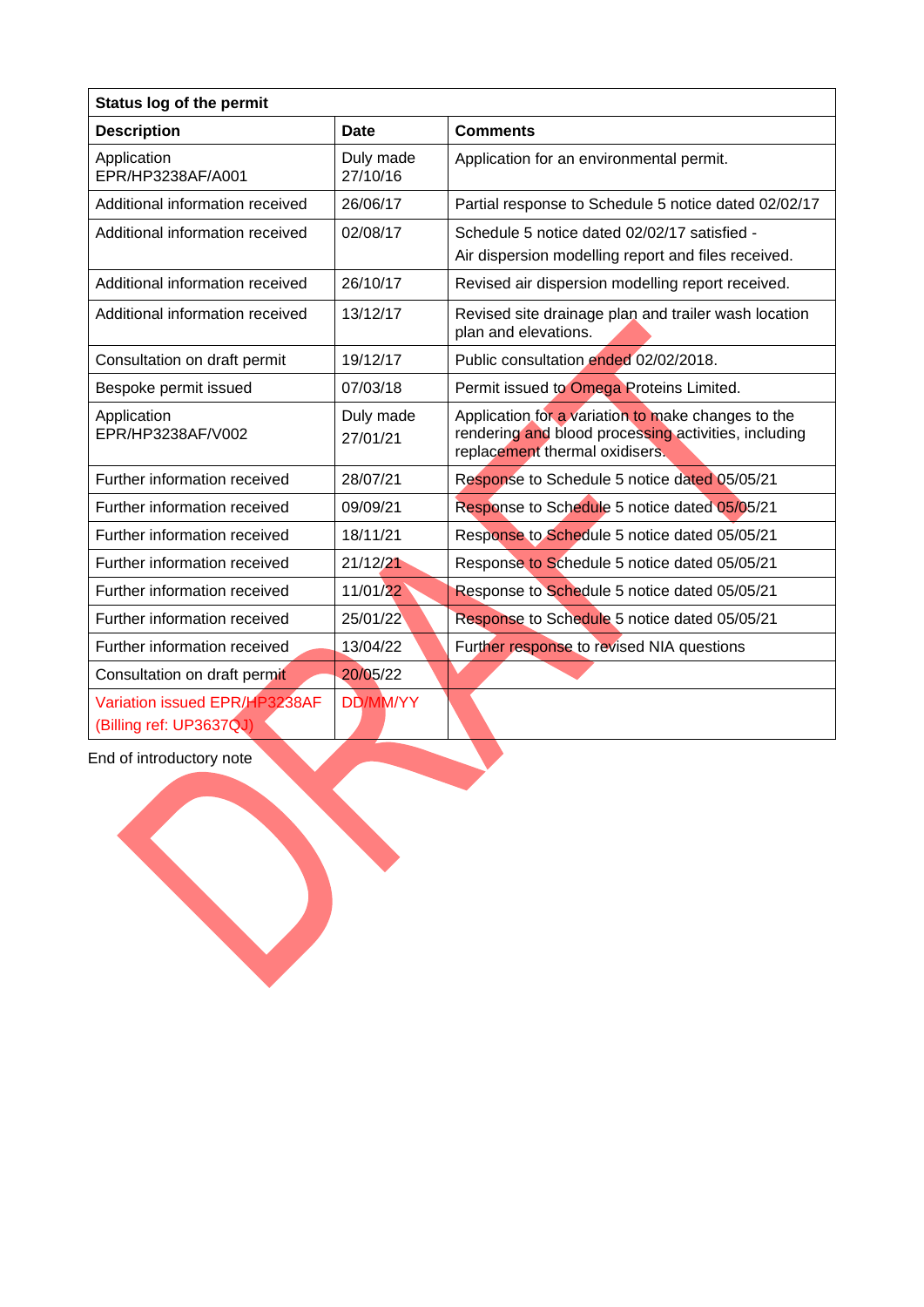| Status log of the permit | | |
|---|---|---|
| **Description** | **Date** | **Comments** |
| Application EPR/HP3238AF/A001 | Duly made 27/10/16 | Application for an environmental permit. |
| Additional information received | 26/06/17 | Partial response to Schedule 5 notice dated 02/02/17 |
| Additional information received | 02/08/17 | Schedule 5 notice dated 02/02/17 satisfied - Air dispersion modelling report and files received. |
| Additional information received | 26/10/17 | Revised air dispersion modelling report received. |
| Additional information received | 13/12/17 | Revised site drainage plan and trailer wash location plan and elevations. |
| Consultation on draft permit | 19/12/17 | Public consultation ended 02/02/2018. |
| Bespoke permit issued | 07/03/18 | Permit issued to Omega Proteins Limited. |
| Application EPR/HP3238AF/V002 | Duly made 27/01/21 | Application for a variation to make changes to the rendering and blood processing activities, including replacement thermal oxidisers. |
| Further information received | 28/07/21 | Response to Schedule 5 notice dated 05/05/21 |
| Further information received | 09/09/21 | Response to Schedule 5 notice dated 05/05/21 |
| Further information received | 18/11/21 | Response to Schedule 5 notice dated 05/05/21 |
| Further information received | 21/12/21 | Response to Schedule 5 notice dated 05/05/21 |
| Further information received | 11/01/22 | Response to Schedule 5 notice dated 05/05/21 |
| Further information received | 25/01/22 | Response to Schedule 5 notice dated 05/05/21 |
| Further information received | 13/04/22 | Further response to revised NIA questions |
| Consultation on draft permit | 20/05/22 | |
| Variation issued EPR/HP3238AF (Billing ref: UP3637QJ) | DD/MM/YY | |

End of introductory note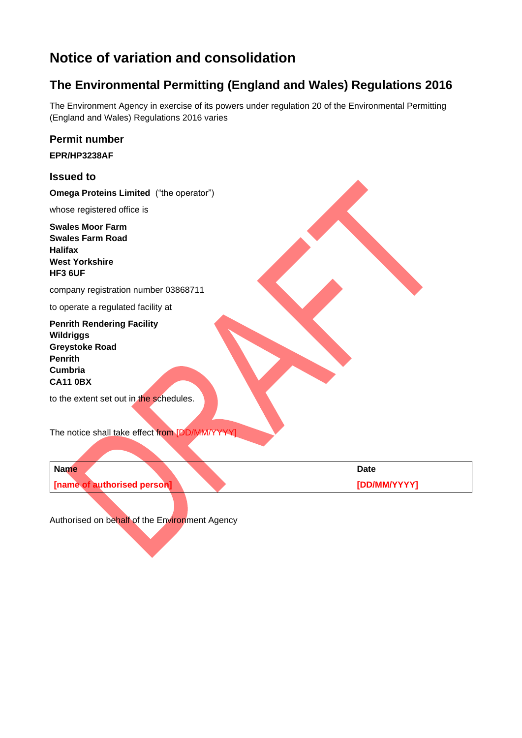# Notice of variation and consolidation

## The Environmental Permitting (England and Wales) Regulations 2016

The Environment Agency in exercise of its powers under regulation 20 of the Environmental Permitting (England and Wales) Regulations 2016 varies

### Permit number

**EPR/HP3238AF**

### Issued to

**Omega Proteins Limited** ("the operator")

whose registered office is

**Swales Moor Farm**
**Swales Farm Road**
**Halifax**
**West Yorkshire**
**HF3 6UF**

company registration number 03868711

to operate a regulated facility at

**Penrith Rendering Facility**
**Wildriggs**
**Greystoke Road**
**Penrith**
**Cumbria**
**CA11 0BX**

to the extent set out in the schedules.

The notice shall take effect from [DD/MM/YYYY]

| Name | Date |
|---|---|
| **[name of authorised person]** | **[DD/MM/YYYY]** |

Authorised on behalf of the Environment Agency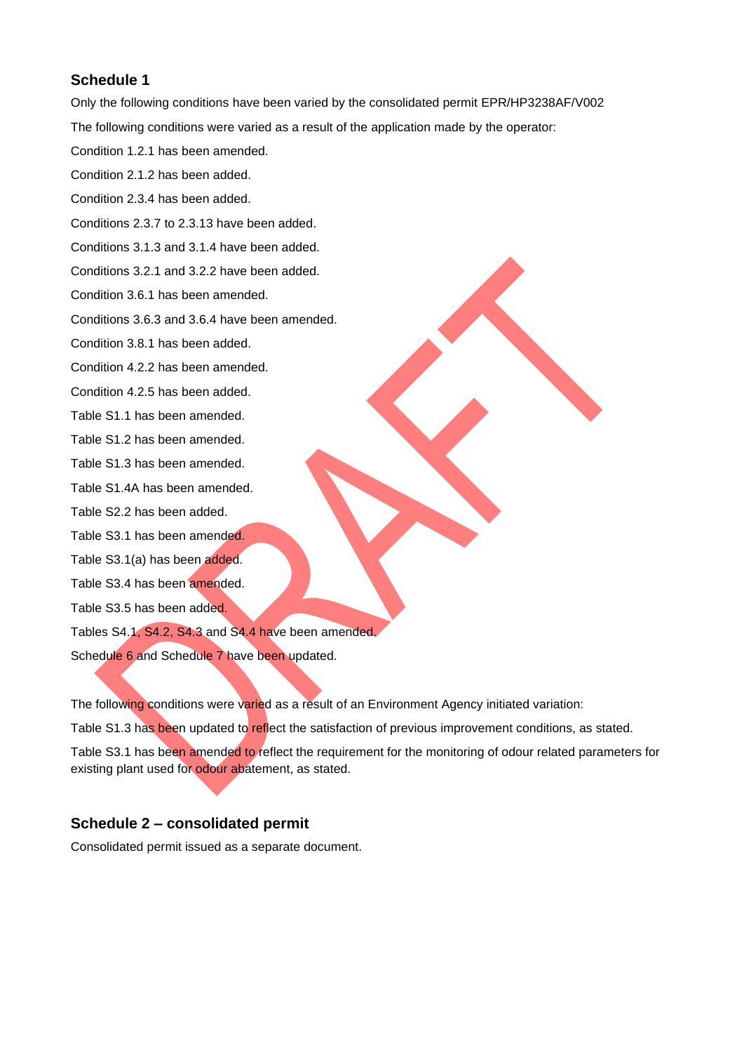## Schedule 1

Only the following conditions have been varied by the consolidated permit EPR/HP3238AF/V002

The following conditions were varied as a result of the application made by the operator:

Condition 1.2.1 has been amended.

Condition 2.1.2 has been added.

Condition 2.3.4 has been added.

Conditions 2.3.7 to 2.3.13 have been added.

Conditions 3.1.3 and 3.1.4 have been added.

Conditions 3.2.1 and 3.2.2 have been added.

Condition 3.6.1 has been amended.

Conditions 3.6.3 and 3.6.4 have been amended.

Condition 3.8.1 has been added.

Condition 4.2.2 has been amended.

Condition 4.2.5 has been added.

Table S1.1 has been amended.

Table S1.2 has been amended.

Table S1.3 has been amended.

Table S1.4A has been amended.

Table S2.2 has been added.

Table S3.1 has been amended.

Table S3.1(a) has been added.

Table S3.4 has been amended.

Table S3.5 has been added.

Tables S4.1, S4.2, S4.3 and S4.4 have been amended.

Schedule 6 and Schedule 7 have been updated.

The following conditions were varied as a result of an Environment Agency initiated variation:

Table S1.3 has been updated to reflect the satisfaction of previous improvement conditions, as stated.

Table S3.1 has been amended to reflect the requirement for the monitoring of odour related parameters for existing plant used for odour abatement, as stated.

## Schedule 2 – consolidated permit

Consolidated permit issued as a separate document.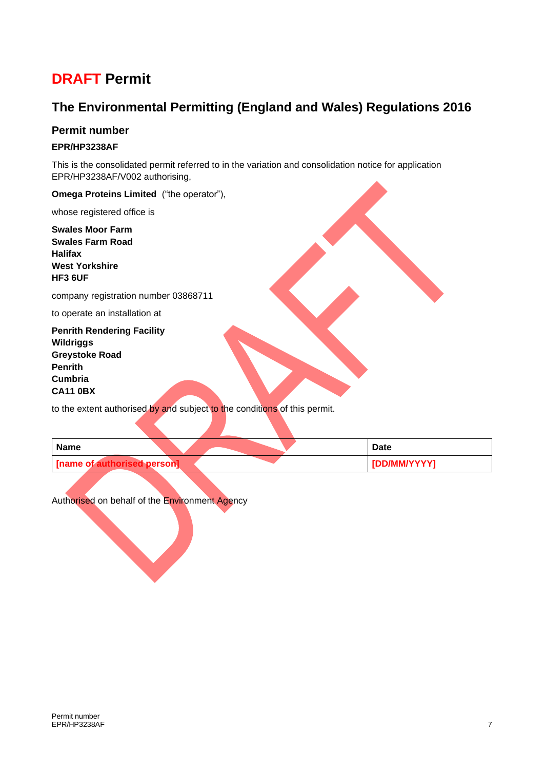# DRAFT Permit

## The Environmental Permitting (England and Wales) Regulations 2016

### Permit number

**EPR/HP3238AF**

This is the consolidated permit referred to in the variation and consolidation notice for application EPR/HP3238AF/V002 authorising,

**Omega Proteins Limited** ("the operator"),

whose registered office is

**Swales Moor Farm**
**Swales Farm Road**
**Halifax**
**West Yorkshire**
**HF3 6UF**

company registration number 03868711

to operate an installation at

**Penrith Rendering Facility**
**Wildriggs**
**Greystoke Road**
**Penrith**
**Cumbria**
**CA11 0BX**

to the extent authorised by and subject to the conditions of this permit.

| Name | Date |
| --- | --- |
| [name of authorised person] | [DD/MM/YYYY] |

Authorised on behalf of the Environment Agency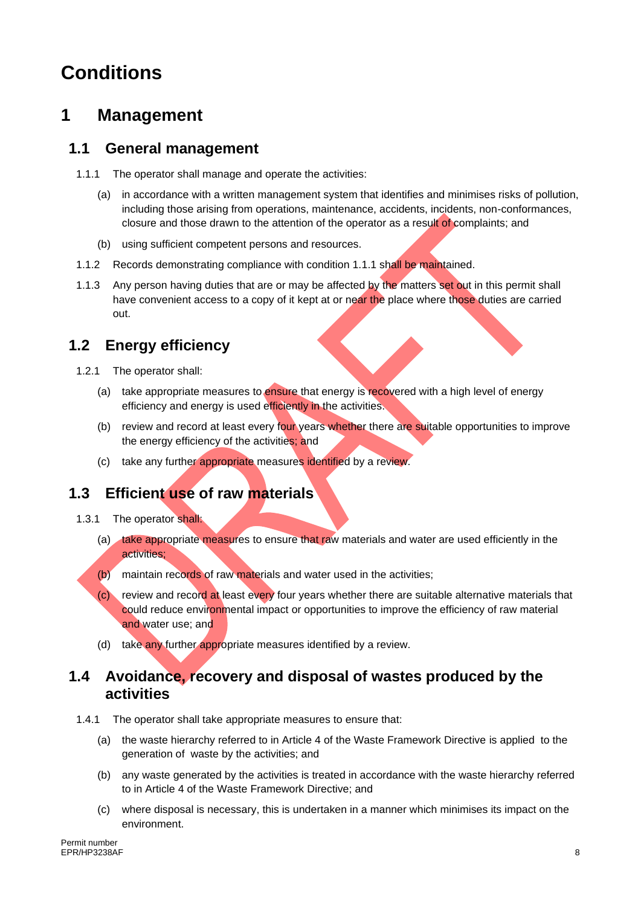# Conditions

## 1 Management

### 1.1 General management

1.1.1 The operator shall manage and operate the activities:

(a) in accordance with a written management system that identifies and minimises risks of pollution, including those arising from operations, maintenance, accidents, incidents, non-conformances, closure and those drawn to the attention of the operator as a result of complaints; and

(b) using sufficient competent persons and resources.

1.1.2 Records demonstrating compliance with condition 1.1.1 shall be maintained.

1.1.3 Any person having duties that are or may be affected by the matters set out in this permit shall have convenient access to a copy of it kept at or near the place where those duties are carried out.

### 1.2 Energy efficiency

1.2.1 The operator shall:

(a) take appropriate measures to ensure that energy is recovered with a high level of energy efficiency and energy is used efficiently in the activities.

(b) review and record at least every four years whether there are suitable opportunities to improve the energy efficiency of the activities; and

(c) take any further appropriate measures identified by a review.

### 1.3 Efficient use of raw materials

1.3.1 The operator shall:

(a) take appropriate measures to ensure that raw materials and water are used efficiently in the activities;

(b) maintain records of raw materials and water used in the activities;

(c) review and record at least every four years whether there are suitable alternative materials that could reduce environmental impact or opportunities to improve the efficiency of raw material and water use; and

(d) take any further appropriate measures identified by a review.

### 1.4 Avoidance, recovery and disposal of wastes produced by the activities

1.4.1 The operator shall take appropriate measures to ensure that:

(a) the waste hierarchy referred to in Article 4 of the Waste Framework Directive is applied to the generation of waste by the activities; and

(b) any waste generated by the activities is treated in accordance with the waste hierarchy referred to in Article 4 of the Waste Framework Directive; and

(c) where disposal is necessary, this is undertaken in a manner which minimises its impact on the environment.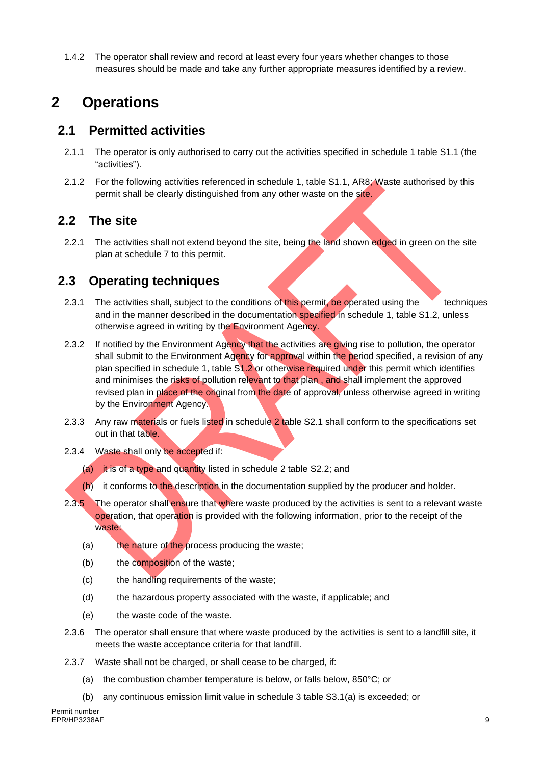1.4.2 The operator shall review and record at least every four years whether changes to those measures should be made and take any further appropriate measures identified by a review.

# 2 Operations

## 2.1 Permitted activities

2.1.1 The operator is only authorised to carry out the activities specified in schedule 1 table S1.1 (the "activities").

2.1.2 For the following activities referenced in schedule 1, table S1.1, AR8; Waste authorised by this permit shall be clearly distinguished from any other waste on the site.

## 2.2 The site

2.2.1 The activities shall not extend beyond the site, being the land shown edged in green on the site plan at schedule 7 to this permit.

## 2.3 Operating techniques

2.3.1 The activities shall, subject to the conditions of this permit, be operated using the techniques and in the manner described in the documentation specified in schedule 1, table S1.2, unless otherwise agreed in writing by the Environment Agency.

2.3.2 If notified by the Environment Agency that the activities are giving rise to pollution, the operator shall submit to the Environment Agency for approval within the period specified, a revision of any plan specified in schedule 1, table S1.2 or otherwise required under this permit which identifies and minimises the risks of pollution relevant to that plan , and shall implement the approved revised plan in place of the original from the date of approval, unless otherwise agreed in writing by the Environment Agency.

2.3.3 Any raw materials or fuels listed in schedule 2 table S2.1 shall conform to the specifications set out in that table.

2.3.4 Waste shall only be accepted if:

(a) it is of a type and quantity listed in schedule 2 table S2.2; and

(b) it conforms to the description in the documentation supplied by the producer and holder.

2.3.5 The operator shall ensure that where waste produced by the activities is sent to a relevant waste operation, that operation is provided with the following information, prior to the receipt of the waste:

(a) the nature of the process producing the waste;

(b) the composition of the waste;

(c) the handling requirements of the waste;

(d) the hazardous property associated with the waste, if applicable; and

(e) the waste code of the waste.

2.3.6 The operator shall ensure that where waste produced by the activities is sent to a landfill site, it meets the waste acceptance criteria for that landfill.

2.3.7 Waste shall not be charged, or shall cease to be charged, if:

(a) the combustion chamber temperature is below, or falls below, 850°C; or

(b) any continuous emission limit value in schedule 3 table S3.1(a) is exceeded; or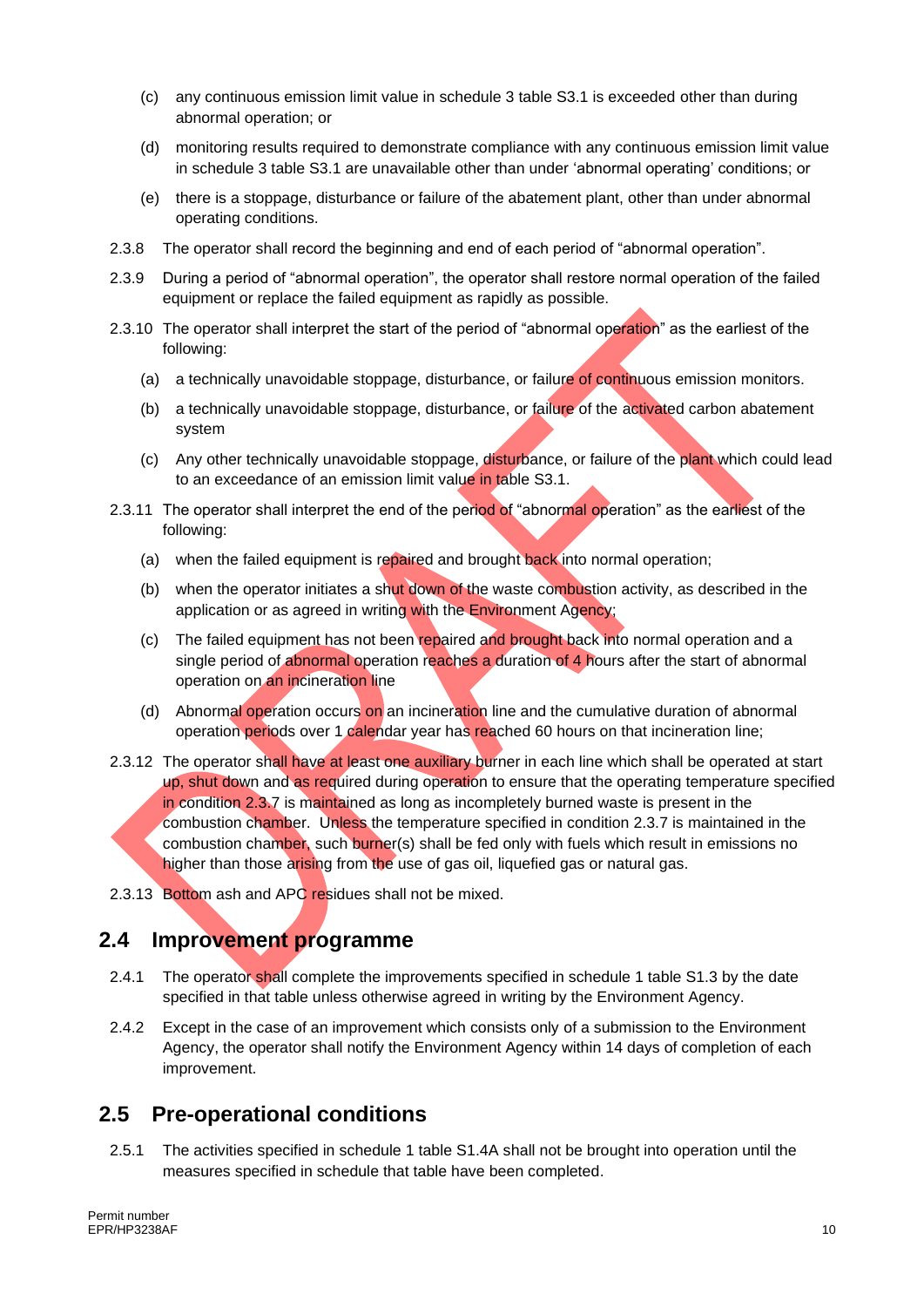(c) any continuous emission limit value in schedule 3 table S3.1 is exceeded other than during abnormal operation; or

(d) monitoring results required to demonstrate compliance with any continuous emission limit value in schedule 3 table S3.1 are unavailable other than under 'abnormal operating' conditions; or

(e) there is a stoppage, disturbance or failure of the abatement plant, other than under abnormal operating conditions.

2.3.8 The operator shall record the beginning and end of each period of "abnormal operation".

2.3.9 During a period of "abnormal operation", the operator shall restore normal operation of the failed equipment or replace the failed equipment as rapidly as possible.

2.3.10 The operator shall interpret the start of the period of "abnormal operation" as the earliest of the following:

(a) a technically unavoidable stoppage, disturbance, or failure of continuous emission monitors.

(b) a technically unavoidable stoppage, disturbance, or failure of the activated carbon abatement system

(c) Any other technically unavoidable stoppage, disturbance, or failure of the plant which could lead to an exceedance of an emission limit value in table S3.1.

2.3.11 The operator shall interpret the end of the period of "abnormal operation" as the earliest of the following:

(a) when the failed equipment is repaired and brought back into normal operation;

(b) when the operator initiates a shut down of the waste combustion activity, as described in the application or as agreed in writing with the Environment Agency;

(c) The failed equipment has not been repaired and brought back into normal operation and a single period of abnormal operation reaches a duration of 4 hours after the start of abnormal operation on an incineration line

(d) Abnormal operation occurs on an incineration line and the cumulative duration of abnormal operation periods over 1 calendar year has reached 60 hours on that incineration line;

2.3.12 The operator shall have at least one auxiliary burner in each line which shall be operated at start up, shut down and as required during operation to ensure that the operating temperature specified in condition 2.3.7 is maintained as long as incompletely burned waste is present in the combustion chamber. Unless the temperature specified in condition 2.3.7 is maintained in the combustion chamber, such burner(s) shall be fed only with fuels which result in emissions no higher than those arising from the use of gas oil, liquefied gas or natural gas.

2.3.13 Bottom ash and APC residues shall not be mixed.

## 2.4 Improvement programme

2.4.1 The operator shall complete the improvements specified in schedule 1 table S1.3 by the date specified in that table unless otherwise agreed in writing by the Environment Agency.

2.4.2 Except in the case of an improvement which consists only of a submission to the Environment Agency, the operator shall notify the Environment Agency within 14 days of completion of each improvement.

## 2.5 Pre-operational conditions

2.5.1 The activities specified in schedule 1 table S1.4A shall not be brought into operation until the measures specified in schedule that table have been completed.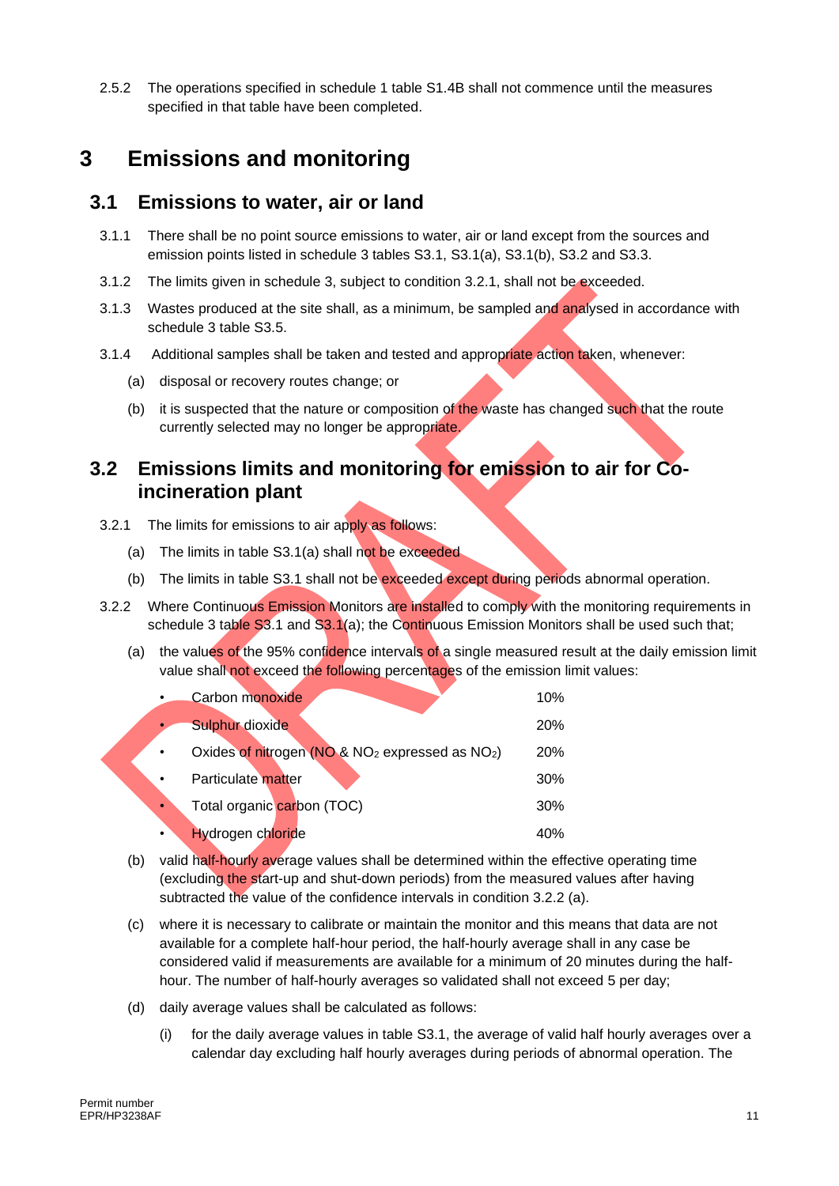2.5.2 The operations specified in schedule 1 table S1.4B shall not commence until the measures specified in that table have been completed.

# 3 Emissions and monitoring

## 3.1 Emissions to water, air or land

3.1.1 There shall be no point source emissions to water, air or land except from the sources and emission points listed in schedule 3 tables S3.1, S3.1(a), S3.1(b), S3.2 and S3.3.

3.1.2 The limits given in schedule 3, subject to condition 3.2.1, shall not be exceeded.

3.1.3 Wastes produced at the site shall, as a minimum, be sampled and analysed in accordance with schedule 3 table S3.5.

3.1.4 Additional samples shall be taken and tested and appropriate action taken, whenever:

(a) disposal or recovery routes change; or

(b) it is suspected that the nature or composition of the waste has changed such that the route currently selected may no longer be appropriate.

## 3.2 Emissions limits and monitoring for emission to air for Co-incineration plant

3.2.1 The limits for emissions to air apply as follows:

(a) The limits in table S3.1(a) shall not be exceeded

(b) The limits in table S3.1 shall not be exceeded except during periods abnormal operation.

3.2.2 Where Continuous Emission Monitors are installed to comply with the monitoring requirements in schedule 3 table S3.1 and S3.1(a); the Continuous Emission Monitors shall be used such that;

(a) the values of the 95% confidence intervals of a single measured result at the daily emission limit value shall not exceed the following percentages of the emission limit values:

| | |
|---|---|
| • Carbon monoxide | 10% |
| • Sulphur dioxide | 20% |
| • Oxides of nitrogen (NO & $NO_2$ expressed as $NO_2$) | 20% |
| • Particulate matter | 30% |
| • Total organic carbon (TOC) | 30% |
| • Hydrogen chloride | 40% |

(b) valid half-hourly average values shall be determined within the effective operating time (excluding the start-up and shut-down periods) from the measured values after having subtracted the value of the confidence intervals in condition 3.2.2 (a).

(c) where it is necessary to calibrate or maintain the monitor and this means that data are not available for a complete half-hour period, the half-hourly average shall in any case be considered valid if measurements are available for a minimum of 20 minutes during the half-hour. The number of half-hourly averages so validated shall not exceed 5 per day;

(d) daily average values shall be calculated as follows:

(i) for the daily average values in table S3.1, the average of valid half hourly averages over a calendar day excluding half hourly averages during periods of abnormal operation. The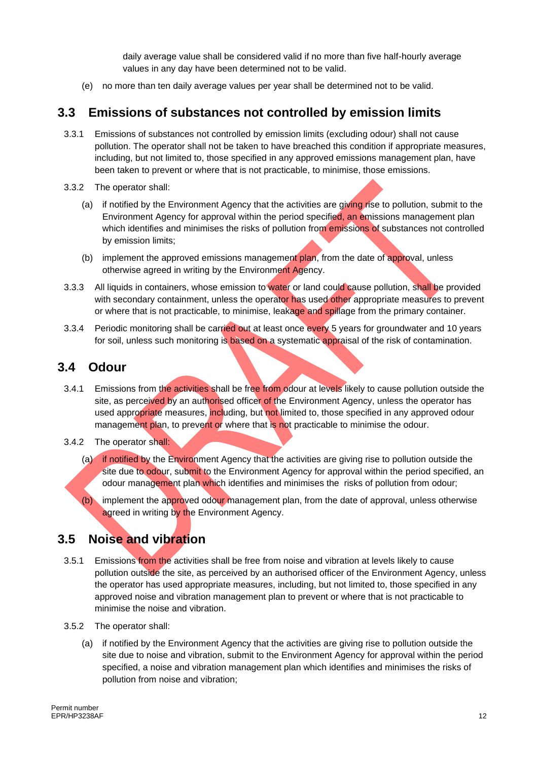daily average value shall be considered valid if no more than five half-hourly average values in any day have been determined not to be valid.

(e) no more than ten daily average values per year shall be determined not to be valid.

## 3.3 Emissions of substances not controlled by emission limits

3.3.1 Emissions of substances not controlled by emission limits (excluding odour) shall not cause pollution. The operator shall not be taken to have breached this condition if appropriate measures, including, but not limited to, those specified in any approved emissions management plan, have been taken to prevent or where that is not practicable, to minimise, those emissions.

3.3.2 The operator shall:

(a) if notified by the Environment Agency that the activities are giving rise to pollution, submit to the Environment Agency for approval within the period specified, an emissions management plan which identifies and minimises the risks of pollution from emissions of substances not controlled by emission limits;

(b) implement the approved emissions management plan, from the date of approval, unless otherwise agreed in writing by the Environment Agency.

3.3.3 All liquids in containers, whose emission to water or land could cause pollution, shall be provided with secondary containment, unless the operator has used other appropriate measures to prevent or where that is not practicable, to minimise, leakage and spillage from the primary container.

3.3.4 Periodic monitoring shall be carried out at least once every 5 years for groundwater and 10 years for soil, unless such monitoring is based on a systematic appraisal of the risk of contamination.

## 3.4 Odour

3.4.1 Emissions from the activities shall be free from odour at levels likely to cause pollution outside the site, as perceived by an authorised officer of the Environment Agency, unless the operator has used appropriate measures, including, but not limited to, those specified in any approved odour management plan, to prevent or where that is not practicable to minimise the odour.

3.4.2 The operator shall:

(a) if notified by the Environment Agency that the activities are giving rise to pollution outside the site due to odour, submit to the Environment Agency for approval within the period specified, an odour management plan which identifies and minimises the risks of pollution from odour;

(b) implement the approved odour management plan, from the date of approval, unless otherwise agreed in writing by the Environment Agency.

## 3.5 Noise and vibration

3.5.1 Emissions from the activities shall be free from noise and vibration at levels likely to cause pollution outside the site, as perceived by an authorised officer of the Environment Agency, unless the operator has used appropriate measures, including, but not limited to, those specified in any approved noise and vibration management plan to prevent or where that is not practicable to minimise the noise and vibration.

3.5.2 The operator shall:

(a) if notified by the Environment Agency that the activities are giving rise to pollution outside the site due to noise and vibration, submit to the Environment Agency for approval within the period specified, a noise and vibration management plan which identifies and minimises the risks of pollution from noise and vibration;

Permit number
EPR/HP3238AF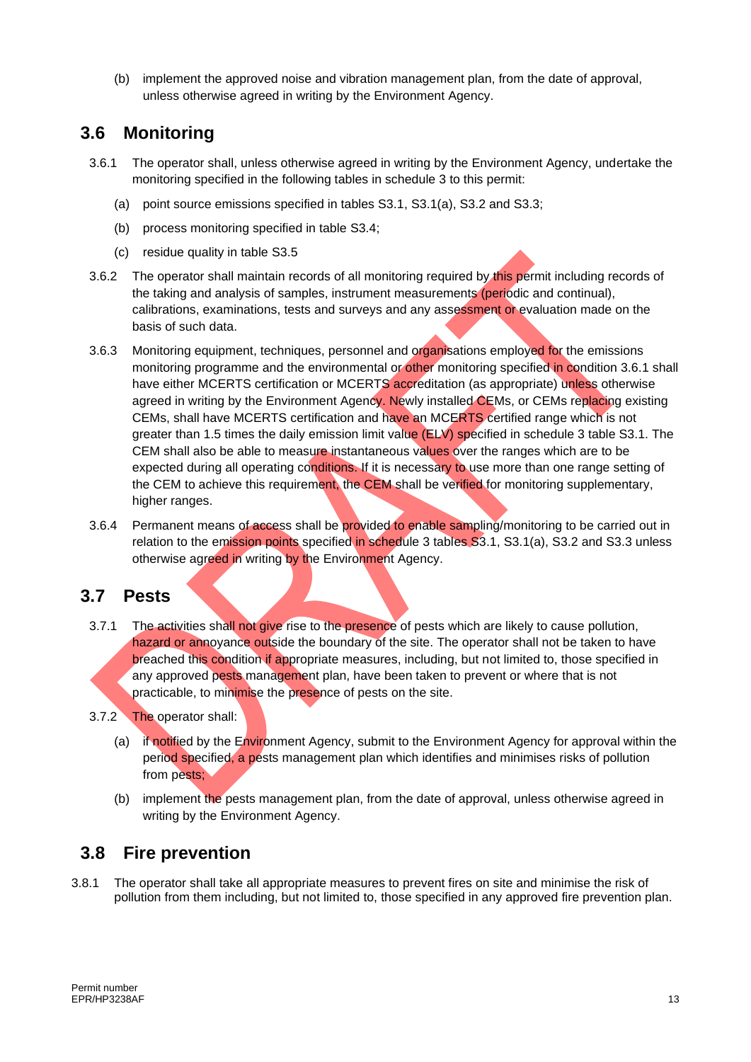(b) implement the approved noise and vibration management plan, from the date of approval, unless otherwise agreed in writing by the Environment Agency.

## 3.6 Monitoring

3.6.1 The operator shall, unless otherwise agreed in writing by the Environment Agency, undertake the monitoring specified in the following tables in schedule 3 to this permit:

(a) point source emissions specified in tables S3.1, S3.1(a), S3.2 and S3.3;

(b) process monitoring specified in table S3.4;

(c) residue quality in table S3.5

3.6.2 The operator shall maintain records of all monitoring required by this permit including records of the taking and analysis of samples, instrument measurements (periodic and continual), calibrations, examinations, tests and surveys and any assessment or evaluation made on the basis of such data.

3.6.3 Monitoring equipment, techniques, personnel and organisations employed for the emissions monitoring programme and the environmental or other monitoring specified in condition 3.6.1 shall have either MCERTS certification or MCERTS accreditation (as appropriate) unless otherwise agreed in writing by the Environment Agency. Newly installed CEMs, or CEMs replacing existing CEMs, shall have MCERTS certification and have an MCERTS certified range which is not greater than 1.5 times the daily emission limit value (ELV) specified in schedule 3 table S3.1. The CEM shall also be able to measure instantaneous values over the ranges which are to be expected during all operating conditions. If it is necessary to use more than one range setting of the CEM to achieve this requirement, the CEM shall be verified for monitoring supplementary, higher ranges.

3.6.4 Permanent means of access shall be provided to enable sampling/monitoring to be carried out in relation to the emission points specified in schedule 3 tables S3.1, S3.1(a), S3.2 and S3.3 unless otherwise agreed in writing by the Environment Agency.

## 3.7 Pests

3.7.1 The activities shall not give rise to the presence of pests which are likely to cause pollution, hazard or annoyance outside the boundary of the site. The operator shall not be taken to have breached this condition if appropriate measures, including, but not limited to, those specified in any approved pests management plan, have been taken to prevent or where that is not practicable, to minimise the presence of pests on the site.

3.7.2 The operator shall:

(a) if notified by the Environment Agency, submit to the Environment Agency for approval within the period specified, a pests management plan which identifies and minimises risks of pollution from pests;

(b) implement the pests management plan, from the date of approval, unless otherwise agreed in writing by the Environment Agency.

## 3.8 Fire prevention

3.8.1 The operator shall take all appropriate measures to prevent fires on site and minimise the risk of pollution from them including, but not limited to, those specified in any approved fire prevention plan.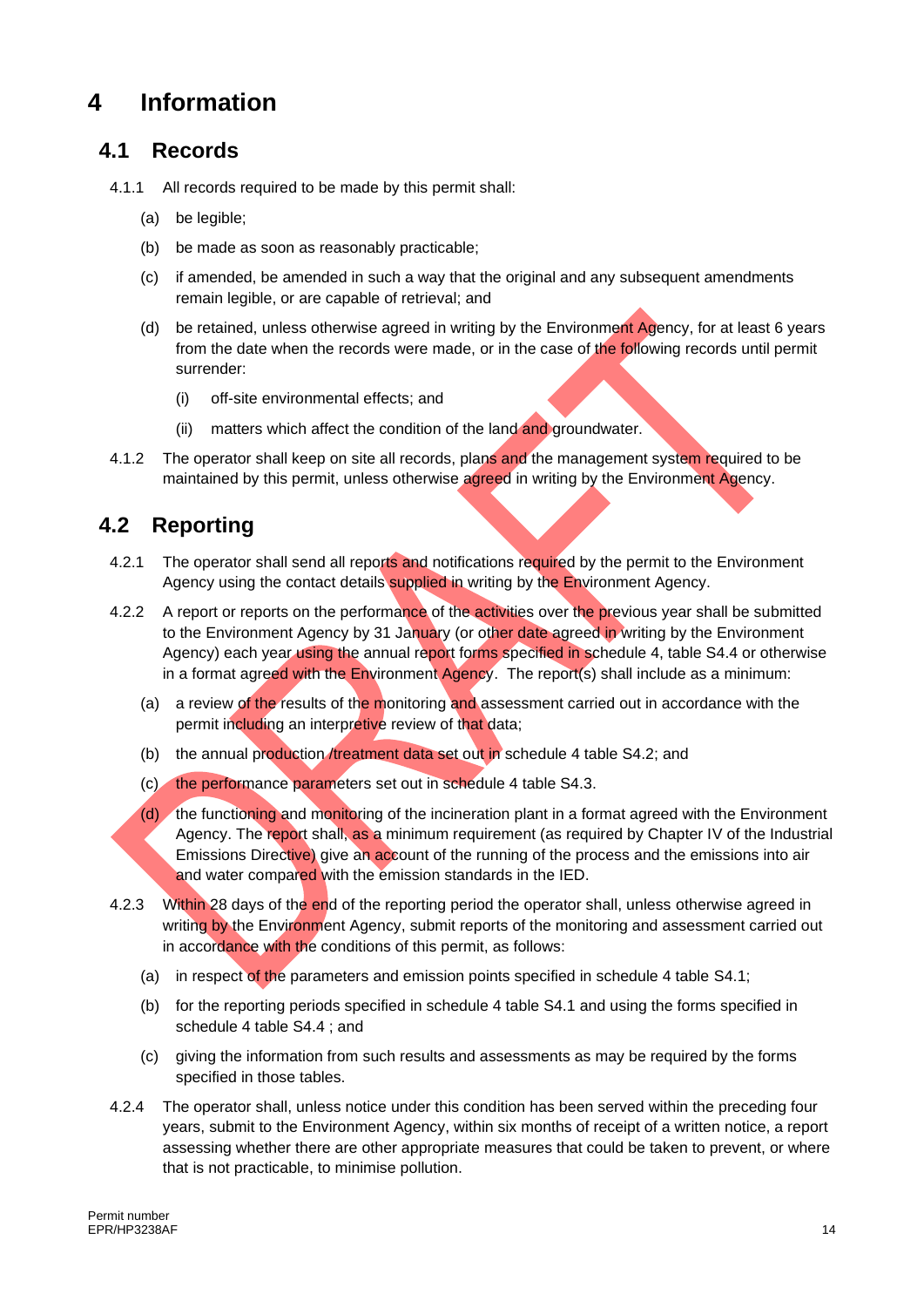# 4 Information

## 4.1 Records

4.1.1 All records required to be made by this permit shall:

(a) be legible;

(b) be made as soon as reasonably practicable;

(c) if amended, be amended in such a way that the original and any subsequent amendments remain legible, or are capable of retrieval; and

(d) be retained, unless otherwise agreed in writing by the Environment Agency, for at least 6 years from the date when the records were made, or in the case of the following records until permit surrender:

(i) off-site environmental effects; and

(ii) matters which affect the condition of the land and groundwater.

4.1.2 The operator shall keep on site all records, plans and the management system required to be maintained by this permit, unless otherwise agreed in writing by the Environment Agency.

## 4.2 Reporting

4.2.1 The operator shall send all reports and notifications required by the permit to the Environment Agency using the contact details supplied in writing by the Environment Agency.

4.2.2 A report or reports on the performance of the activities over the previous year shall be submitted to the Environment Agency by 31 January (or other date agreed in writing by the Environment Agency) each year using the annual report forms specified in schedule 4, table S4.4 or otherwise in a format agreed with the Environment Agency. The report(s) shall include as a minimum:

(a) a review of the results of the monitoring and assessment carried out in accordance with the permit including an interpretive review of that data;

(b) the annual production /treatment data set out in schedule 4 table S4.2; and

(c) the performance parameters set out in schedule 4 table S4.3.

(d) the functioning and monitoring of the incineration plant in a format agreed with the Environment Agency. The report shall, as a minimum requirement (as required by Chapter IV of the Industrial Emissions Directive) give an account of the running of the process and the emissions into air and water compared with the emission standards in the IED.

4.2.3 Within 28 days of the end of the reporting period the operator shall, unless otherwise agreed in writing by the Environment Agency, submit reports of the monitoring and assessment carried out in accordance with the conditions of this permit, as follows:

(a) in respect of the parameters and emission points specified in schedule 4 table S4.1;

(b) for the reporting periods specified in schedule 4 table S4.1 and using the forms specified in schedule 4 table S4.4 ; and

(c) giving the information from such results and assessments as may be required by the forms specified in those tables.

4.2.4 The operator shall, unless notice under this condition has been served within the preceding four years, submit to the Environment Agency, within six months of receipt of a written notice, a report assessing whether there are other appropriate measures that could be taken to prevent, or where that is not practicable, to minimise pollution.

Permit number
EPR/HP3238AF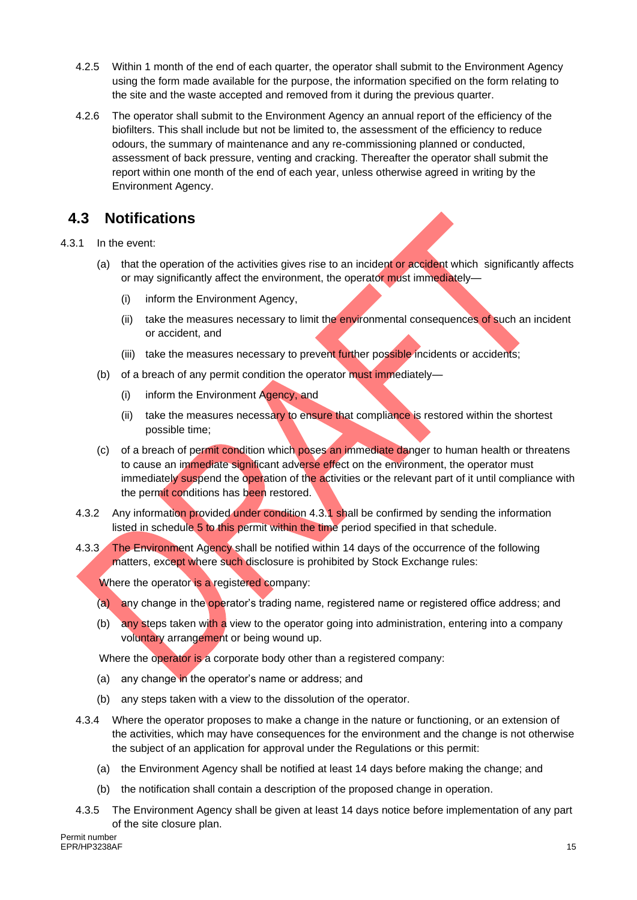4.2.5 Within 1 month of the end of each quarter, the operator shall submit to the Environment Agency using the form made available for the purpose, the information specified on the form relating to the site and the waste accepted and removed from it during the previous quarter.

4.2.6 The operator shall submit to the Environment Agency an annual report of the efficiency of the biofilters. This shall include but not be limited to, the assessment of the efficiency to reduce odours, the summary of maintenance and any re-commissioning planned or conducted, assessment of back pressure, venting and cracking. Thereafter the operator shall submit the report within one month of the end of each year, unless otherwise agreed in writing by the Environment Agency.

## 4.3 Notifications

4.3.1 In the event:

(a) that the operation of the activities gives rise to an incident or accident which significantly affects or may significantly affect the environment, the operator must immediately—

(i) inform the Environment Agency,

(ii) take the measures necessary to limit the environmental consequences of such an incident or accident, and

(iii) take the measures necessary to prevent further possible incidents or accidents;

(b) of a breach of any permit condition the operator must immediately—

(i) inform the Environment Agency, and

(ii) take the measures necessary to ensure that compliance is restored within the shortest possible time;

(c) of a breach of permit condition which poses an immediate danger to human health or threatens to cause an immediate significant adverse effect on the environment, the operator must immediately suspend the operation of the activities or the relevant part of it until compliance with the permit conditions has been restored.

4.3.2 Any information provided under condition 4.3.1 shall be confirmed by sending the information listed in schedule 5 to this permit within the time period specified in that schedule.

4.3.3 The Environment Agency shall be notified within 14 days of the occurrence of the following matters, except where such disclosure is prohibited by Stock Exchange rules:

Where the operator is a registered company:

(a) any change in the operator's trading name, registered name or registered office address; and

(b) any steps taken with a view to the operator going into administration, entering into a company voluntary arrangement or being wound up.

Where the operator is a corporate body other than a registered company:

(a) any change in the operator's name or address; and

(b) any steps taken with a view to the dissolution of the operator.

4.3.4 Where the operator proposes to make a change in the nature or functioning, or an extension of the activities, which may have consequences for the environment and the change is not otherwise the subject of an application for approval under the Regulations or this permit:

(a) the Environment Agency shall be notified at least 14 days before making the change; and

(b) the notification shall contain a description of the proposed change in operation.

4.3.5 The Environment Agency shall be given at least 14 days notice before implementation of any part of the site closure plan.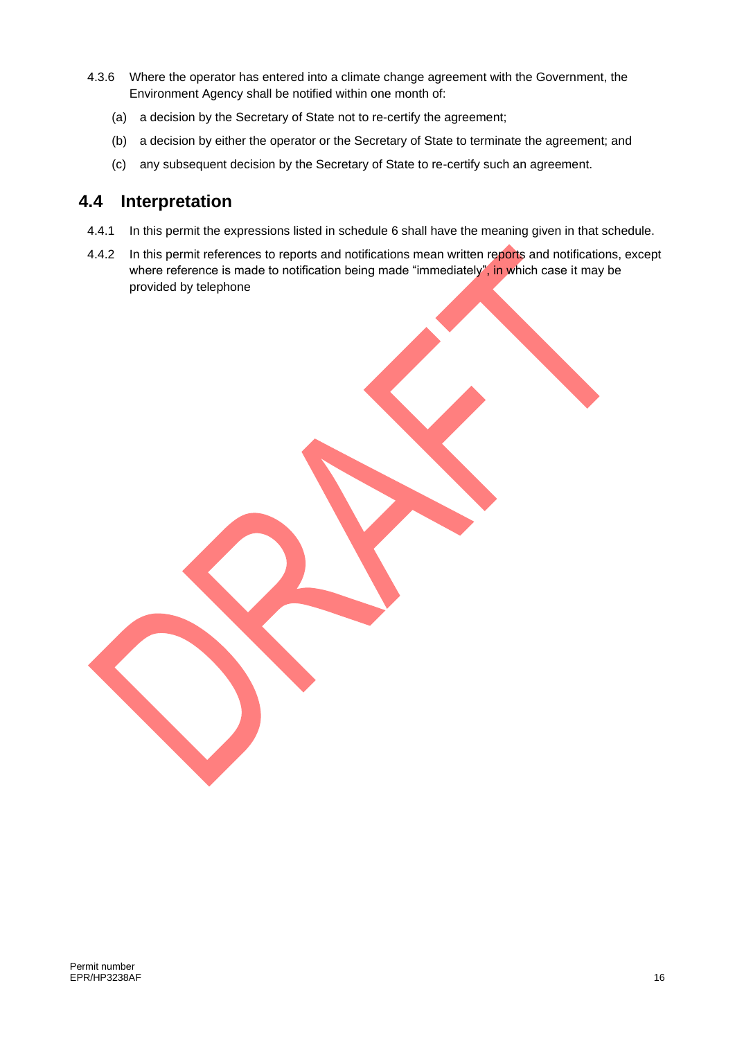4.3.6 Where the operator has entered into a climate change agreement with the Government, the Environment Agency shall be notified within one month of:

(a) a decision by the Secretary of State not to re-certify the agreement;

(b) a decision by either the operator or the Secretary of State to terminate the agreement; and

(c) any subsequent decision by the Secretary of State to re-certify such an agreement.

## 4.4 Interpretation

4.4.1 In this permit the expressions listed in schedule 6 shall have the meaning given in that schedule.

4.4.2 In this permit references to reports and notifications mean written reports and notifications, except where reference is made to notification being made "immediately", in which case it may be provided by telephone

DRAFT

Permit number
EPR/HP3238AF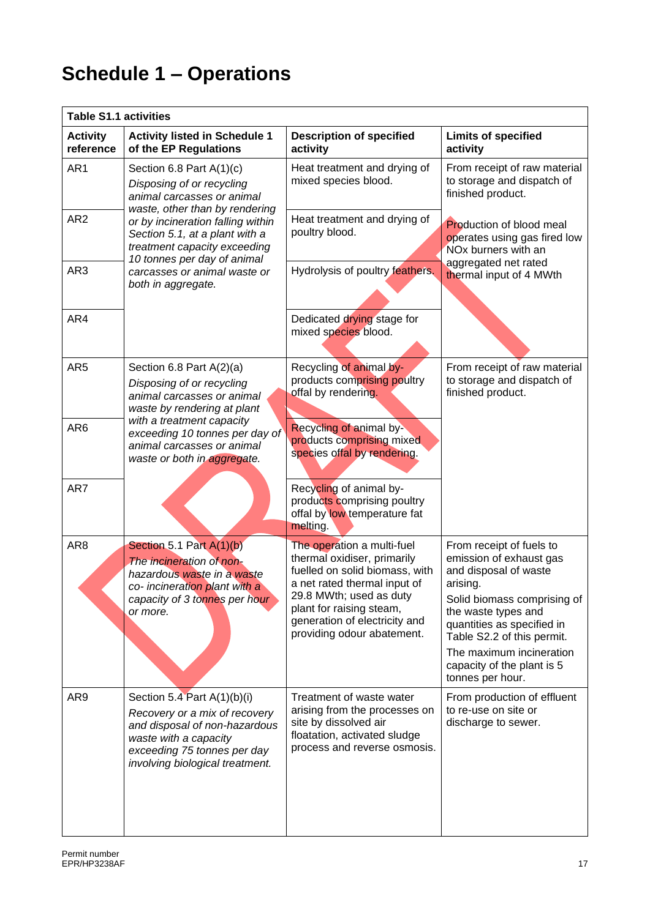# Schedule 1 – Operations

| Table S1.1 activities | | | |
|---|---|---|---|
| **Activity reference** | **Activity listed in Schedule 1 of the EP Regulations** | **Description of specified activity** | **Limits of specified activity** |
| AR1 | Section 6.8 Part A(1)(c) *Disposing of or recycling animal carcasses or animal waste, other than by rendering or by incineration falling within Section 5.1, at a plant with a treatment capacity exceeding 10 tonnes per day of animal carcasses or animal waste or both in aggregate.* | Heat treatment and drying of mixed species blood. | From receipt of raw material to storage and dispatch of finished product. |
| AR2 | | Heat treatment and drying of poultry blood. | Production of blood meal operates using gas fired low NOx burners with an aggregated net rated thermal input of 4 MWth |
| AR3 | | Hydrolysis of poultry feathers. | |
| AR4 | | Dedicated drying stage for mixed species blood. | |
| AR5 | Section 6.8 Part A(2)(a) *Disposing of or recycling animal carcasses or animal waste by rendering at plant with a treatment capacity exceeding 10 tonnes per day of animal carcasses or animal waste or both in aggregate.* | Recycling of animal by-products comprising poultry offal by rendering. | From receipt of raw material to storage and dispatch of finished product. |
| AR6 | | Recycling of animal by-products comprising mixed species offal by rendering. | |
| AR7 | | Recycling of animal by-products comprising poultry offal by low temperature fat melting. | |
| AR8 | Section 5.1 Part A(1)(b) *The incineration of non-hazardous waste in a waste co- incineration plant with a capacity of 3 tonnes per hour or more.* | The operation a multi-fuel thermal oxidiser, primarily fuelled on solid biomass, with a net rated thermal input of 29.8 MWth; used as duty plant for raising steam, generation of electricity and providing odour abatement. | From receipt of fuels to emission of exhaust gas and disposal of waste arising.<br>Solid biomass comprising of the waste types and quantities as specified in Table S2.2 of this permit.<br>The maximum incineration capacity of the plant is 5 tonnes per hour. |
| AR9 | Section 5.4 Part A(1)(b)(i) *Recovery or a mix of recovery and disposal of non-hazardous waste with a capacity exceeding 75 tonnes per day involving biological treatment.* | Treatment of waste water arising from the processes on site by dissolved air floatation, activated sludge process and reverse osmosis. | From production of effluent to re-use on site or discharge to sewer. |

Permit number
EPR/HP3238AF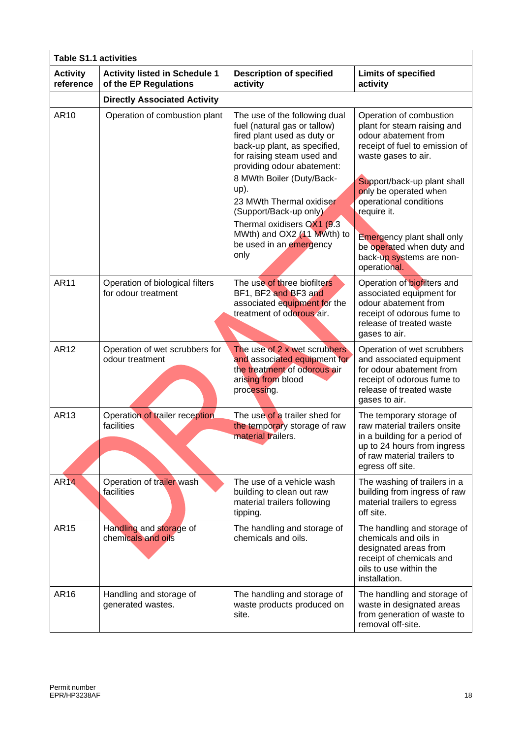| Table S1.1 activities | | | |
|---|---|---|---|
| **Activity reference** | **Activity listed in Schedule 1 of the EP Regulations** | **Description of specified activity** | **Limits of specified activity** |
| | **Directly Associated Activity** | | |
| AR10 | Operation of combustion plant | The use of the following dual fuel (natural gas or tallow) fired plant used as duty or back-up plant, as specified, for raising steam used and providing odour abatement:<br>8 MWth Boiler (Duty/Back-up).<br>23 MWth Thermal oxidiser (Support/Back-up only)<br>Thermal oxidisers OX1 (9.3 MWth) and OX2 (11 MWth) to be used in an emergency only | Operation of combustion plant for steam raising and odour abatement from receipt of fuel to emission of waste gases to air.<br><br>Support/back-up plant shall only be operated when operational conditions require it.<br><br>Emergency plant shall only be operated when duty and back-up systems are non-operational. |
| AR11 | Operation of biological filters for odour treatment | The use of three biofilters BF1, BF2 and BF3 and associated equipment for the treatment of odorous air. | Operation of biofilters and associated equipment for odour abatement from receipt of odorous fume to release of treated waste gases to air. |
| AR12 | Operation of wet scrubbers for odour treatment | The use of 2 x wet scrubbers and associated equipment for the treatment of odorous air arising from blood processing. | Operation of wet scrubbers and associated equipment for odour abatement from receipt of odorous fume to release of treated waste gases to air. |
| AR13 | Operation of trailer reception facilities | The use of a trailer shed for the temporary storage of raw material trailers. | The temporary storage of raw material trailers onsite in a building for a period of up to 24 hours from ingress of raw material trailers to egress off site. |
| AR14 | Operation of trailer wash facilities | The use of a vehicle wash building to clean out raw material trailers following tipping. | The washing of trailers in a building from ingress of raw material trailers to egress off site. |
| AR15 | Handling and storage of chemicals and oils | The handling and storage of chemicals and oils. | The handling and storage of chemicals and oils in designated areas from receipt of chemicals and oils to use within the installation. |
| AR16 | Handling and storage of generated wastes. | The handling and storage of waste products produced on site. | The handling and storage of waste in designated areas from generation of waste to removal off-site. |

Permit number
EPR/HP3238AF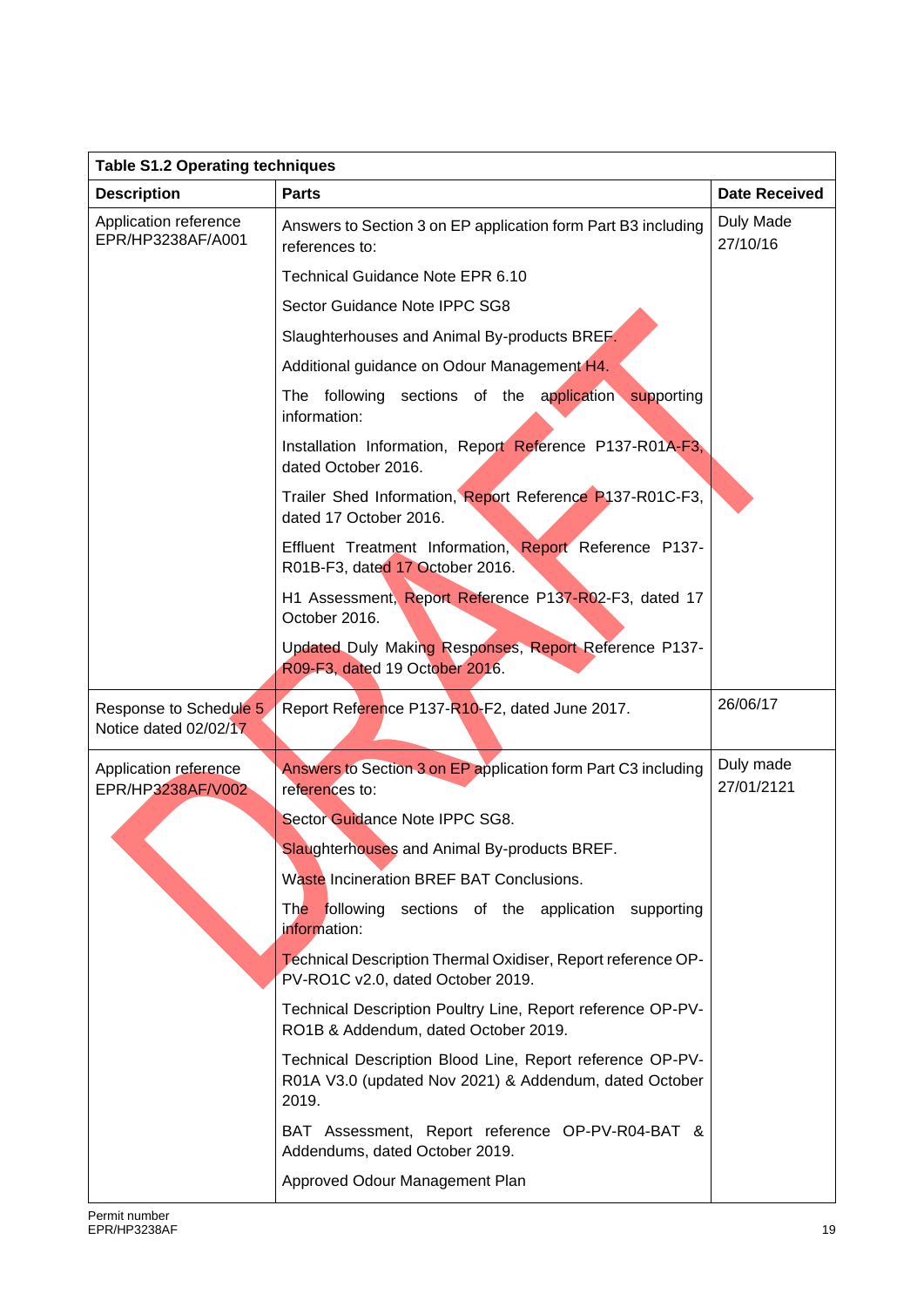| Table S1.2 Operating techniques | | |
|---|---|---|
| **Description** | **Parts** | **Date Received** |
| Application reference EPR/HP3238AF/A001 | Answers to Section 3 on EP application form Part B3 including references to: | Duly Made 27/10/16 |
| | Technical Guidance Note EPR 6.10 | |
| | Sector Guidance Note IPPC SG8 | |
| | Slaughterhouses and Animal By-products BREF. | |
| | Additional guidance on Odour Management H4. | |
| | The following sections of the application supporting information: | |
| | Installation Information, Report Reference P137-R01A-F3, dated October 2016. | |
| | Trailer Shed Information, Report Reference P137-R01C-F3, dated 17 October 2016. | |
| | Effluent Treatment Information, Report Reference P137-R01B-F3, dated 17 October 2016. | |
| | H1 Assessment, Report Reference P137-R02-F3, dated 17 October 2016. | |
| | Updated Duly Making Responses, Report Reference P137-R09-F3, dated 19 October 2016. | |
| Response to Schedule 5 Notice dated 02/02/17 | Report Reference P137-R10-F2, dated June 2017. | 26/06/17 |
| Application reference EPR/HP3238AF/V002 | Answers to Section 3 on EP application form Part C3 including references to: | Duly made 27/01/2121 |
| | Sector Guidance Note IPPC SG8. | |
| | Slaughterhouses and Animal By-products BREF. | |
| | Waste Incineration BREF BAT Conclusions. | |
| | The following sections of the application supporting information: | |
| | Technical Description Thermal Oxidiser, Report reference OP-PV-RO1C v2.0, dated October 2019. | |
| | Technical Description Poultry Line, Report reference OP-PV-RO1B & Addendum, dated October 2019. | |
| | Technical Description Blood Line, Report reference OP-PV-R01A V3.0 (updated Nov 2021) & Addendum, dated October 2019. | |
| | BAT Assessment, Report reference OP-PV-R04-BAT & Addendums, dated October 2019. | |
| | Approved Odour Management Plan | |

Permit number
EPR/HP3238AF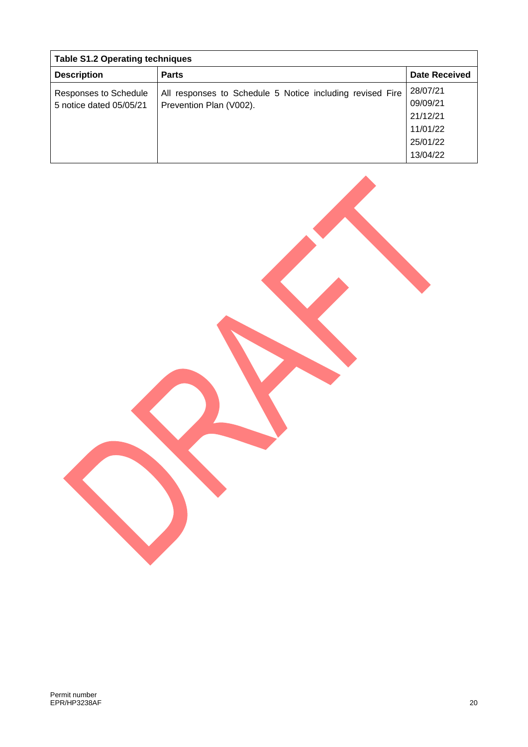| Table S1.2 Operating techniques | | |
|---|---|---|
| **Description** | **Parts** | **Date Received** |
| Responses to Schedule 5 notice dated 05/05/21 | All responses to Schedule 5 Notice including revised Fire Prevention Plan (V002). | 28/07/21<br>09/09/21<br>21/12/21<br>11/01/22<br>25/01/22<br>13/04/22 |

DRAFT

Permit number
EPR/HP3238AF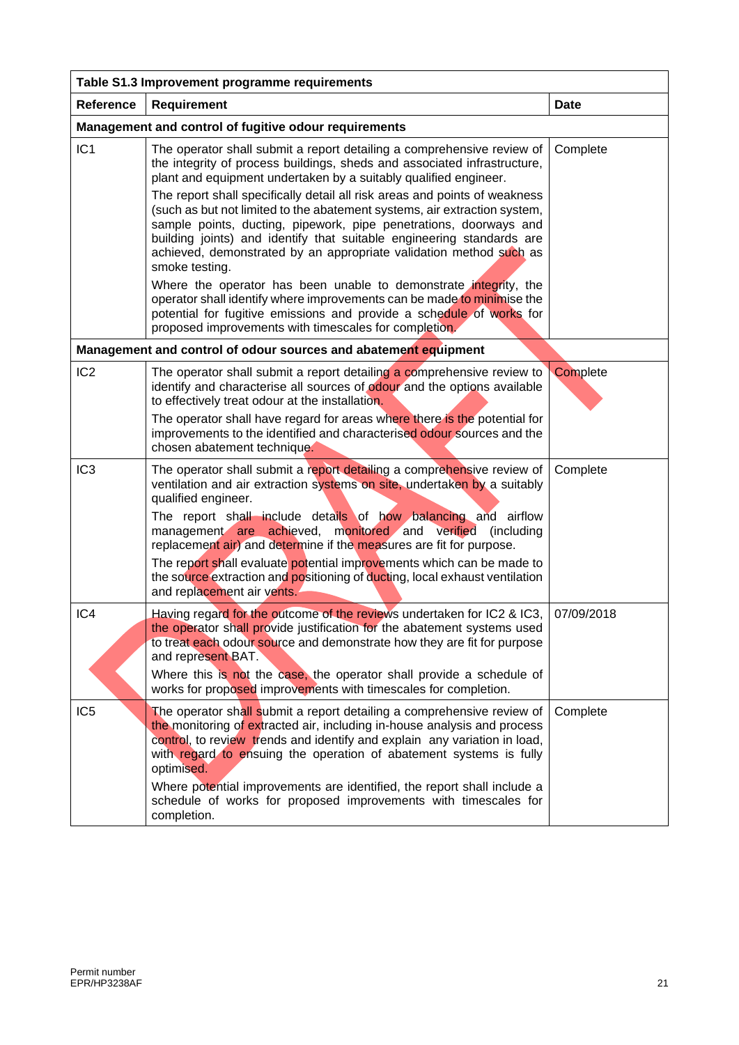| Table S1.3 Improvement programme requirements | | |
|---|---|---|
| **Reference** | **Requirement** | **Date** |
| **Management and control of fugitive odour requirements** | | |
| IC1 | The operator shall submit a report detailing a comprehensive review of the integrity of process buildings, sheds and associated infrastructure, plant and equipment undertaken by a suitably qualified engineer.<br>The report shall specifically detail all risk areas and points of weakness (such as but not limited to the abatement systems, air extraction system, sample points, ducting, pipework, pipe penetrations, doorways and building joints) and identify that suitable engineering standards are achieved, demonstrated by an appropriate validation method such as smoke testing.<br>Where the operator has been unable to demonstrate integrity, the operator shall identify where improvements can be made to minimise the potential for fugitive emissions and provide a schedule of works for proposed improvements with timescales for completion. | Complete |
| **Management and control of odour sources and abatement equipment** | | |
| IC2 | The operator shall submit a report detailing a comprehensive review to identify and characterise all sources of odour and the options available to effectively treat odour at the installation.<br>The operator shall have regard for areas where there is the potential for improvements to the identified and characterised odour sources and the chosen abatement technique. | Complete |
| IC3 | The operator shall submit a report detailing a comprehensive review of ventilation and air extraction systems on site, undertaken by a suitably qualified engineer.<br>The report shall include details of how balancing and airflow management are achieved, monitored and verified (including replacement air) and determine if the measures are fit for purpose.<br>The report shall evaluate potential improvements which can be made to the source extraction and positioning of ducting, local exhaust ventilation and replacement air vents. | Complete |
| IC4 | Having regard for the outcome of the reviews undertaken for IC2 & IC3, the operator shall provide justification for the abatement systems used to treat each odour source and demonstrate how they are fit for purpose and represent BAT.<br>Where this is not the case, the operator shall provide a schedule of works for proposed improvements with timescales for completion. | 07/09/2018 |
| IC5 | The operator shall submit a report detailing a comprehensive review of the monitoring of extracted air, including in-house analysis and process control, to review trends and identify and explain any variation in load, with regard to ensuing the operation of abatement systems is fully optimised.<br>Where potential improvements are identified, the report shall include a schedule of works for proposed improvements with timescales for completion. | Complete |

Permit number
EPR/HP3238AF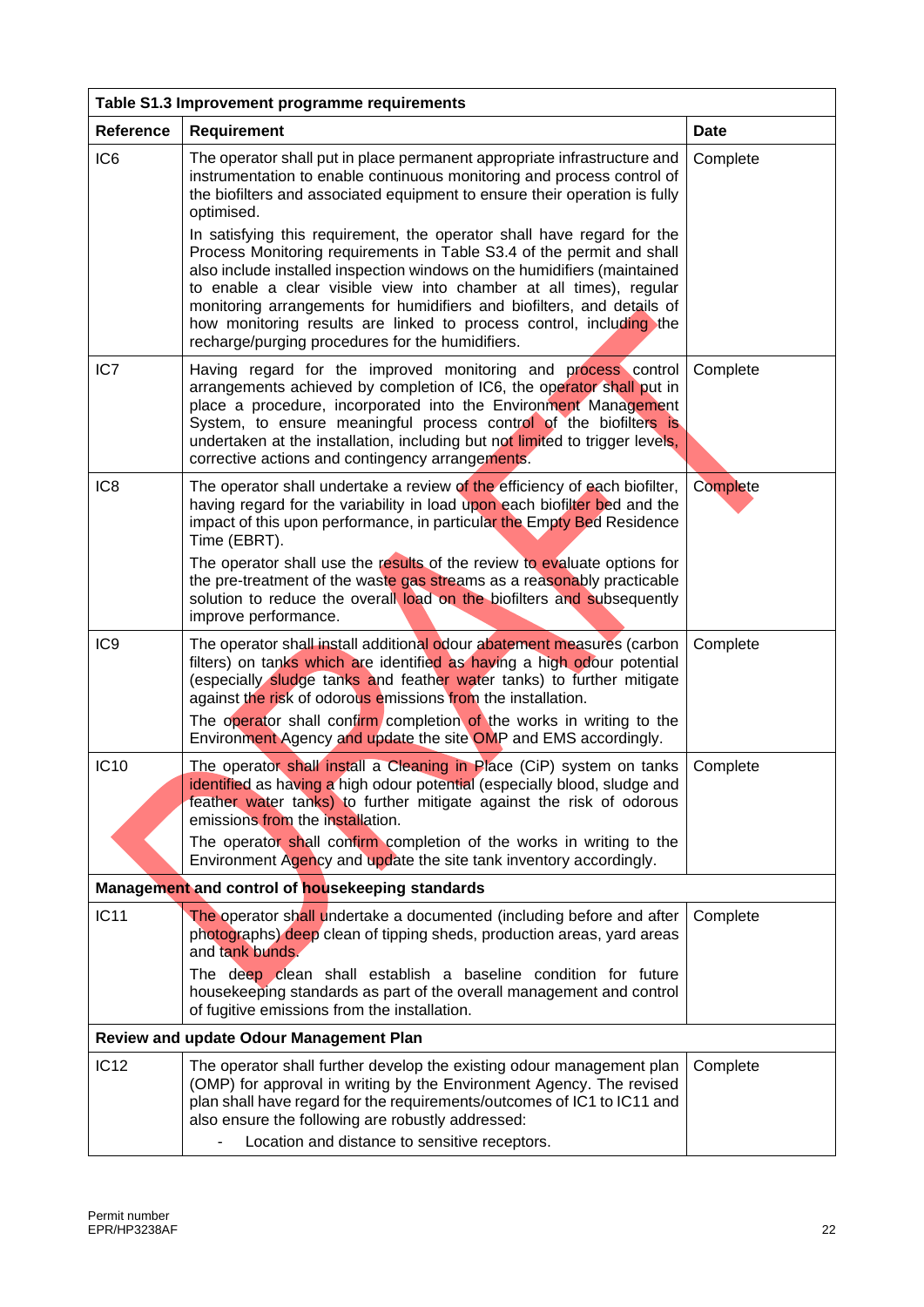| Table S1.3 Improvement programme requirements | | |
|---|---|---|
| **Reference** | **Requirement** | **Date** |
| IC6 | The operator shall put in place permanent appropriate infrastructure and instrumentation to enable continuous monitoring and process control of the biofilters and associated equipment to ensure their operation is fully optimised.<br><br>In satisfying this requirement, the operator shall have regard for the Process Monitoring requirements in Table S3.4 of the permit and shall also include installed inspection windows on the humidifiers (maintained to enable a clear visible view into chamber at all times), regular monitoring arrangements for humidifiers and biofilters, and details of how monitoring results are linked to process control, including the recharge/purging procedures for the humidifiers. | Complete |
| IC7 | Having regard for the improved monitoring and process control arrangements achieved by completion of IC6, the operator shall put in place a procedure, incorporated into the Environment Management System, to ensure meaningful process control of the biofilters is undertaken at the installation, including but not limited to trigger levels, corrective actions and contingency arrangements. | Complete |
| IC8 | The operator shall undertake a review of the efficiency of each biofilter, having regard for the variability in load upon each biofilter bed and the impact of this upon performance, in particular the Empty Bed Residence Time (EBRT).<br><br>The operator shall use the results of the review to evaluate options for the pre-treatment of the waste gas streams as a reasonably practicable solution to reduce the overall load on the biofilters and subsequently improve performance. | Complete |
| IC9 | The operator shall install additional odour abatement measures (carbon filters) on tanks which are identified as having a high odour potential (especially sludge tanks and feather water tanks) to further mitigate against the risk of odorous emissions from the installation.<br><br>The operator shall confirm completion of the works in writing to the Environment Agency and update the site OMP and EMS accordingly. | Complete |
| IC10 | The operator shall install a Cleaning in Place (CiP) system on tanks identified as having a high odour potential (especially blood, sludge and feather water tanks) to further mitigate against the risk of odorous emissions from the installation.<br><br>The operator shall confirm completion of the works in writing to the Environment Agency and update the site tank inventory accordingly. | Complete |
| **Management and control of housekeeping standards** | | |
| IC11 | The operator shall undertake a documented (including before and after photographs) deep clean of tipping sheds, production areas, yard areas and tank bunds.<br><br>The deep clean shall establish a baseline condition for future housekeeping standards as part of the overall management and control of fugitive emissions from the installation. | Complete |
| **Review and update Odour Management Plan** | | |
| IC12 | The operator shall further develop the existing odour management plan (OMP) for approval in writing by the Environment Agency. The revised plan shall have regard for the requirements/outcomes of IC1 to IC11 and also ensure the following are robustly addressed:<br>- Location and distance to sensitive receptors. | Complete |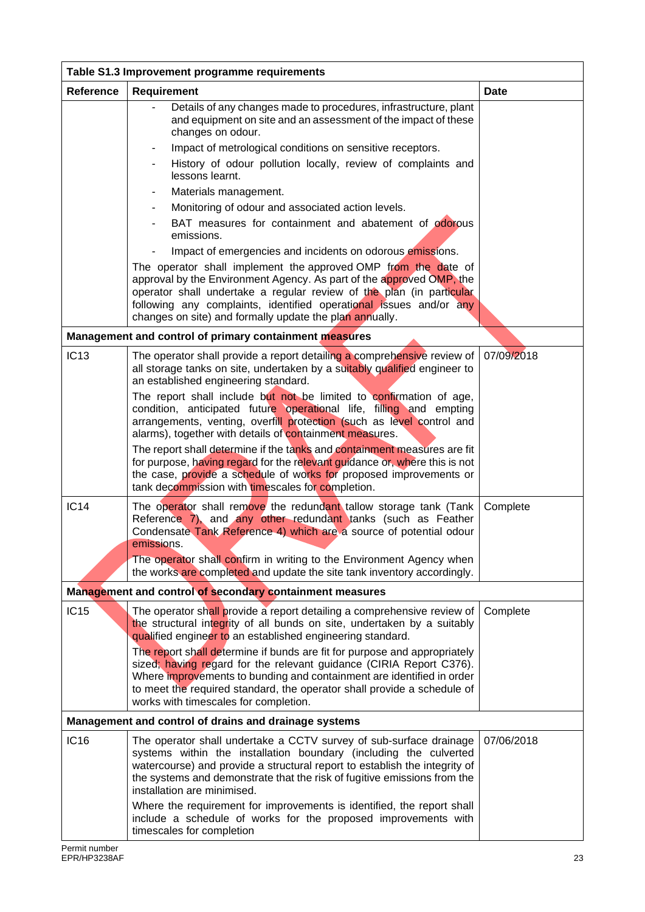| Table S1.3 Improvement programme requirements | | |
|---|---|---|
| **Reference** | **Requirement** | **Date** |
| | - Details of any changes made to procedures, infrastructure, plant and equipment on site and an assessment of the impact of these changes on odour.<br>- Impact of metrological conditions on sensitive receptors.<br>- History of odour pollution locally, review of complaints and lessons learnt.<br>- Materials management.<br>- Monitoring of odour and associated action levels.<br>- BAT measures for containment and abatement of odorous emissions.<br>- Impact of emergencies and incidents on odorous emissions.<br>The operator shall implement the approved OMP from the date of approval by the Environment Agency. As part of the approved OMP, the operator shall undertake a regular review of the plan (in particular following any complaints, identified operational issues and/or any changes on site) and formally update the plan annually. | |
| **Management and control of primary containment measures** | | |
| IC13 | The operator shall provide a report detailing a comprehensive review of all storage tanks on site, undertaken by a suitably qualified engineer to an established engineering standard.<br>The report shall include but not be limited to confirmation of age, condition, anticipated future operational life, filling and empting arrangements, venting, overfill protection (such as level control and alarms), together with details of containment measures.<br>The report shall determine if the tanks and containment measures are fit for purpose, having regard for the relevant guidance or, where this is not the case, provide a schedule of works for proposed improvements or tank decommission with timescales for completion. | 07/09/2018 |
| IC14 | The operator shall remove the redundant tallow storage tank (Tank Reference 7), and any other redundant tanks (such as Feather Condensate Tank Reference 4) which are a source of potential odour emissions.<br>The operator shall confirm in writing to the Environment Agency when the works are completed and update the site tank inventory accordingly. | Complete |
| **Management and control of secondary containment measures** | | |
| IC15 | The operator shall provide a report detailing a comprehensive review of the structural integrity of all bunds on site, undertaken by a suitably qualified engineer to an established engineering standard.<br>The report shall determine if bunds are fit for purpose and appropriately sized, having regard for the relevant guidance (CIRIA Report C376). Where improvements to bunding and containment are identified in order to meet the required standard, the operator shall provide a schedule of works with timescales for completion. | Complete |
| **Management and control of drains and drainage systems** | | |
| IC16 | The operator shall undertake a CCTV survey of sub-surface drainage systems within the installation boundary (including the culverted watercourse) and provide a structural report to establish the integrity of the systems and demonstrate that the risk of fugitive emissions from the installation are minimised.<br>Where the requirement for improvements is identified, the report shall include a schedule of works for the proposed improvements with timescales for completion | 07/06/2018 |

Permit number
EPR/HP3238AF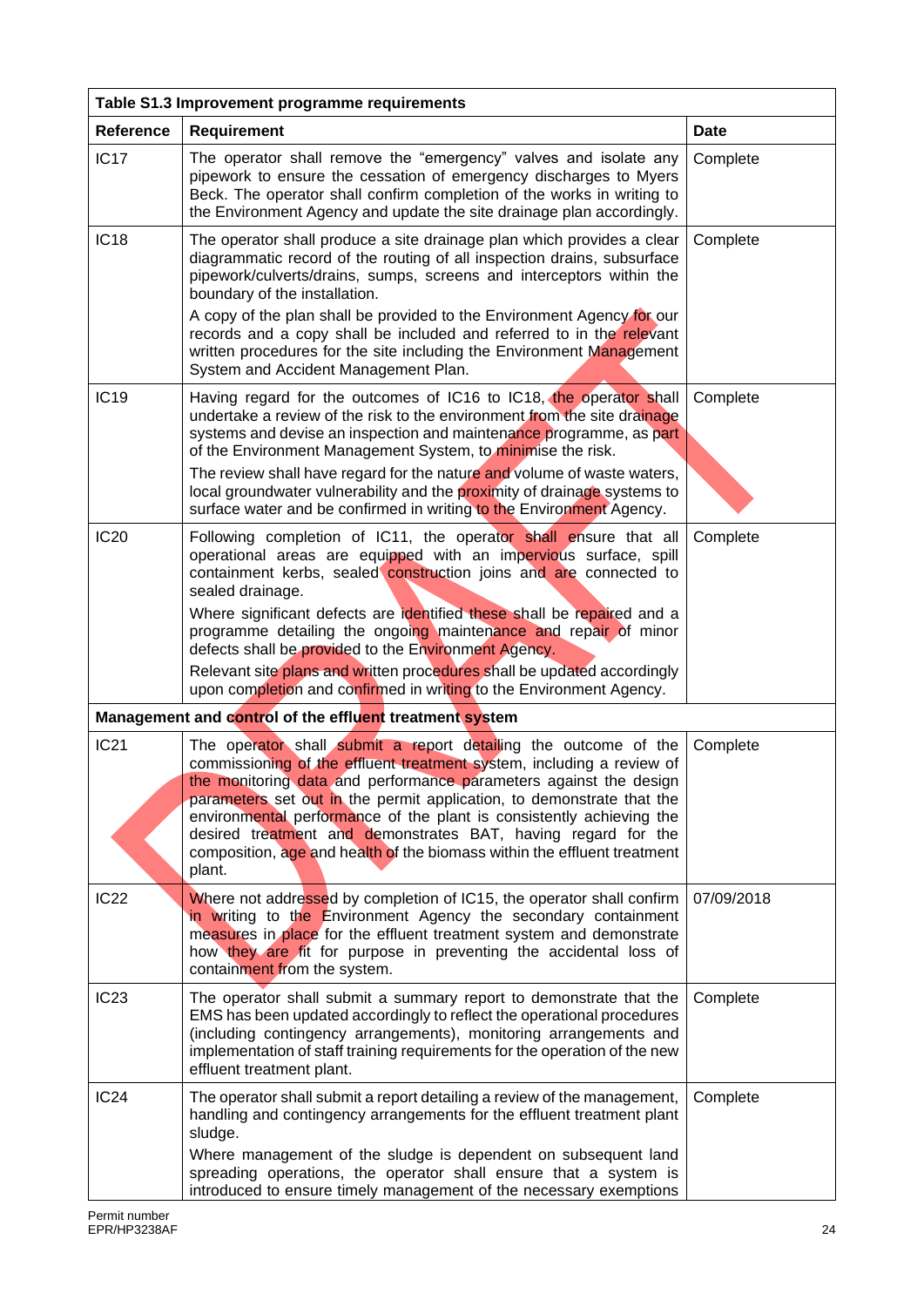| Table S1.3 Improvement programme requirements | | |
|---|---|---|
| **Reference** | **Requirement** | **Date** |
| IC17 | The operator shall remove the "emergency" valves and isolate any pipework to ensure the cessation of emergency discharges to Myers Beck. The operator shall confirm completion of the works in writing to the Environment Agency and update the site drainage plan accordingly. | Complete |
| IC18 | The operator shall produce a site drainage plan which provides a clear diagrammatic record of the routing of all inspection drains, subsurface pipework/culverts/drains, sumps, screens and interceptors within the boundary of the installation.<br>A copy of the plan shall be provided to the Environment Agency for our records and a copy shall be included and referred to in the relevant written procedures for the site including the Environment Management System and Accident Management Plan. | Complete |
| IC19 | Having regard for the outcomes of IC16 to IC18, the operator shall undertake a review of the risk to the environment from the site drainage systems and devise an inspection and maintenance programme, as part of the Environment Management System, to minimise the risk.<br>The review shall have regard for the nature and volume of waste waters, local groundwater vulnerability and the proximity of drainage systems to surface water and be confirmed in writing to the Environment Agency. | Complete |
| IC20 | Following completion of IC11, the operator shall ensure that all operational areas are equipped with an impervious surface, spill containment kerbs, sealed construction joins and are connected to sealed drainage.<br>Where significant defects are identified these shall be repaired and a programme detailing the ongoing maintenance and repair of minor defects shall be provided to the Environment Agency.<br>Relevant site plans and written procedures shall be updated accordingly upon completion and confirmed in writing to the Environment Agency. | Complete |
| **Management and control of the effluent treatment system** | | |
| IC21 | The operator shall submit a report detailing the outcome of the commissioning of the effluent treatment system, including a review of the monitoring data and performance parameters against the design parameters set out in the permit application, to demonstrate that the environmental performance of the plant is consistently achieving the desired treatment and demonstrates BAT, having regard for the composition, age and health of the biomass within the effluent treatment plant. | Complete |
| IC22 | Where not addressed by completion of IC15, the operator shall confirm in writing to the Environment Agency the secondary containment measures in place for the effluent treatment system and demonstrate how they are fit for purpose in preventing the accidental loss of containment from the system. | 07/09/2018 |
| IC23 | The operator shall submit a summary report to demonstrate that the EMS has been updated accordingly to reflect the operational procedures (including contingency arrangements), monitoring arrangements and implementation of staff training requirements for the operation of the new effluent treatment plant. | Complete |
| IC24 | The operator shall submit a report detailing a review of the management, handling and contingency arrangements for the effluent treatment plant sludge.<br>Where management of the sludge is dependent on subsequent land spreading operations, the operator shall ensure that a system is introduced to ensure timely management of the necessary exemptions | Complete |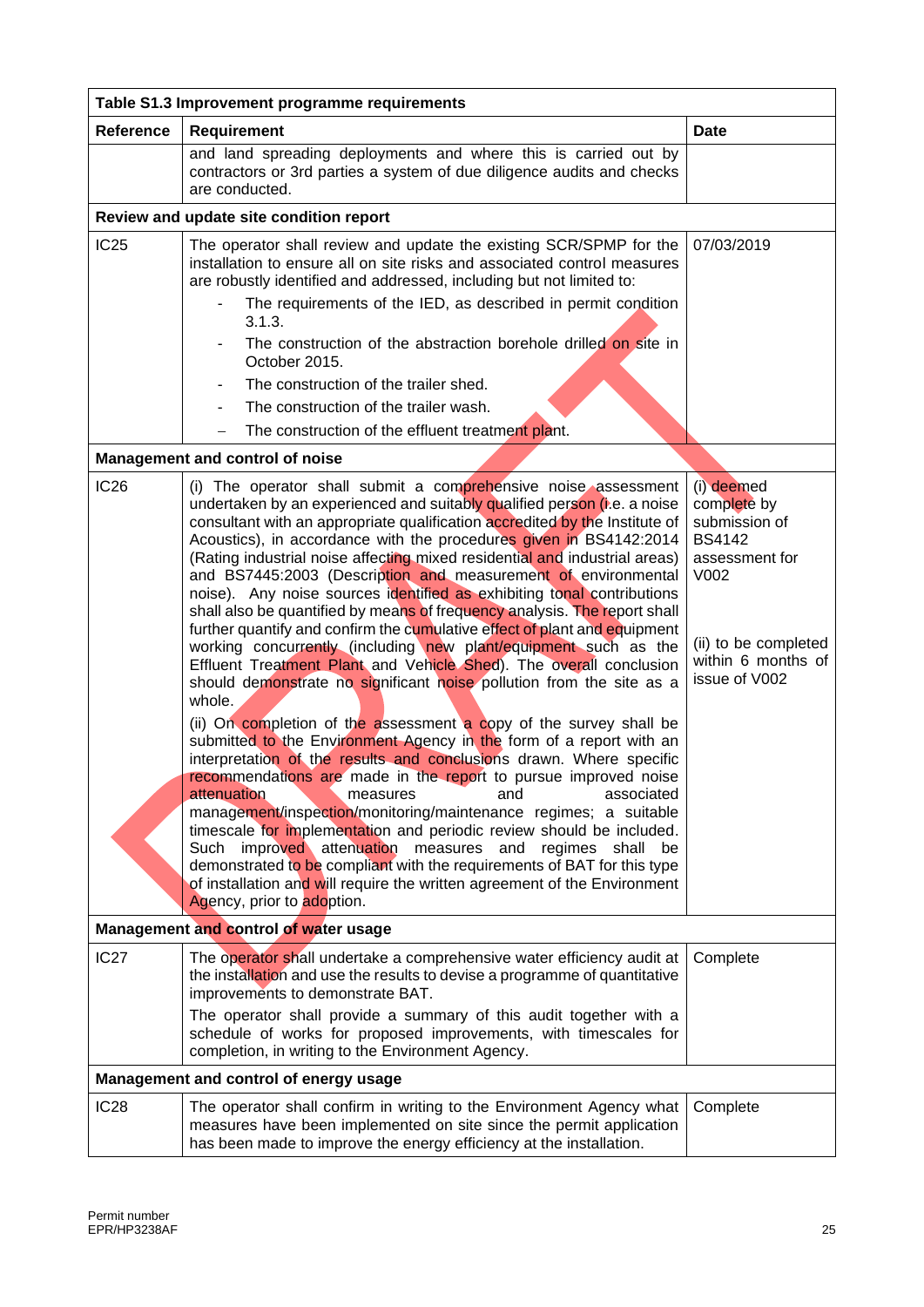| Table S1.3 Improvement programme requirements | | |
|---|---|---|
| **Reference** | **Requirement** | **Date** |
| | and land spreading deployments and where this is carried out by contractors or 3rd parties a system of due diligence audits and checks are conducted. | |
| **Review and update site condition report** | | |
| IC25 | The operator shall review and update the existing SCR/SPMP for the installation to ensure all on site risks and associated control measures are robustly identified and addressed, including but not limited to:<br>- The requirements of the IED, as described in permit condition 3.1.3.<br>- The construction of the abstraction borehole drilled on site in October 2015.<br>- The construction of the trailer shed.<br>- The construction of the trailer wash.<br>– The construction of the effluent treatment plant. | 07/03/2019 |
| **Management and control of noise** | | |
| IC26 | (i) The operator shall submit a comprehensive noise assessment undertaken by an experienced and suitably qualified person (i.e. a noise consultant with an appropriate qualification accredited by the Institute of Acoustics), in accordance with the procedures given in BS4142:2014 (Rating industrial noise affecting mixed residential and industrial areas) and BS7445:2003 (Description and measurement of environmental noise). Any noise sources identified as exhibiting tonal contributions shall also be quantified by means of frequency analysis. The report shall further quantify and confirm the cumulative effect of plant and equipment working concurrently (including new plant/equipment such as the Effluent Treatment Plant and Vehicle Shed). The overall conclusion should demonstrate no significant noise pollution from the site as a whole.<br>(ii) On completion of the assessment a copy of the survey shall be submitted to the Environment Agency in the form of a report with an interpretation of the results and conclusions drawn. Where specific recommendations are made in the report to pursue improved noise attenuation measures and associated management/inspection/monitoring/maintenance regimes; a suitable timescale for implementation and periodic review should be included. Such improved attenuation measures and regimes shall be demonstrated to be compliant with the requirements of BAT for this type of installation and will require the written agreement of the Environment Agency, prior to adoption. | (i) deemed complete by submission of BS4142 assessment for V002<br><br>(ii) to be completed within 6 months of issue of V002 |
| **Management and control of water usage** | | |
| IC27 | The operator shall undertake a comprehensive water efficiency audit at the installation and use the results to devise a programme of quantitative improvements to demonstrate BAT.<br>The operator shall provide a summary of this audit together with a schedule of works for proposed improvements, with timescales for completion, in writing to the Environment Agency. | Complete |
| **Management and control of energy usage** | | |
| IC28 | The operator shall confirm in writing to the Environment Agency what measures have been implemented on site since the permit application has been made to improve the energy efficiency at the installation. | Complete |

Permit number
EPR/HP3238AF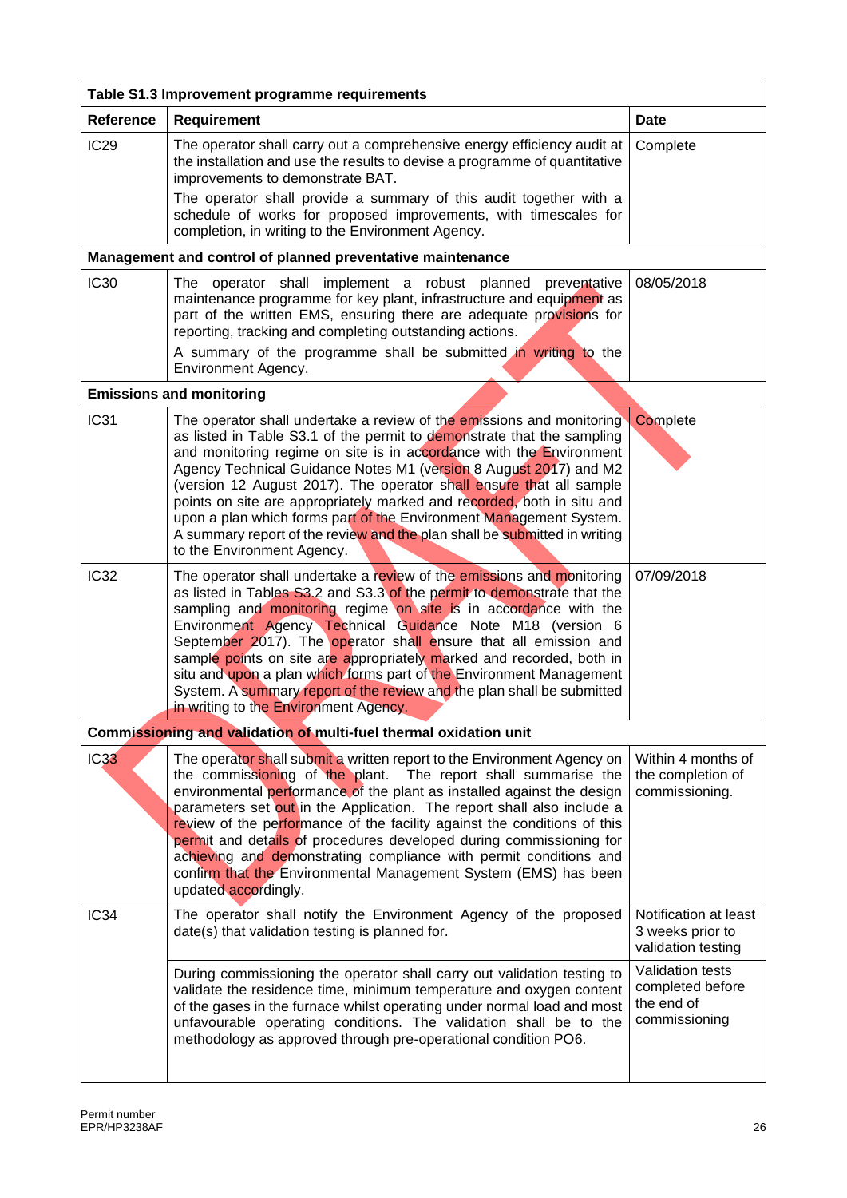| Table S1.3 Improvement programme requirements | | |
|---|---|---|
| **Reference** | **Requirement** | **Date** |
| IC29 | The operator shall carry out a comprehensive energy efficiency audit at the installation and use the results to devise a programme of quantitative improvements to demonstrate BAT.<br>The operator shall provide a summary of this audit together with a schedule of works for proposed improvements, with timescales for completion, in writing to the Environment Agency. | Complete |
| **Management and control of planned preventative maintenance** | | |
| IC30 | The operator shall implement a robust planned preventative maintenance programme for key plant, infrastructure and equipment as part of the written EMS, ensuring there are adequate provisions for reporting, tracking and completing outstanding actions.<br>A summary of the programme shall be submitted in writing to the Environment Agency. | 08/05/2018 |
| **Emissions and monitoring** | | |
| IC31 | The operator shall undertake a review of the emissions and monitoring as listed in Table S3.1 of the permit to demonstrate that the sampling and monitoring regime on site is in accordance with the Environment Agency Technical Guidance Notes M1 (version 8 August 2017) and M2 (version 12 August 2017). The operator shall ensure that all sample points on site are appropriately marked and recorded, both in situ and upon a plan which forms part of the Environment Management System. A summary report of the review and the plan shall be submitted in writing to the Environment Agency. | Complete |
| IC32 | The operator shall undertake a review of the emissions and monitoring as listed in Tables S3.2 and S3.3 of the permit to demonstrate that the sampling and monitoring regime on site is in accordance with the Environment Agency Technical Guidance Note M18 (version 6 September 2017). The operator shall ensure that all emission and sample points on site are appropriately marked and recorded, both in situ and upon a plan which forms part of the Environment Management System. A summary report of the review and the plan shall be submitted in writing to the Environment Agency. | 07/09/2018 |
| **Commissioning and validation of multi-fuel thermal oxidation unit** | | |
| IC33 | The operator shall submit a written report to the Environment Agency on the commissioning of the plant. The report shall summarise the environmental performance of the plant as installed against the design parameters set out in the Application. The report shall also include a review of the performance of the facility against the conditions of this permit and details of procedures developed during commissioning for achieving and demonstrating compliance with permit conditions and confirm that the Environmental Management System (EMS) has been updated accordingly. | Within 4 months of the completion of commissioning. |
| IC34 | The operator shall notify the Environment Agency of the proposed date(s) that validation testing is planned for. | Notification at least 3 weeks prior to validation testing |
| | During commissioning the operator shall carry out validation testing to validate the residence time, minimum temperature and oxygen content of the gases in the furnace whilst operating under normal load and most unfavourable operating conditions. The validation shall be to the methodology as approved through pre-operational condition PO6. | Validation tests completed before the end of commissioning |

Permit number
EPR/HP3238AF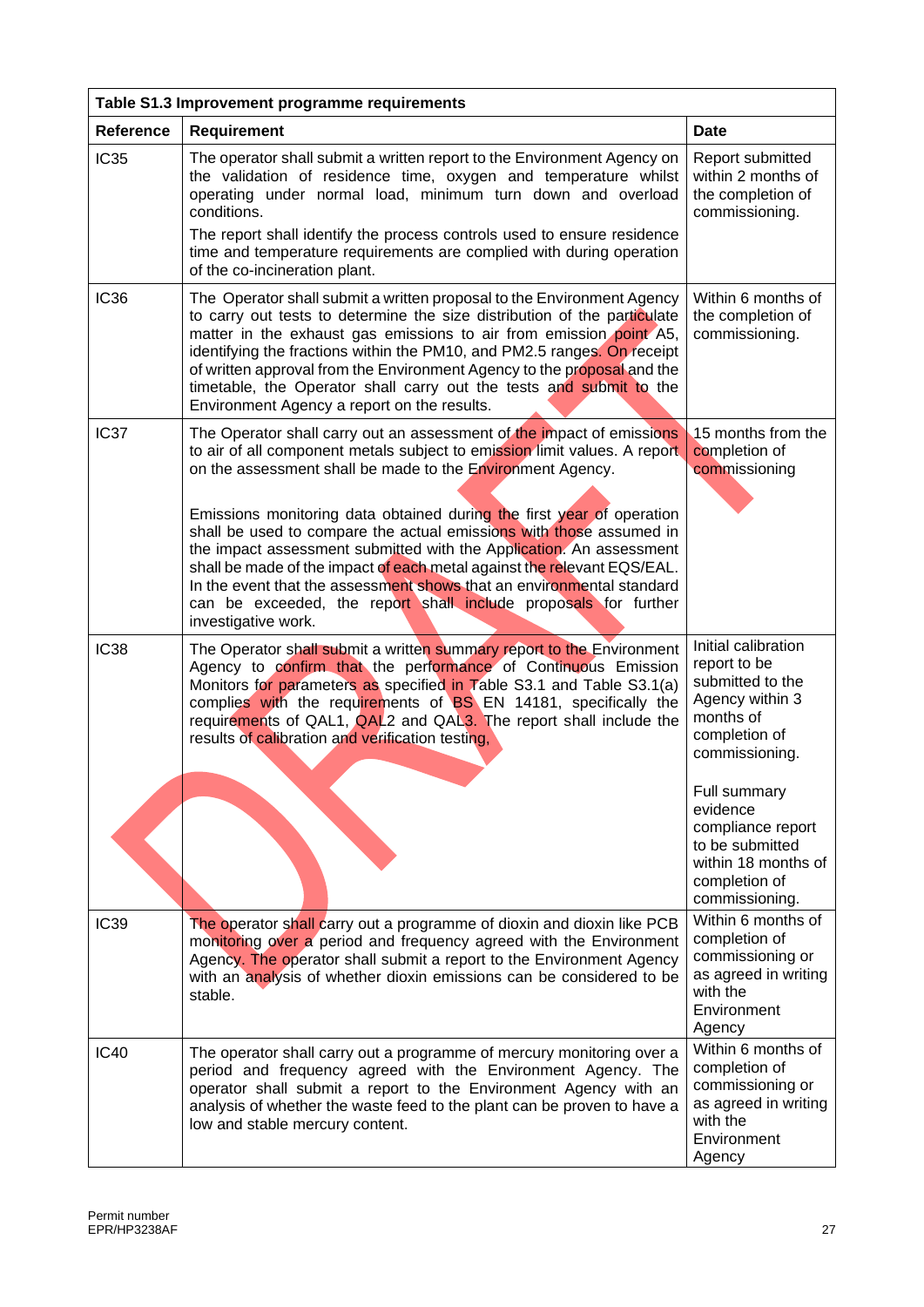| Table S1.3 Improvement programme requirements | | |
|---|---|---|
| **Reference** | **Requirement** | **Date** |
| IC35 | The operator shall submit a written report to the Environment Agency on the validation of residence time, oxygen and temperature whilst operating under normal load, minimum turn down and overload conditions.<br><br>The report shall identify the process controls used to ensure residence time and temperature requirements are complied with during operation of the co-incineration plant. | Report submitted within 2 months of the completion of commissioning. |
| IC36 | The Operator shall submit a written proposal to the Environment Agency to carry out tests to determine the size distribution of the particulate matter in the exhaust gas emissions to air from emission point A5, identifying the fractions within the PM10, and PM2.5 ranges. On receipt of written approval from the Environment Agency to the proposal and the timetable, the Operator shall carry out the tests and submit to the Environment Agency a report on the results. | Within 6 months of the completion of commissioning. |
| IC37 | The Operator shall carry out an assessment of the impact of emissions to air of all component metals subject to emission limit values. A report on the assessment shall be made to the Environment Agency.<br><br>Emissions monitoring data obtained during the first year of operation shall be used to compare the actual emissions with those assumed in the impact assessment submitted with the Application. An assessment shall be made of the impact of each metal against the relevant EQS/EAL. In the event that the assessment shows that an environmental standard can be exceeded, the report shall include proposals for further investigative work. | 15 months from the completion of commissioning |
| IC38 | The Operator shall submit a written summary report to the Environment Agency to confirm that the performance of Continuous Emission Monitors for parameters as specified in Table S3.1 and Table S3.1(a) complies with the requirements of BS EN 14181, specifically the requirements of QAL1, QAL2 and QAL3. The report shall include the results of calibration and verification testing. | Initial calibration report to be submitted to the Agency within 3 months of completion of commissioning.<br><br>Full summary evidence compliance report to be submitted within 18 months of completion of commissioning. |
| IC39 | The operator shall carry out a programme of dioxin and dioxin like PCB monitoring over a period and frequency agreed with the Environment Agency. The operator shall submit a report to the Environment Agency with an analysis of whether dioxin emissions can be considered to be stable. | Within 6 months of completion of commissioning or as agreed in writing with the Environment Agency |
| IC40 | The operator shall carry out a programme of mercury monitoring over a period and frequency agreed with the Environment Agency. The operator shall submit a report to the Environment Agency with an analysis of whether the waste feed to the plant can be proven to have a low and stable mercury content. | Within 6 months of completion of commissioning or as agreed in writing with the Environment Agency |

Permit number
EPR/HP3238AF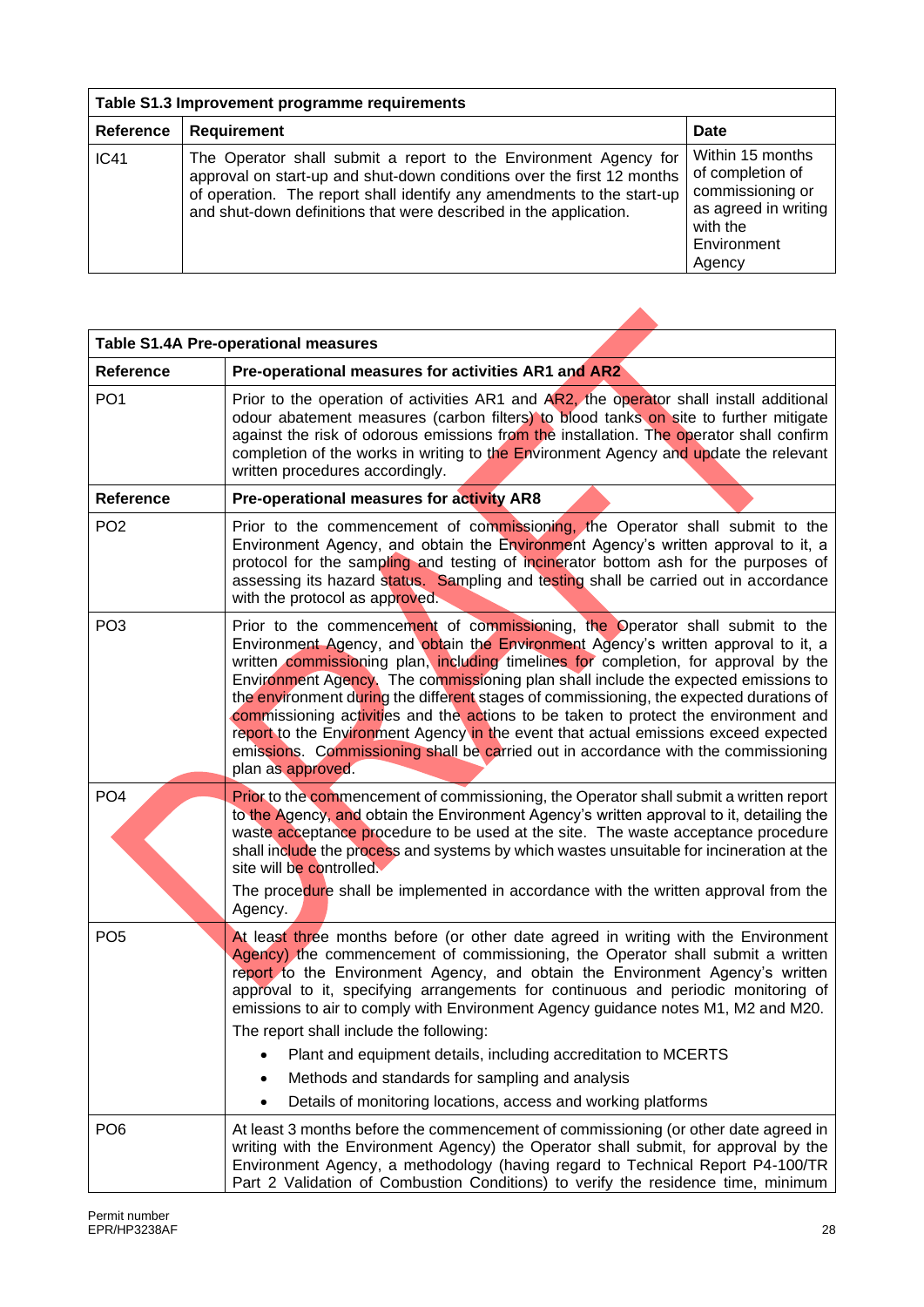| Table S1.3 Improvement programme requirements | | |
|---|---|---|
| **Reference** | **Requirement** | **Date** |
| IC41 | The Operator shall submit a report to the Environment Agency for approval on start-up and shut-down conditions over the first 12 months of operation. The report shall identify any amendments to the start-up and shut-down definitions that were described in the application. | Within 15 months of completion of commissioning or as agreed in writing with the Environment Agency |

| Table S1.4A Pre-operational measures | |
|---|---|
| **Reference** | **Pre-operational measures for activities AR1 and AR2** |
| PO1 | Prior to the operation of activities AR1 and AR2, the operator shall install additional odour abatement measures (carbon filters) to blood tanks on site to further mitigate against the risk of odorous emissions from the installation. The operator shall confirm completion of the works in writing to the Environment Agency and update the relevant written procedures accordingly. |
| **Reference** | **Pre-operational measures for activity AR8** |
| PO2 | Prior to the commencement of commissioning, the Operator shall submit to the Environment Agency, and obtain the Environment Agency's written approval to it, a protocol for the sampling and testing of incinerator bottom ash for the purposes of assessing its hazard status. Sampling and testing shall be carried out in accordance with the protocol as approved. |
| PO3 | Prior to the commencement of commissioning, the Operator shall submit to the Environment Agency, and obtain the Environment Agency's written approval to it, a written commissioning plan, including timelines for completion, for approval by the Environment Agency. The commissioning plan shall include the expected emissions to the environment during the different stages of commissioning, the expected durations of commissioning activities and the actions to be taken to protect the environment and report to the Environment Agency in the event that actual emissions exceed expected emissions. Commissioning shall be carried out in accordance with the commissioning plan as approved. |
| PO4 | Prior to the commencement of commissioning, the Operator shall submit a written report to the Agency, and obtain the Environment Agency's written approval to it, detailing the waste acceptance procedure to be used at the site. The waste acceptance procedure shall include the process and systems by which wastes unsuitable for incineration at the site will be controlled.<br><br>The procedure shall be implemented in accordance with the written approval from the Agency. |
| PO5 | At least three months before (or other date agreed in writing with the Environment Agency) the commencement of commissioning, the Operator shall submit a written report to the Environment Agency, and obtain the Environment Agency's written approval to it, specifying arrangements for continuous and periodic monitoring of emissions to air to comply with Environment Agency guidance notes M1, M2 and M20.<br><br>The report shall include the following:<br><br>• Plant and equipment details, including accreditation to MCERTS<br>• Methods and standards for sampling and analysis<br>• Details of monitoring locations, access and working platforms |
| PO6 | At least 3 months before the commencement of commissioning (or other date agreed in writing with the Environment Agency) the Operator shall submit, for approval by the Environment Agency, a methodology (having regard to Technical Report P4-100/TR Part 2 Validation of Combustion Conditions) to verify the residence time, minimum |

Permit number
EPR/HP3238AF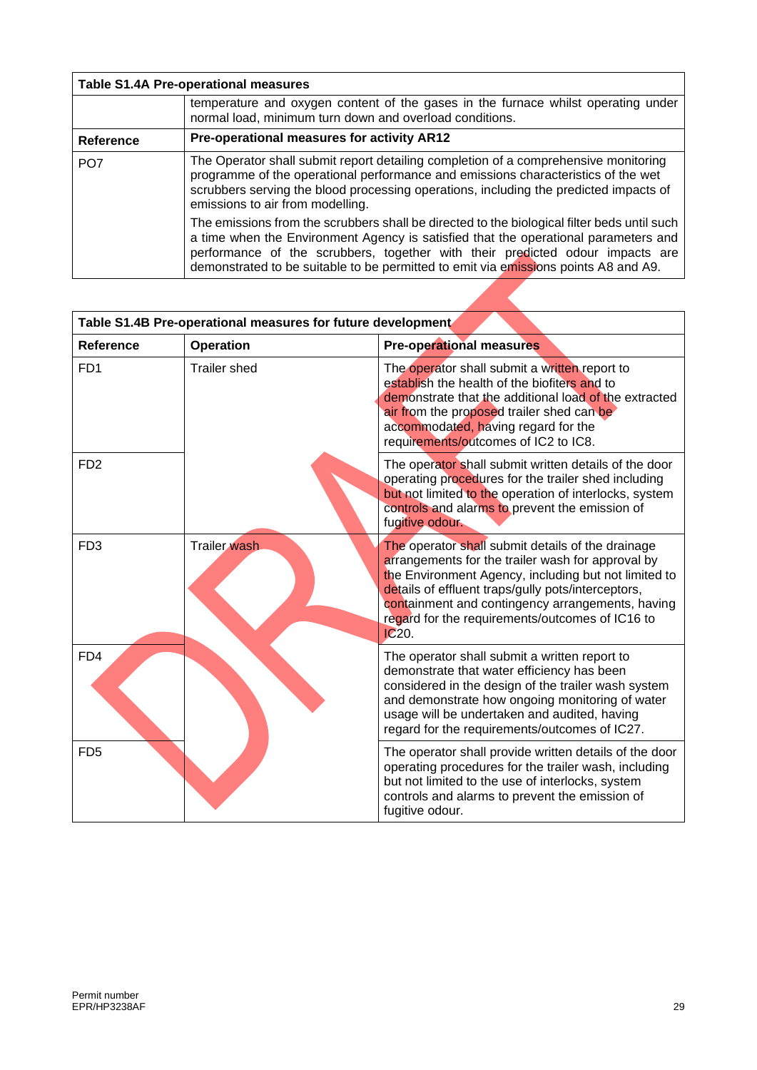| Table S1.4A Pre-operational measures | |
|---|---|
| | temperature and oxygen content of the gases in the furnace whilst operating under normal load, minimum turn down and overload conditions. |
| **Reference** | **Pre-operational measures for activity AR12** |
| PO7 | The Operator shall submit report detailing completion of a comprehensive monitoring programme of the operational performance and emissions characteristics of the wet scrubbers serving the blood processing operations, including the predicted impacts of emissions to air from modelling.<br><br>The emissions from the scrubbers shall be directed to the biological filter beds until such a time when the Environment Agency is satisfied that the operational parameters and performance of the scrubbers, together with their predicted odour impacts are demonstrated to be suitable to be permitted to emit via emissions points A8 and A9. |

| Table S1.4B Pre-operational measures for future development | | |
|---|---|---|
| **Reference** | **Operation** | **Pre-operational measures** |
| FD1 | Trailer shed | The operator shall submit a written report to establish the health of the biofiters and to demonstrate that the additional load of the extracted air from the proposed trailer shed can be accommodated, having regard for the requirements/outcomes of IC2 to IC8. |
| FD2 | | The operator shall submit written details of the door operating procedures for the trailer shed including but not limited to the operation of interlocks, system controls and alarms to prevent the emission of fugitive odour. |
| FD3 | Trailer wash | The operator shall submit details of the drainage arrangements for the trailer wash for approval by the Environment Agency, including but not limited to details of effluent traps/gully pots/interceptors, containment and contingency arrangements, having regard for the requirements/outcomes of IC16 to IC20. |
| FD4 | | The operator shall submit a written report to demonstrate that water efficiency has been considered in the design of the trailer wash system and demonstrate how ongoing monitoring of water usage will be undertaken and audited, having regard for the requirements/outcomes of IC27. |
| FD5 | | The operator shall provide written details of the door operating procedures for the trailer wash, including but not limited to the use of interlocks, system controls and alarms to prevent the emission of fugitive odour. |

Permit number
EPR/HP3238AF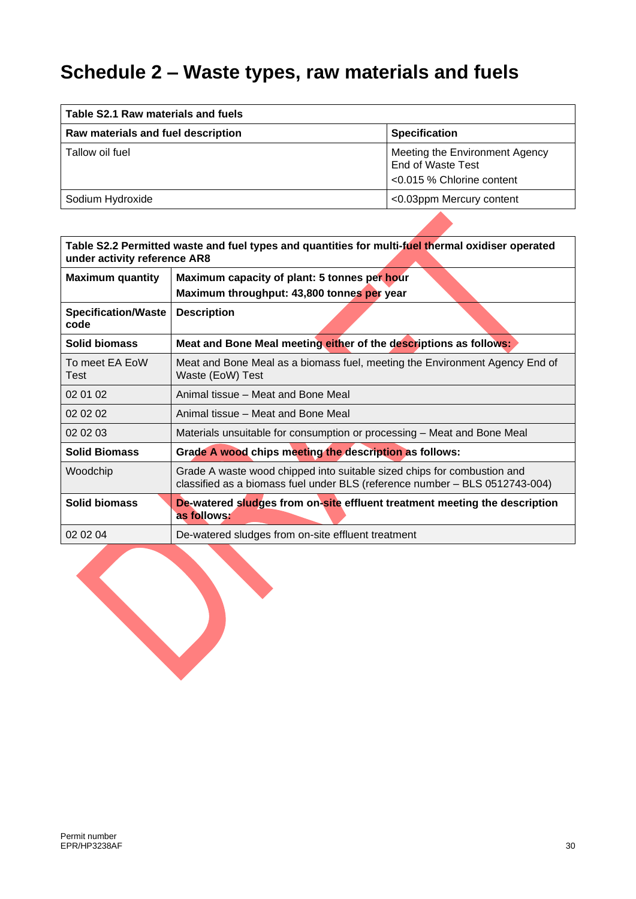# Schedule 2 – Waste types, raw materials and fuels

| Table S2.1 Raw materials and fuels | |
|---|---|
| **Raw materials and fuel description** | **Specification** |
| Tallow oil fuel | Meeting the Environment Agency End of Waste Test<br><0.015 % Chlorine content |
| Sodium Hydroxide | <0.03ppm Mercury content |

| Table S2.2 Permitted waste and fuel types and quantities for multi-fuel thermal oxidiser operated under activity reference AR8 | |
|---|---|
| **Maximum quantity** | **Maximum capacity of plant: 5 tonnes per hour**<br>**Maximum throughput: 43,800 tonnes per year** |
| **Specification/Waste code** | **Description** |
| **Solid biomass** | **Meat and Bone Meal meeting either of the descriptions as follows:** |
| To meet EA EoW Test | Meat and Bone Meal as a biomass fuel, meeting the Environment Agency End of Waste (EoW) Test |
| 02 01 02 | Animal tissue – Meat and Bone Meal |
| 02 02 02 | Animal tissue – Meat and Bone Meal |
| 02 02 03 | Materials unsuitable for consumption or processing – Meat and Bone Meal |
| **Solid Biomass** | **Grade A wood chips meeting the description as follows:** |
| Woodchip | Grade A waste wood chipped into suitable sized chips for combustion and classified as a biomass fuel under BLS (reference number – BLS 0512743-004) |
| **Solid biomass** | **De-watered sludges from on-site effluent treatment meeting the description as follows:** |
| 02 02 04 | De-watered sludges from on-site effluent treatment |

Permit number
EPR/HP3238AF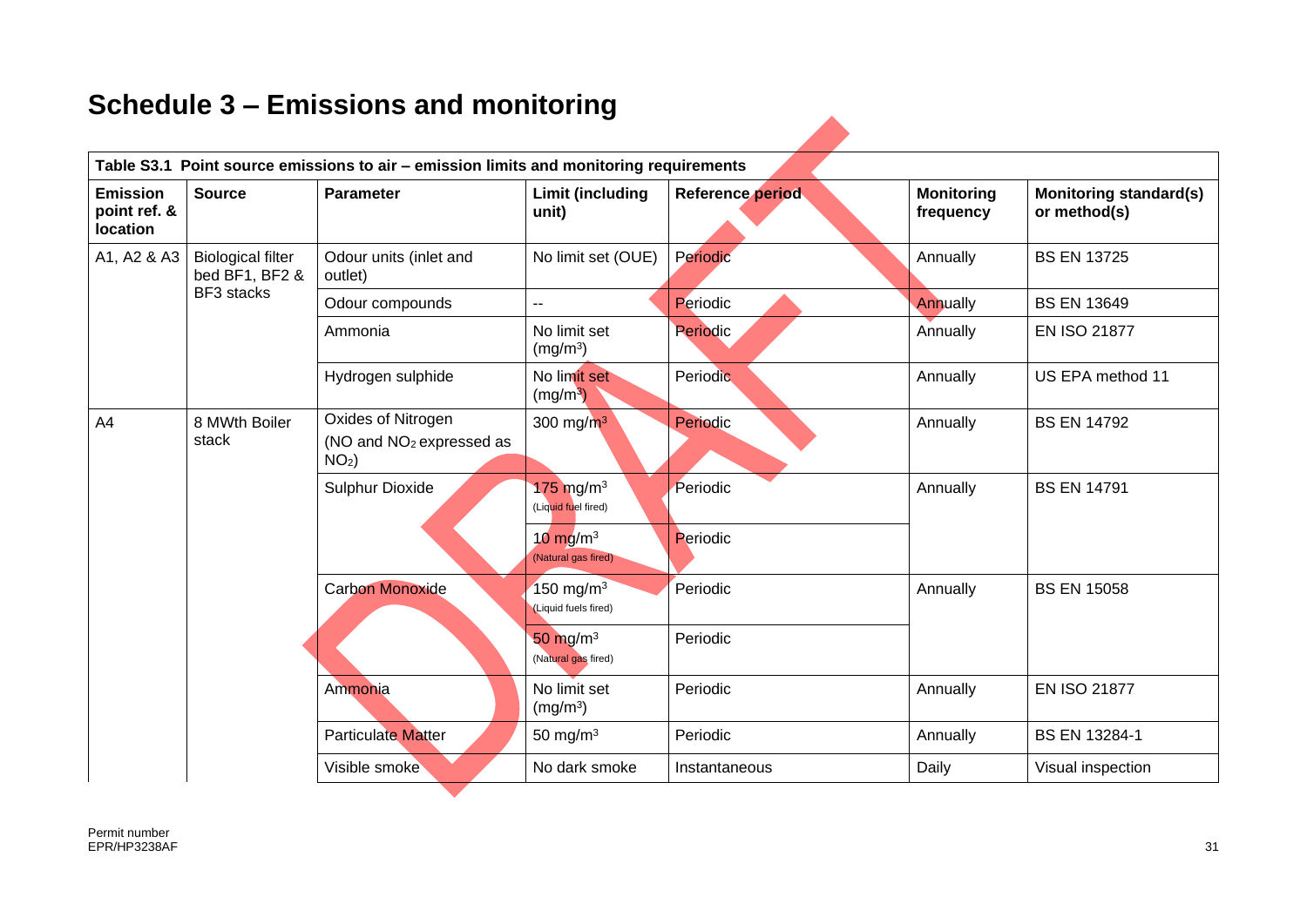## Schedule 3 – Emissions and monitoring

| Table S3.1 Point source emissions to air – emission limits and monitoring requirements | | | | | | |
|---|---|---|---|---|---|---|
| **Emission point ref. & location** | **Source** | **Parameter** | **Limit (including unit)** | **Reference period** | **Monitoring frequency** | **Monitoring standard(s) or method(s)** |
| A1, A2 & A3 | Biological filter bed BF1, BF2 & BF3 stacks | Odour units (inlet and outlet) | No limit set (OUE) | Periodic | Annually | BS EN 13725 |
| | | Odour compounds | -- | Periodic | Annually | BS EN 13649 |
| | | Ammonia | No limit set ($mg/m^3$) | Periodic | Annually | EN ISO 21877 |
| | | Hydrogen sulphide | No limit set ($mg/m^3$) | Periodic | Annually | US EPA method 11 |
| A4 | 8 MWth Boiler stack | Oxides of Nitrogen ($NO$ and $NO_2$ expressed as $NO_2$) | 300 $mg/m^3$ | Periodic | Annually | BS EN 14792 |
| | | Sulphur Dioxide | 175 $mg/m^3$ (Liquid fuel fired) | Periodic | Annually | BS EN 14791 |
| | | | 10 $mg/m^3$ (Natural gas fired) | Periodic | | |
| | | Carbon Monoxide | 150 $mg/m^3$ (Liquid fuels fired) | Periodic | Annually | BS EN 15058 |
| | | | 50 $mg/m^3$ (Natural gas fired) | Periodic | | |
| | | Ammonia | No limit set ($mg/m^3$) | Periodic | Annually | EN ISO 21877 |
| | | Particulate Matter | 50 $mg/m^3$ | Periodic | Annually | BS EN 13284-1 |
| | | Visible smoke | No dark smoke | Instantaneous | Daily | Visual inspection |

Permit number
EPR/HP3238AF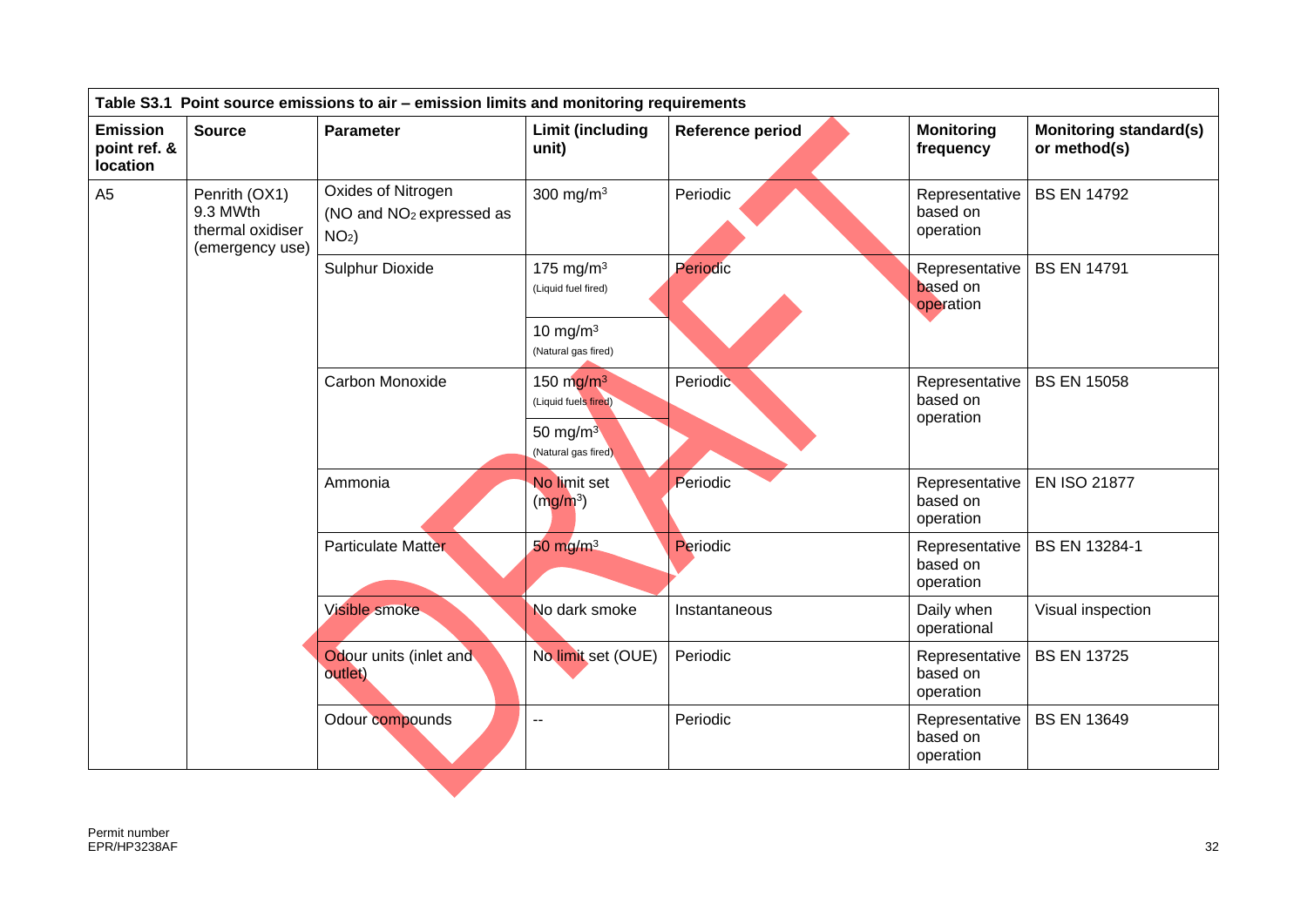| Table S3.1 Point source emissions to air – emission limits and monitoring requirements | | | | | | |
|---|---|---|---|---|---|---|
| **Emission point ref. & location** | **Source** | **Parameter** | **Limit (including unit)** | **Reference period** | **Monitoring frequency** | **Monitoring standard(s) or method(s)** |
| A5 | Penrith (OX1) 9.3 MWth thermal oxidiser (emergency use) | Oxides of Nitrogen (NO and $NO_2$ expressed as $NO_2$) | 300 $mg/m^3$ | Periodic | Representative based on operation | BS EN 14792 |
| | | Sulphur Dioxide | 175 $mg/m^3$ (Liquid fuel fired) | Periodic | Representative based on operation | BS EN 14791 |
| | | | 10 $mg/m^3$ (Natural gas fired) | | | |
| | | Carbon Monoxide | 150 $mg/m^3$ (Liquid fuels fired) | Periodic | Representative based on operation | BS EN 15058 |
| | | | 50 $mg/m^3$ (Natural gas fired) | | | |
| | | Ammonia | No limit set ($mg/m^3$) | Periodic | Representative based on operation | EN ISO 21877 |
| | | Particulate Matter | 50 $mg/m^3$ | Periodic | Representative based on operation | BS EN 13284-1 |
| | | Visible smoke | No dark smoke | Instantaneous | Daily when operational | Visual inspection |
| | | Odour units (inlet and outlet) | No limit set (OUE) | Periodic | Representative based on operation | BS EN 13725 |
| | | Odour compounds | -- | Periodic | Representative based on operation | BS EN 13649 |

Permit number
EPR/HP3238AF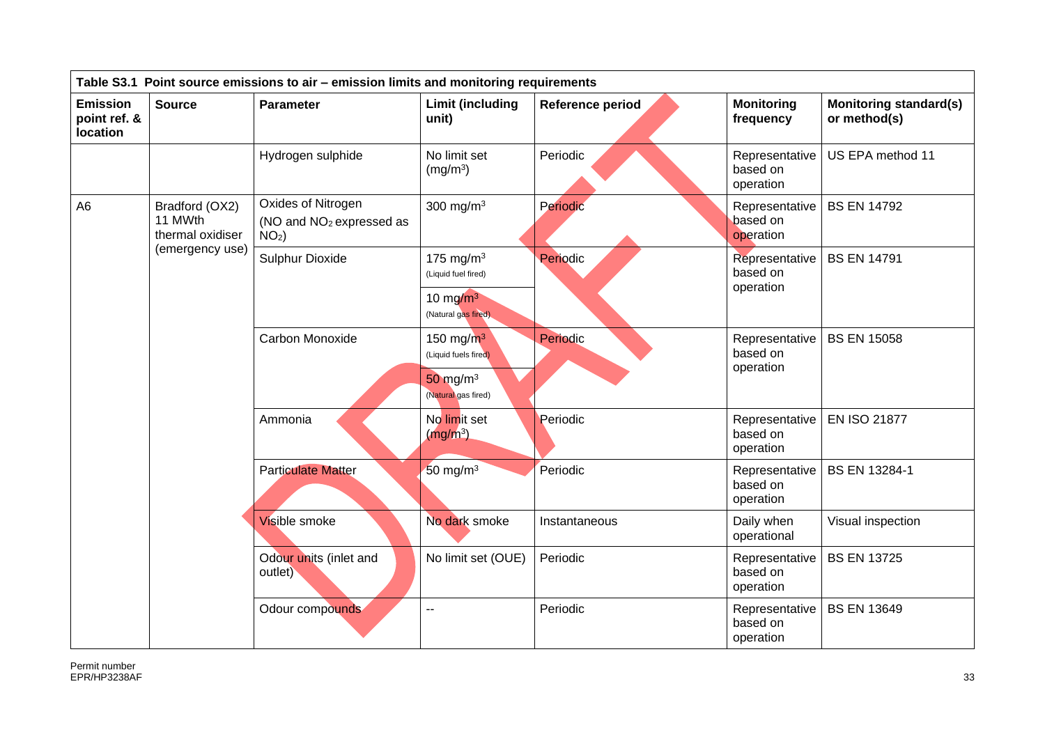| Table S3.1 Point source emissions to air – emission limits and monitoring requirements | | | | | | |
|---|---|---|---|---|---|---|
| **Emission point ref. & location** | **Source** | **Parameter** | **Limit (including unit)** | **Reference period** | **Monitoring frequency** | **Monitoring standard(s) or method(s)** |
| | | Hydrogen sulphide | No limit set ($mg/m^3$) | Periodic | Representative based on operation | US EPA method 11 |
| A6 | Bradford (OX2) 11 MWth thermal oxidiser (emergency use) | Oxides of Nitrogen (NO and $NO_2$ expressed as $NO_2$) | 300 $mg/m^3$ | Periodic | Representative based on operation | BS EN 14792 |
| | | Sulphur Dioxide | 175 $mg/m^3$ (Liquid fuel fired) | Periodic | Representative based on operation | BS EN 14791 |
| | | | 10 $mg/m^3$ (Natural gas fired) | | | |
| | | Carbon Monoxide | 150 $mg/m^3$ (Liquid fuels fired) | Periodic | Representative based on operation | BS EN 15058 |
| | | | 50 $mg/m^3$ (Natural gas fired) | | | |
| | | Ammonia | No limit set ($mg/m^3$) | Periodic | Representative based on operation | EN ISO 21877 |
| | | Particulate Matter | 50 $mg/m^3$ | Periodic | Representative based on operation | BS EN 13284-1 |
| | | Visible smoke | No dark smoke | Instantaneous | Daily when operational | Visual inspection |
| | | Odour units (inlet and outlet) | No limit set (OUE) | Periodic | Representative based on operation | BS EN 13725 |
| | | Odour compounds | -- | Periodic | Representative based on operation | BS EN 13649 |

Permit number
EPR/HP3238AF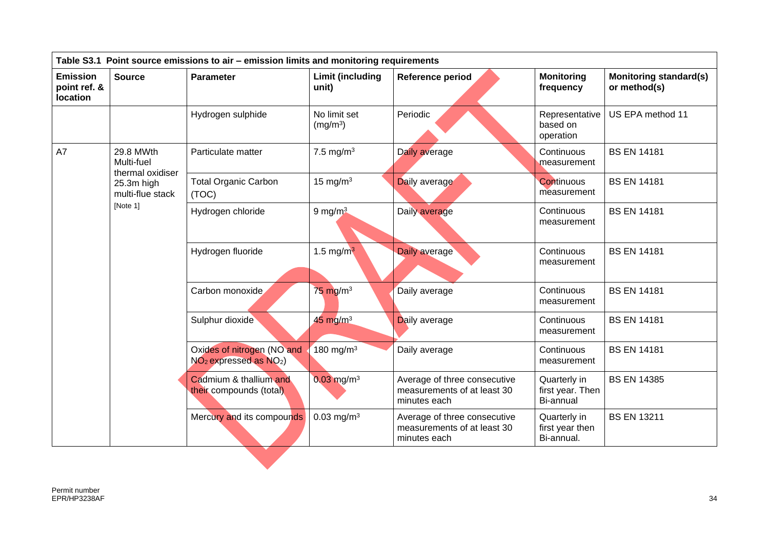| Table S3.1 Point source emissions to air – emission limits and monitoring requirements | | | | | | |
|---|---|---|---|---|---|---|
| **Emission point ref. & location** | **Source** | **Parameter** | **Limit (including unit)** | **Reference period** | **Monitoring frequency** | **Monitoring standard(s) or method(s)** |
| | | Hydrogen sulphide | No limit set ($mg/m^3$) | Periodic | Representative based on operation | US EPA method 11 |
| A7 | 29.8 MWth Multi-fuel thermal oxidiser 25.3m high multi-flue stack [Note 1] | Particulate matter | 7.5 $mg/m^3$ | Daily average | Continuous measurement | BS EN 14181 |
| | | Total Organic Carbon (TOC) | 15 $mg/m^3$ | Daily average | Continuous measurement | BS EN 14181 |
| | | Hydrogen chloride | 9 $mg/m^3$ | Daily average | Continuous measurement | BS EN 14181 |
| | | Hydrogen fluoride | 1.5 $mg/m^3$ | Daily average | Continuous measurement | BS EN 14181 |
| | | Carbon monoxide | 75 $mg/m^3$ | Daily average | Continuous measurement | BS EN 14181 |
| | | Sulphur dioxide | 45 $mg/m^3$ | Daily average | Continuous measurement | BS EN 14181 |
| | | Oxides of nitrogen (NO and $NO_2$ expressed as $NO_2$) | 180 $mg/m^3$ | Daily average | Continuous measurement | BS EN 14181 |
| | | Cadmium & thallium and their compounds (total) | 0.03 $mg/m^3$ | Average of three consecutive measurements of at least 30 minutes each | Quarterly in first year. Then Bi-annual | BS EN 14385 |
| | | Mercury and its compounds | 0.03 $mg/m^3$ | Average of three consecutive measurements of at least 30 minutes each | Quarterly in first year then Bi-annual. | BS EN 13211 |

Permit number
EPR/HP3238AF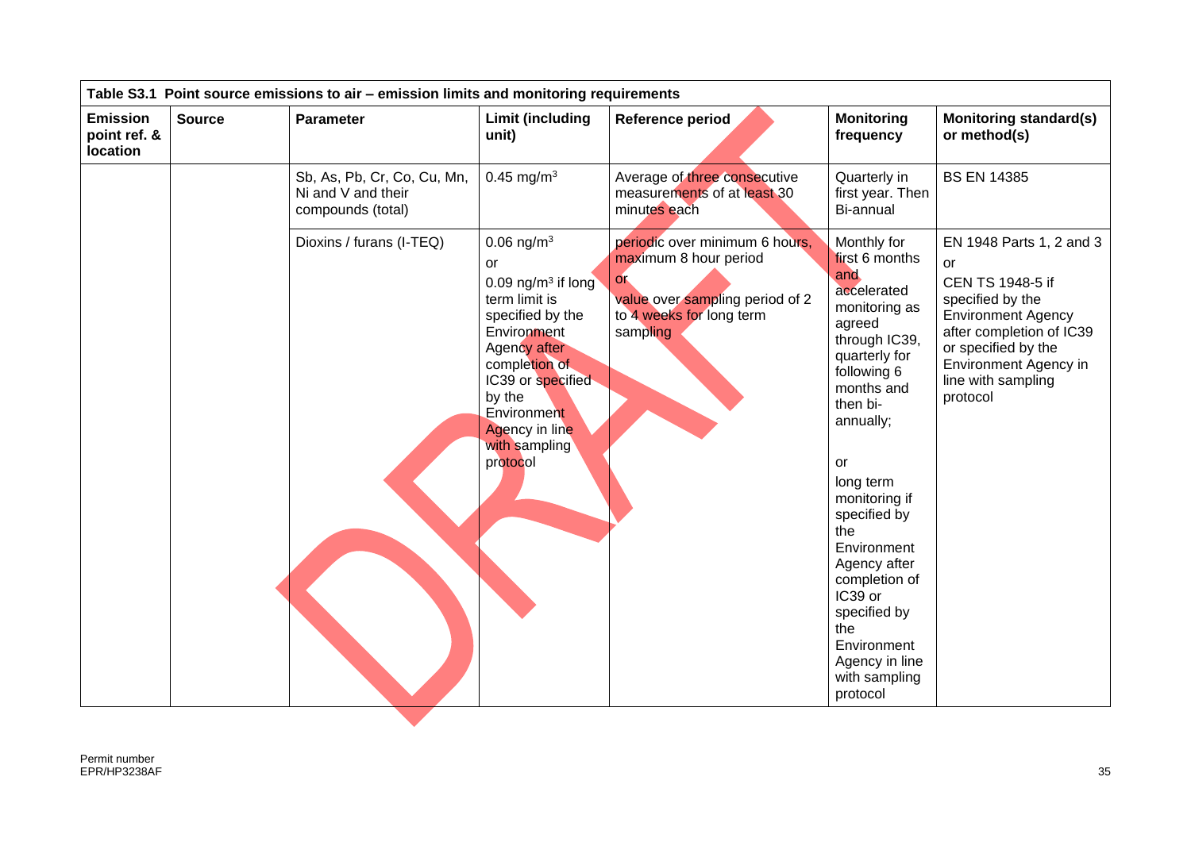| Table S3.1 Point source emissions to air – emission limits and monitoring requirements | | | | | | |
|---|---|---|---|---|---|---|
| **Emission point ref. & location** | **Source** | **Parameter** | **Limit (including unit)** | **Reference period** | **Monitoring frequency** | **Monitoring standard(s) or method(s)** |
| | | Sb, As, Pb, Cr, Co, Cu, Mn, Ni and V and their compounds (total) | 0.45 mg/m$^3$ | Average of three consecutive measurements of at least 30 minutes each | Quarterly in first year. Then Bi-annual | BS EN 14385 |
| | | Dioxins / furans (I-TEQ) | 0.06 ng/m$^3$ or 0.09 ng/m$^3$ if long term limit is specified by the Environment Agency after completion of IC39 or specified by the Environment Agency in line with sampling protocol | periodic over minimum 6 hours, maximum 8 hour period or value over sampling period of 2 to 4 weeks for long term sampling | Monthly for first 6 months and accelerated monitoring as agreed through IC39, quarterly for following 6 months and then bi-annually; or long term monitoring if specified by the Environment Agency after completion of IC39 or specified by the Environment Agency in line with sampling protocol | EN 1948 Parts 1, 2 and 3 or CEN TS 1948-5 if specified by the Environment Agency after completion of IC39 or specified by the Environment Agency in line with sampling protocol |

Permit number
EPR/HP3238AF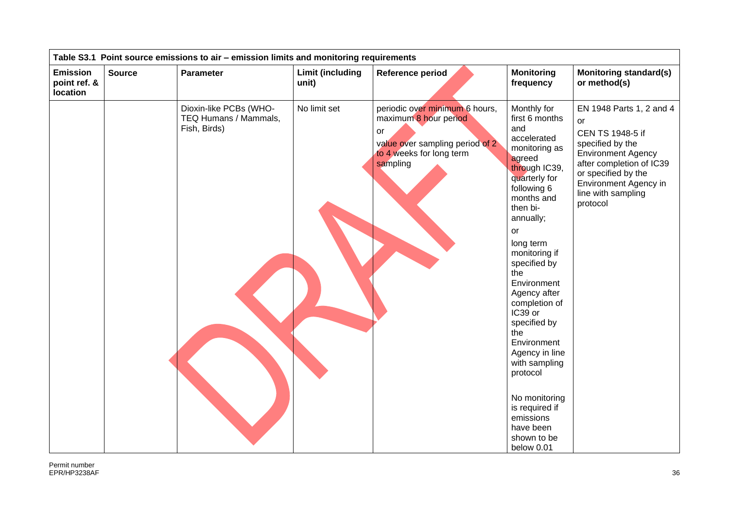| Table S3.1 Point source emissions to air – emission limits and monitoring requirements | | | | | | |
|---|---|---|---|---|---|---|
| **Emission point ref. & location** | **Source** | **Parameter** | **Limit (including unit)** | **Reference period** | **Monitoring frequency** | **Monitoring standard(s) or method(s)** |
| | | Dioxin-like PCBs (WHO-TEQ Humans / Mammals, Fish, Birds) | No limit set | periodic over minimum 6 hours, maximum 8 hour period<br>or<br>value over sampling period of 2 to 4 weeks for long term sampling | Monthly for first 6 months and accelerated monitoring as agreed through IC39, quarterly for following 6 months and then bi-annually;<br>or<br>long term monitoring if specified by the Environment Agency after completion of IC39 or specified by the Environment Agency in line with sampling protocol<br><br>No monitoring is required if emissions have been shown to be below 0.01 | EN 1948 Parts 1, 2 and 4<br>or<br>CEN TS 1948-5 if specified by the Environment Agency after completion of IC39 or specified by the Environment Agency in line with sampling protocol |

Permit number
EPR/HP3238AF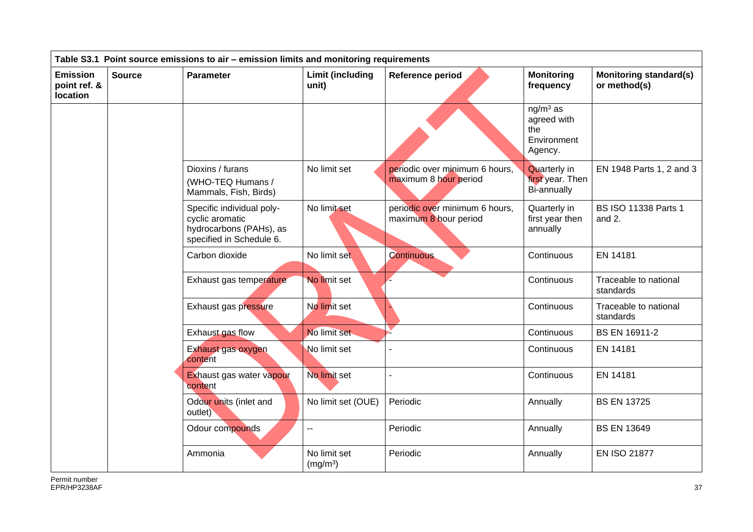| Table S3.1 Point source emissions to air – emission limits and monitoring requirements | | | | | | |
|---|---|---|---|---|---|---|
| **Emission point ref. & location** | **Source** | **Parameter** | **Limit (including unit)** | **Reference period** | **Monitoring frequency** | **Monitoring standard(s) or method(s)** |
| | | | | | $ng/m^3$ as agreed with the Environment Agency. | |
| | | Dioxins / furans (WHO-TEQ Humans / Mammals, Fish, Birds) | No limit set | periodic over minimum 6 hours, maximum 8 hour period | Quarterly in first year. Then Bi-annually | EN 1948 Parts 1, 2 and 3 |
| | | Specific individual poly-cyclic aromatic hydrocarbons (PAHs), as specified in Schedule 6. | No limit set | periodic over minimum 6 hours, maximum 8 hour period | Quarterly in first year then annually | BS ISO 11338 Parts 1 and 2. |
| | | Carbon dioxide | No limit set | Continuous | Continuous | EN 14181 |
| | | Exhaust gas temperature | No limit set | - | Continuous | Traceable to national standards |
| | | Exhaust gas pressure | No limit set | - | Continuous | Traceable to national standards |
| | | Exhaust gas flow | No limit set | - | Continuous | BS EN 16911-2 |
| | | Exhaust gas oxygen content | No limit set | - | Continuous | EN 14181 |
| | | Exhaust gas water vapour content | No limit set | - | Continuous | EN 14181 |
| | | Odour units (inlet and outlet) | No limit set (OUE) | Periodic | Annually | BS EN 13725 |
| | | Odour compounds | -- | Periodic | Annually | BS EN 13649 |
| | | Ammonia | No limit set ($mg/m^3$) | Periodic | Annually | EN ISO 21877 |

Permit number
EPR/HP3238AF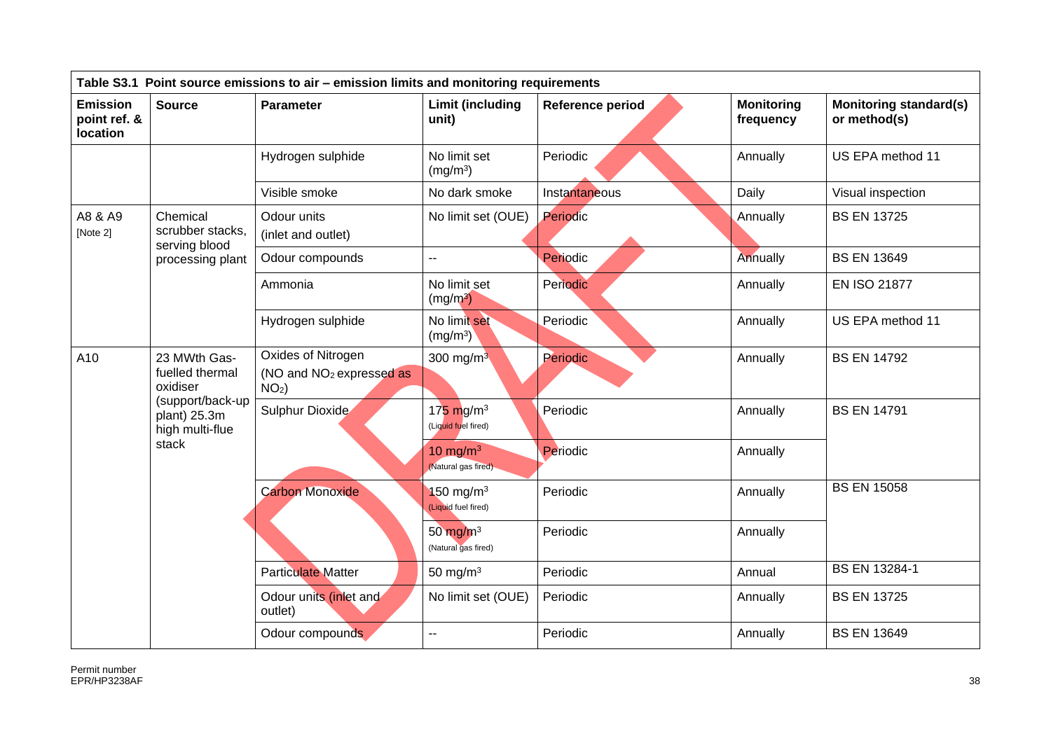| Table S3.1 Point source emissions to air – emission limits and monitoring requirements | | | | | | |
|---|---|---|---|---|---|---|
| **Emission point ref. & location** | **Source** | **Parameter** | **Limit (including unit)** | **Reference period** | **Monitoring frequency** | **Monitoring standard(s) or method(s)** |
| | | Hydrogen sulphide | No limit set ($mg/m^3$) | Periodic | Annually | US EPA method 11 |
| | | Visible smoke | No dark smoke | Instantaneous | Daily | Visual inspection |
| A8 & A9 [Note 2] | Chemical scrubber stacks, serving blood processing plant | Odour units (inlet and outlet) | No limit set (OUE) | Periodic | Annually | BS EN 13725 |
| | | Odour compounds | -- | Periodic | Annually | BS EN 13649 |
| | | Ammonia | No limit set ($mg/m^3$) | Periodic | Annually | EN ISO 21877 |
| | | Hydrogen sulphide | No limit set ($mg/m^3$) | Periodic | Annually | US EPA method 11 |
| A10 | 23 MWth Gas-fuelled thermal oxidiser (support/back-up plant) 25.3m high multi-flue stack | Oxides of Nitrogen (NO and $NO_2$ expressed as $NO_2$) | 300 $mg/m^3$ | Periodic | Annually | BS EN 14792 |
| | | Sulphur Dioxide | 175 $mg/m^3$ (Liquid fuel fired) | Periodic | Annually | BS EN 14791 |
| | | | 10 $mg/m^3$ (Natural gas fired) | Periodic | Annually | |
| | | Carbon Monoxide | 150 $mg/m^3$ (Liquid fuel fired) | Periodic | Annually | BS EN 15058 |
| | | | 50 $mg/m^3$ (Natural gas fired) | Periodic | Annually | |
| | | Particulate Matter | 50 $mg/m^3$ | Periodic | Annual | BS EN 13284-1 |
| | | Odour units (inlet and outlet) | No limit set (OUE) | Periodic | Annually | BS EN 13725 |
| | | Odour compounds | -- | Periodic | Annually | BS EN 13649 |

Permit number
EPR/HP3238AF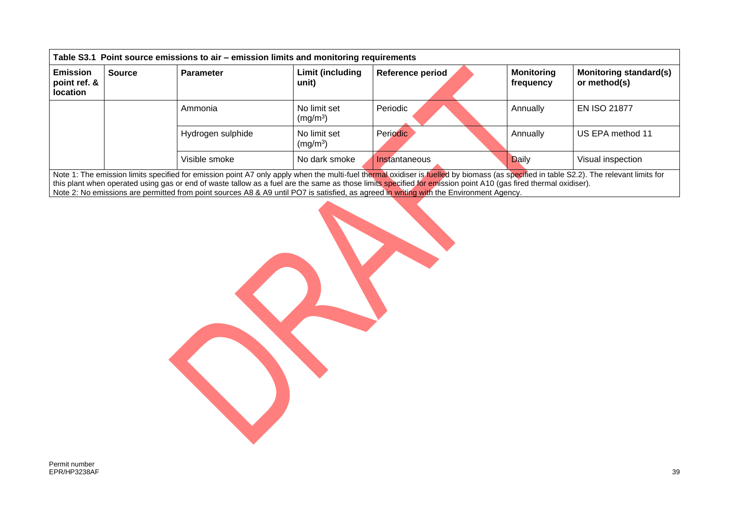| Table S3.1 Point source emissions to air – emission limits and monitoring requirements | | | | | | |
|---|---|---|---|---|---|---|
| **Emission point ref. & location** | **Source** | **Parameter** | **Limit (including unit)** | **Reference period** | **Monitoring frequency** | **Monitoring standard(s) or method(s)** |
| | | Ammonia | No limit set ($mg/m^3$) | Periodic | Annually | EN ISO 21877 |
| | | Hydrogen sulphide | No limit set ($mg/m^3$) | Periodic | Annually | US EPA method 11 |
| | | Visible smoke | No dark smoke | Instantaneous | Daily | Visual inspection |

Note 1: The emission limits specified for emission point A7 only apply when the multi-fuel thermal oxidiser is fuelled by biomass (as specified in table S2.2). The relevant limits for this plant when operated using gas or end of waste tallow as a fuel are the same as those limits specified for emission point A10 (gas fired thermal oxidiser).
Note 2: No emissions are permitted from point sources A8 & A9 until PO7 is satisfied, as agreed in writing with the Environment Agency.

Permit number
EPR/HP3238AF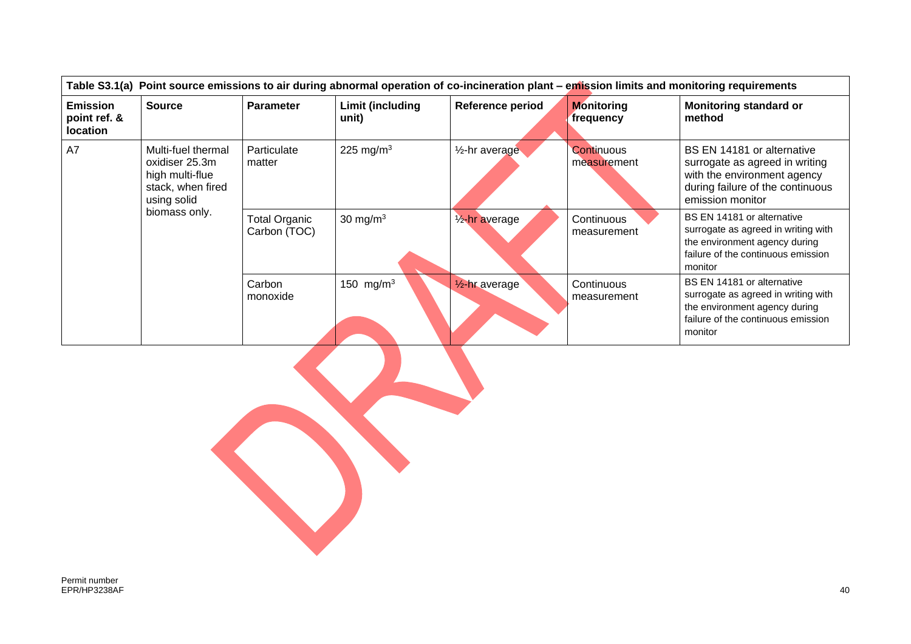| Table S3.1(a) Point source emissions to air during abnormal operation of co-incineration plant – emission limits and monitoring requirements | | | | | | |
|---|---|---|---|---|---|---|
| **Emission point ref. & location** | **Source** | **Parameter** | **Limit (including unit)** | **Reference period** | **Monitoring frequency** | **Monitoring standard or method** |
| A7 | Multi-fuel thermal oxidiser 25.3m high multi-flue stack, when fired using solid biomass only. | Particulate matter | 225 mg/m$^3$ | ½-hr average | Continuous measurement | BS EN 14181 or alternative surrogate as agreed in writing with the environment agency during failure of the continuous emission monitor |
| | | Total Organic Carbon (TOC) | 30 mg/m$^3$ | ½-hr average | Continuous measurement | BS EN 14181 or alternative surrogate as agreed in writing with the environment agency during failure of the continuous emission monitor |
| | | Carbon monoxide | 150 mg/m$^3$ | ½-hr average | Continuous measurement | BS EN 14181 or alternative surrogate as agreed in writing with the environment agency during failure of the continuous emission monitor |

DRAFT

Permit number
EPR/HP3238AF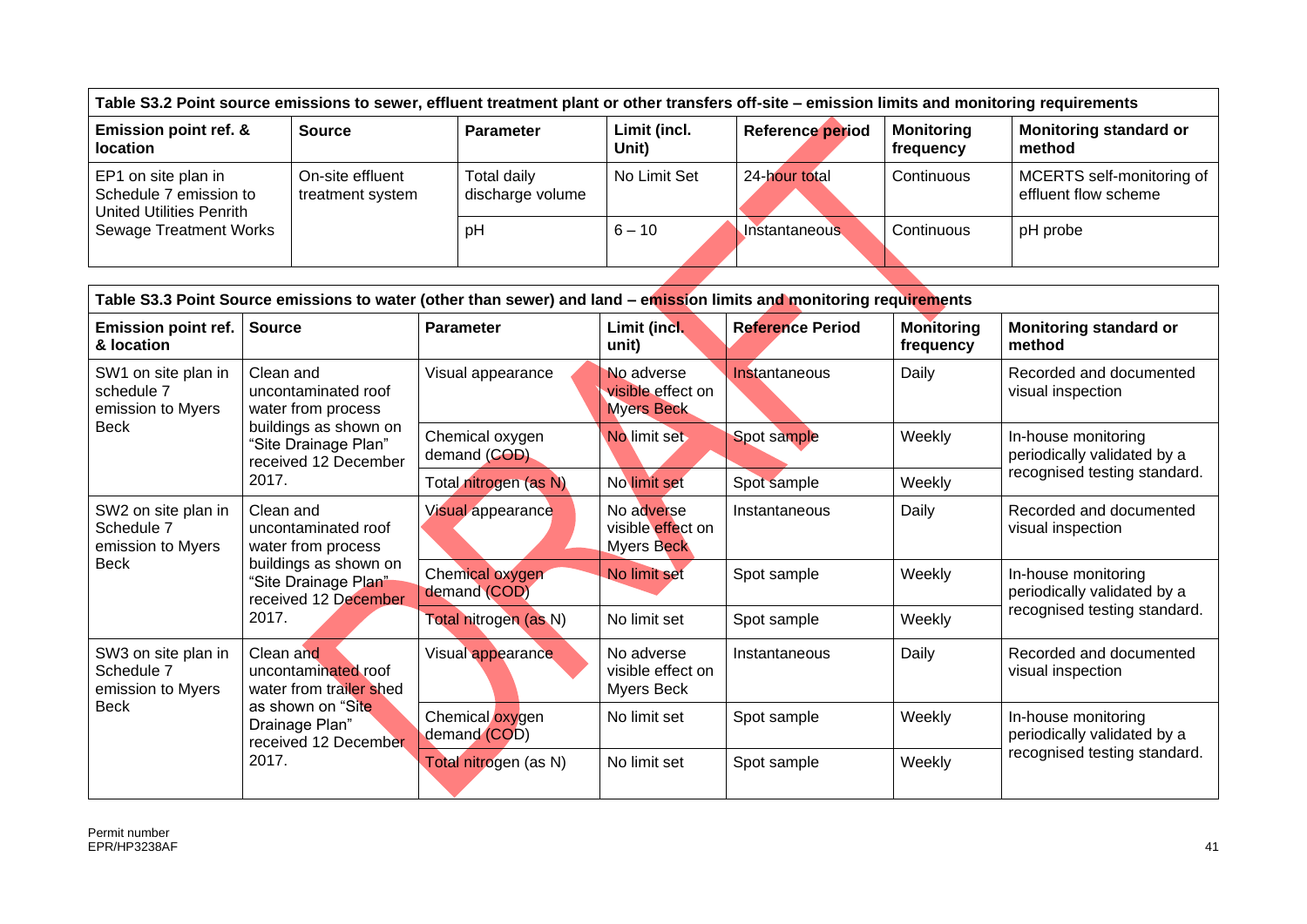| Table S3.2 Point source emissions to sewer, effluent treatment plant or other transfers off-site – emission limits and monitoring requirements | | | | | | |
|---|---|---|---|---|---|---|
| **Emission point ref. & location** | **Source** | **Parameter** | **Limit (incl. Unit)** | **Reference period** | **Monitoring frequency** | **Monitoring standard or method** |
| EP1 on site plan in Schedule 7 emission to United Utilities Penrith Sewage Treatment Works | On-site effluent treatment system | Total daily discharge volume | No Limit Set | 24-hour total | Continuous | MCERTS self-monitoring of effluent flow scheme |
| | | pH | 6 – 10 | Instantaneous | Continuous | pH probe |

| Table S3.3 Point Source emissions to water (other than sewer) and land – emission limits and monitoring requirements | | | | | | |
|---|---|---|---|---|---|---|
| **Emission point ref. & location** | **Source** | **Parameter** | **Limit (incl. unit)** | **Reference Period** | **Monitoring frequency** | **Monitoring standard or method** |
| SW1 on site plan in schedule 7 emission to Myers Beck | Clean and uncontaminated roof water from process buildings as shown on "Site Drainage Plan" received 12 December 2017. | Visual appearance | No adverse visible effect on Myers Beck | Instantaneous | Daily | Recorded and documented visual inspection |
| | | Chemical oxygen demand (COD) | No limit set | Spot sample | Weekly | In-house monitoring periodically validated by a recognised testing standard. |
| | | Total nitrogen (as N) | No limit set | Spot sample | Weekly | |
| SW2 on site plan in Schedule 7 emission to Myers Beck | Clean and uncontaminated roof water from process buildings as shown on "Site Drainage Plan" received 12 December 2017. | Visual appearance | No adverse visible effect on Myers Beck | Instantaneous | Daily | Recorded and documented visual inspection |
| | | Chemical oxygen demand (COD) | No limit set | Spot sample | Weekly | In-house monitoring periodically validated by a recognised testing standard. |
| | | Total nitrogen (as N) | No limit set | Spot sample | Weekly | |
| SW3 on site plan in Schedule 7 emission to Myers Beck | Clean and uncontaminated roof water from trailer shed as shown on "Site Drainage Plan" received 12 December 2017. | Visual appearance | No adverse visible effect on Myers Beck | Instantaneous | Daily | Recorded and documented visual inspection |
| | | Chemical oxygen demand (COD) | No limit set | Spot sample | Weekly | In-house monitoring periodically validated by a recognised testing standard. |
| | | Total nitrogen (as N) | No limit set | Spot sample | Weekly | |

Permit number
EPR/HP3238AF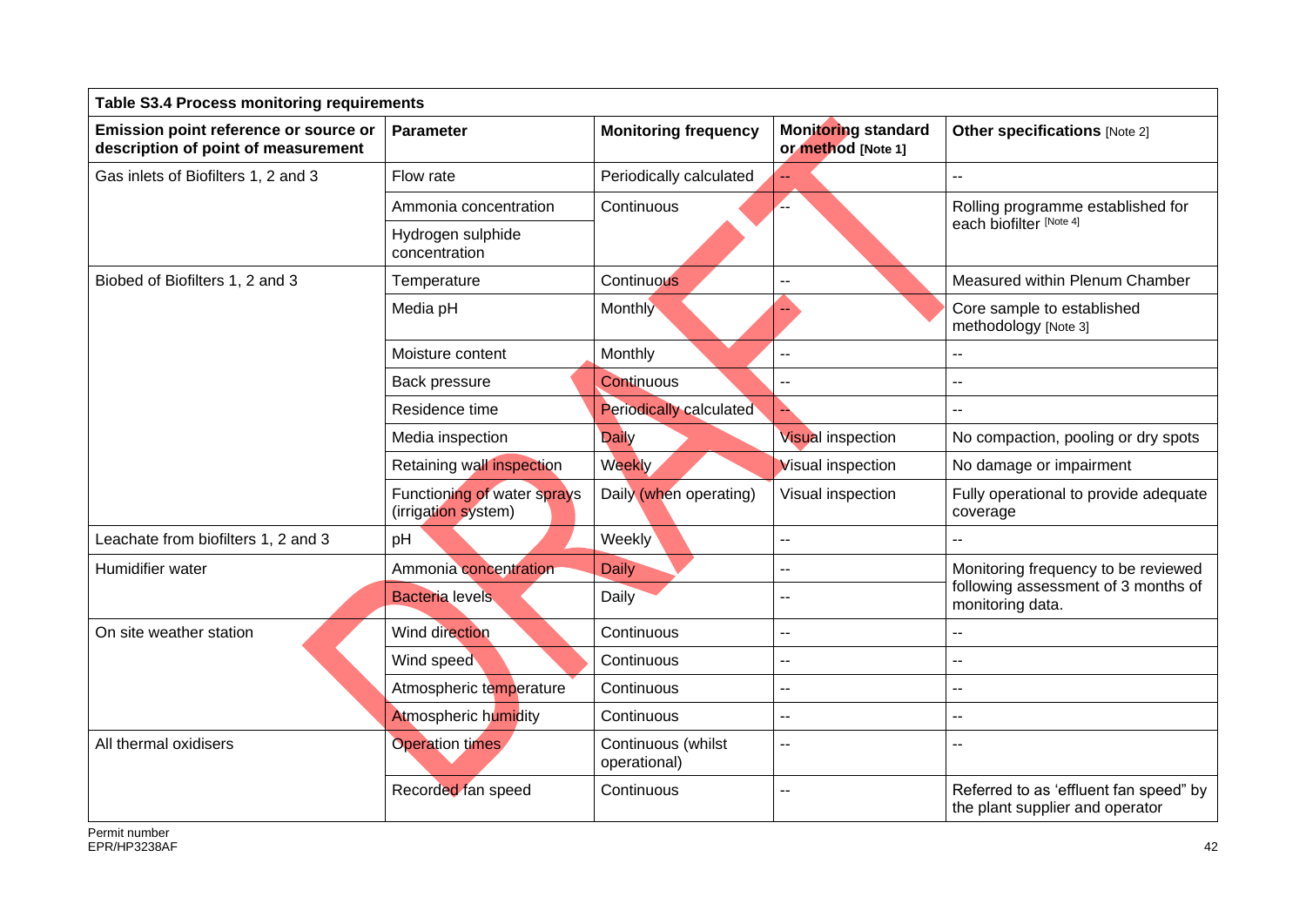| Table S3.4 Process monitoring requirements | | | | |
|---|---|---|---|---|
| **Emission point reference or source or description of point of measurement** | **Parameter** | **Monitoring frequency** | **Monitoring standard or method [Note 1]** | **Other specifications [Note 2]** |
| Gas inlets of Biofilters 1, 2 and 3 | Flow rate | Periodically calculated | -- | -- |
| | Ammonia concentration | Continuous | -- | Rolling programme established for each biofilter [Note 4] |
| | Hydrogen sulphide concentration | | | |
| Biobed of Biofilters 1, 2 and 3 | Temperature | Continuous | -- | Measured within Plenum Chamber |
| | Media pH | Monthly | -- | Core sample to established methodology [Note 3] |
| | Moisture content | Monthly | -- | -- |
| | Back pressure | Continuous | -- | -- |
| | Residence time | Periodically calculated | -- | -- |
| | Media inspection | Daily | Visual inspection | No compaction, pooling or dry spots |
| | Retaining wall inspection | Weekly | Visual inspection | No damage or impairment |
| | Functioning of water sprays (irrigation system) | Daily (when operating) | Visual inspection | Fully operational to provide adequate coverage |
| Leachate from biofilters 1, 2 and 3 | pH | Weekly | -- | -- |
| Humidifier water | Ammonia concentration | Daily | -- | Monitoring frequency to be reviewed following assessment of 3 months of monitoring data. |
| | Bacteria levels | Daily | -- | |
| On site weather station | Wind direction | Continuous | -- | -- |
| | Wind speed | Continuous | -- | -- |
| | Atmospheric temperature | Continuous | -- | -- |
| | Atmospheric humidity | Continuous | -- | -- |
| All thermal oxidisers | Operation times | Continuous (whilst operational) | -- | -- |
| | Recorded fan speed | Continuous | -- | Referred to as 'effluent fan speed" by the plant supplier and operator |

Permit number
EPR/HP3238AF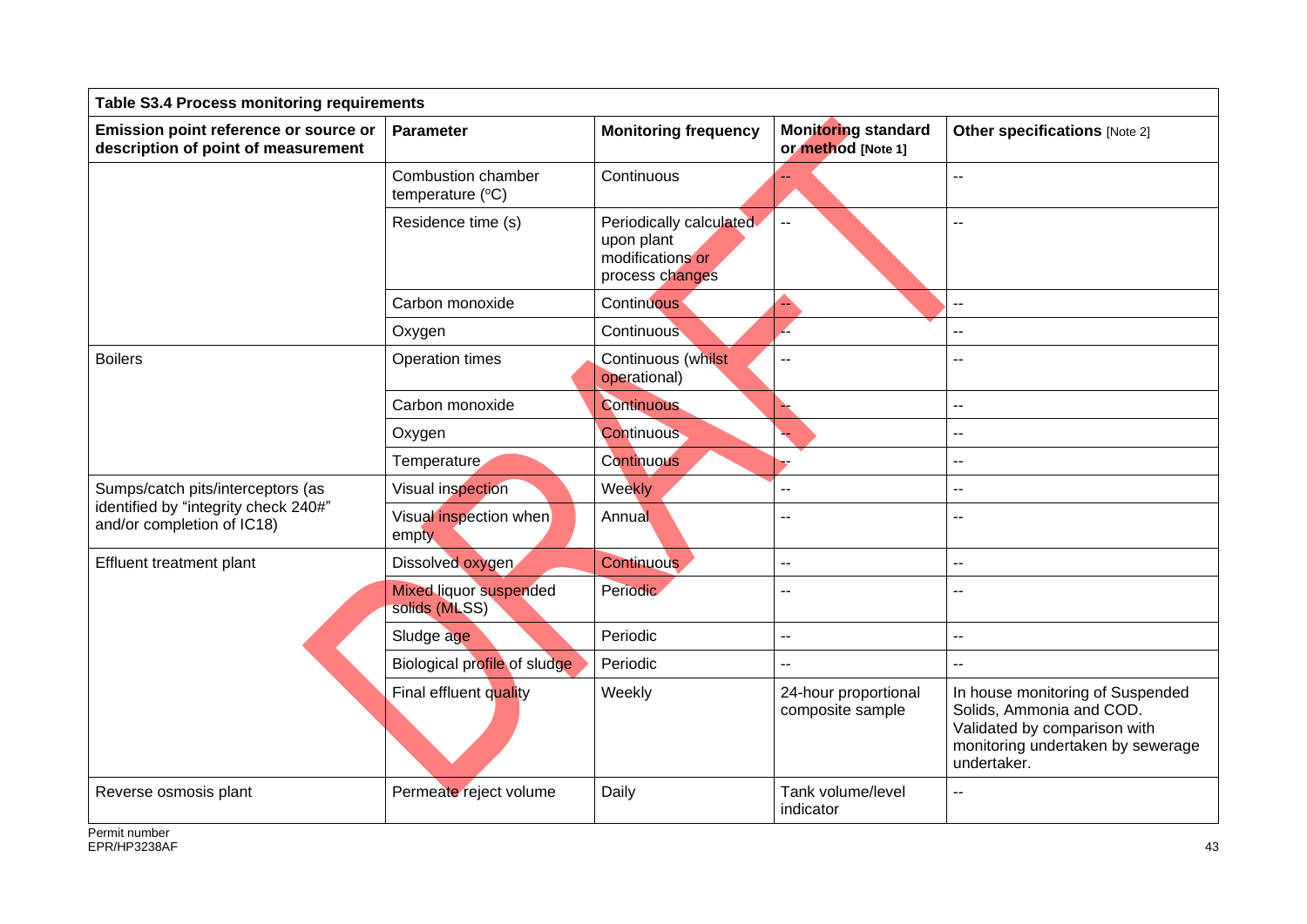| Table S3.4 Process monitoring requirements | | | | |
|---|---|---|---|---|
| **Emission point reference or source or description of point of measurement** | **Parameter** | **Monitoring frequency** | **Monitoring standard or method** [Note 1] | **Other specifications** [Note 2] |
| | Combustion chamber temperature (°C) | Continuous | -- | -- |
| | Residence time (s) | Periodically calculated upon plant modifications or process changes | -- | -- |
| | Carbon monoxide | Continuous | -- | -- |
| | Oxygen | Continuous | -- | -- |
| Boilers | Operation times | Continuous (whilst operational) | -- | -- |
| | Carbon monoxide | Continuous | -- | -- |
| | Oxygen | Continuous | -- | -- |
| | Temperature | Continuous | -- | -- |
| Sumps/catch pits/interceptors (as identified by "integrity check 240#" and/or completion of IC18) | Visual inspection | Weekly | -- | -- |
| | Visual inspection when empty | Annual | -- | -- |
| Effluent treatment plant | Dissolved oxygen | Continuous | -- | -- |
| | Mixed liquor suspended solids (MLSS) | Periodic | -- | -- |
| | Sludge age | Periodic | -- | -- |
| | Biological profile of sludge | Periodic | -- | -- |
| | Final effluent quality | Weekly | 24-hour proportional composite sample | In house monitoring of Suspended Solids, Ammonia and COD. Validated by comparison with monitoring undertaken by sewerage undertaker. |
| Reverse osmosis plant | Permeate reject volume | Daily | Tank volume/level indicator | -- |

Permit number
EPR/HP3238AF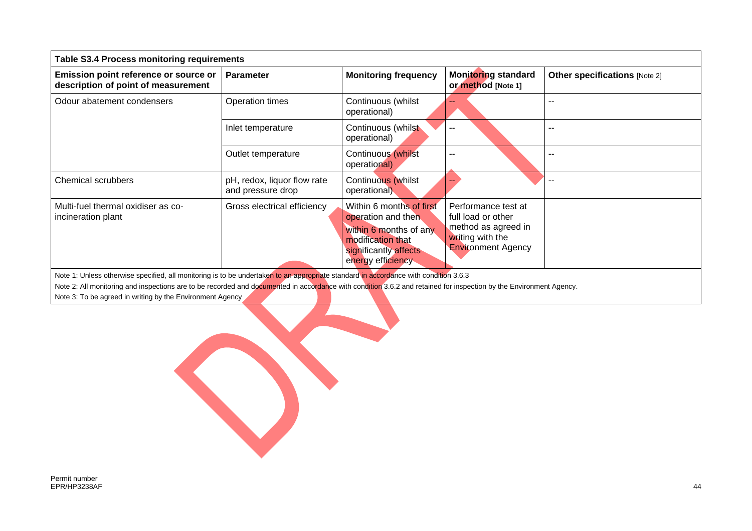| Table S3.4 Process monitoring requirements | | | | |
|---|---|---|---|---|
| **Emission point reference or source or description of point of measurement** | **Parameter** | **Monitoring frequency** | **Monitoring standard or method [Note 1]** | **Other specifications [Note 2]** |
| Odour abatement condensers | Operation times | Continuous (whilst operational) | -- | -- |
| | Inlet temperature | Continuous (whilst operational) | -- | -- |
| | Outlet temperature | Continuous (whilst operational) | -- | -- |
| Chemical scrubbers | pH, redox, liquor flow rate and pressure drop | Continuous (whilst operational) | -- | -- |
| Multi-fuel thermal oxidiser as co-incineration plant | Gross electrical efficiency | Within 6 months of first operation and then within 6 months of any modification that significantly affects energy efficiency | Performance test at full load or other method as agreed in writing with the Environment Agency | |

Note 1: Unless otherwise specified, all monitoring is to be undertaken to an appropriate standard in accordance with condition 3.6.3

Note 2: All monitoring and inspections are to be recorded and documented in accordance with condition 3.6.2 and retained for inspection by the Environment Agency.

Note 3: To be agreed in writing by the Environment Agency

Permit number
EPR/HP3238AF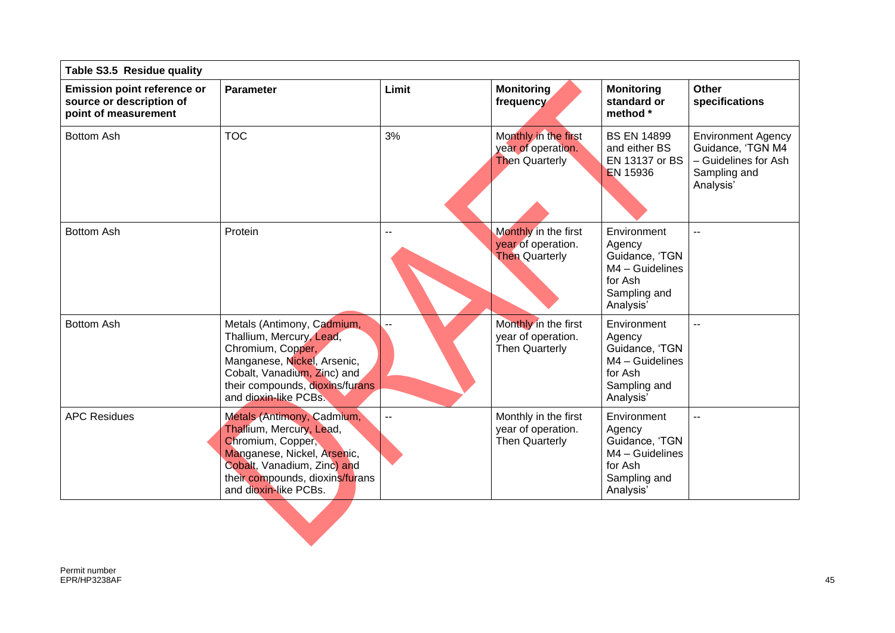| Table S3.5 Residue quality | | | | | |
|---|---|---|---|---|---|
| **Emission point reference or source or description of point of measurement** | **Parameter** | **Limit** | **Monitoring frequency** | **Monitoring standard or method *** | **Other specifications** |
| Bottom Ash | TOC | 3% | Monthly in the first year of operation. Then Quarterly | BS EN 14899 and either BS EN 13137 or BS EN 15936 | Environment Agency Guidance, 'TGN M4 – Guidelines for Ash Sampling and Analysis' |
| Bottom Ash | Protein | -- | Monthly in the first year of operation. Then Quarterly | Environment Agency Guidance, 'TGN M4 – Guidelines for Ash Sampling and Analysis' | -- |
| Bottom Ash | Metals (Antimony, Cadmium, Thallium, Mercury, Lead, Chromium, Copper, Manganese, Nickel, Arsenic, Cobalt, Vanadium, Zinc) and their compounds, dioxins/furans and dioxin-like PCBs. | -- | Monthly in the first year of operation. Then Quarterly | Environment Agency Guidance, 'TGN M4 – Guidelines for Ash Sampling and Analysis' | -- |
| APC Residues | Metals (Antimony, Cadmium, Thallium, Mercury, Lead, Chromium, Copper, Manganese, Nickel, Arsenic, Cobalt, Vanadium, Zinc) and their compounds, dioxins/furans and dioxin-like PCBs. | -- | Monthly in the first year of operation. Then Quarterly | Environment Agency Guidance, 'TGN M4 – Guidelines for Ash Sampling and Analysis' | -- |

Permit number
EPR/HP3238AF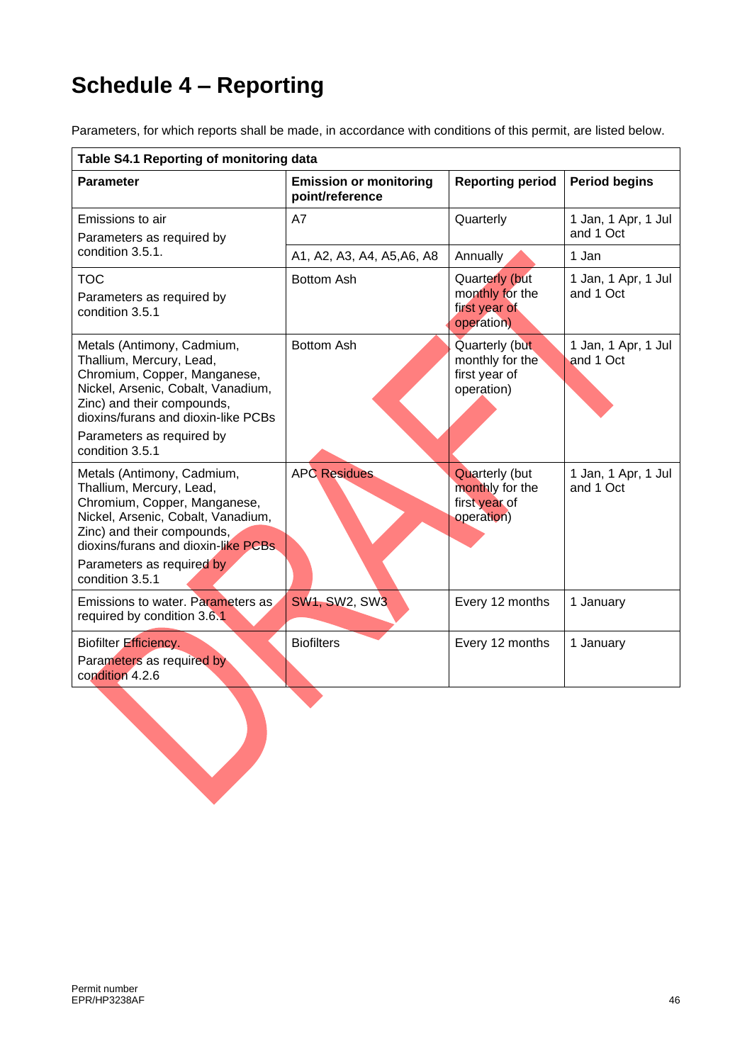# Schedule 4 – Reporting

Parameters, for which reports shall be made, in accordance with conditions of this permit, are listed below.

| Table S4.1 Reporting of monitoring data | | | |
|---|---|---|---|
| **Parameter** | **Emission or monitoring point/reference** | **Reporting period** | **Period begins** |
| Emissions to air<br>Parameters as required by condition 3.5.1. | A7 | Quarterly | 1 Jan, 1 Apr, 1 Jul and 1 Oct |
| | A1, A2, A3, A4, A5,A6, A8 | Annually | 1 Jan |
| TOC<br>Parameters as required by condition 3.5.1 | Bottom Ash | Quarterly (but monthly for the first year of operation) | 1 Jan, 1 Apr, 1 Jul and 1 Oct |
| Metals (Antimony, Cadmium, Thallium, Mercury, Lead, Chromium, Copper, Manganese, Nickel, Arsenic, Cobalt, Vanadium, Zinc) and their compounds, dioxins/furans and dioxin-like PCBs<br>Parameters as required by condition 3.5.1 | Bottom Ash | Quarterly (but monthly for the first year of operation) | 1 Jan, 1 Apr, 1 Jul and 1 Oct |
| Metals (Antimony, Cadmium, Thallium, Mercury, Lead, Chromium, Copper, Manganese, Nickel, Arsenic, Cobalt, Vanadium, Zinc) and their compounds, dioxins/furans and dioxin-like PCBs<br>Parameters as required by condition 3.5.1 | APC Residues | Quarterly (but monthly for the first year of operation) | 1 Jan, 1 Apr, 1 Jul and 1 Oct |
| Emissions to water. Parameters as required by condition 3.6.1 | SW1, SW2, SW3 | Every 12 months | 1 January |
| Biofilter Efficiency.<br>Parameters as required by condition 4.2.6 | Biofilters | Every 12 months | 1 January |

Permit number
EPR/HP3238AF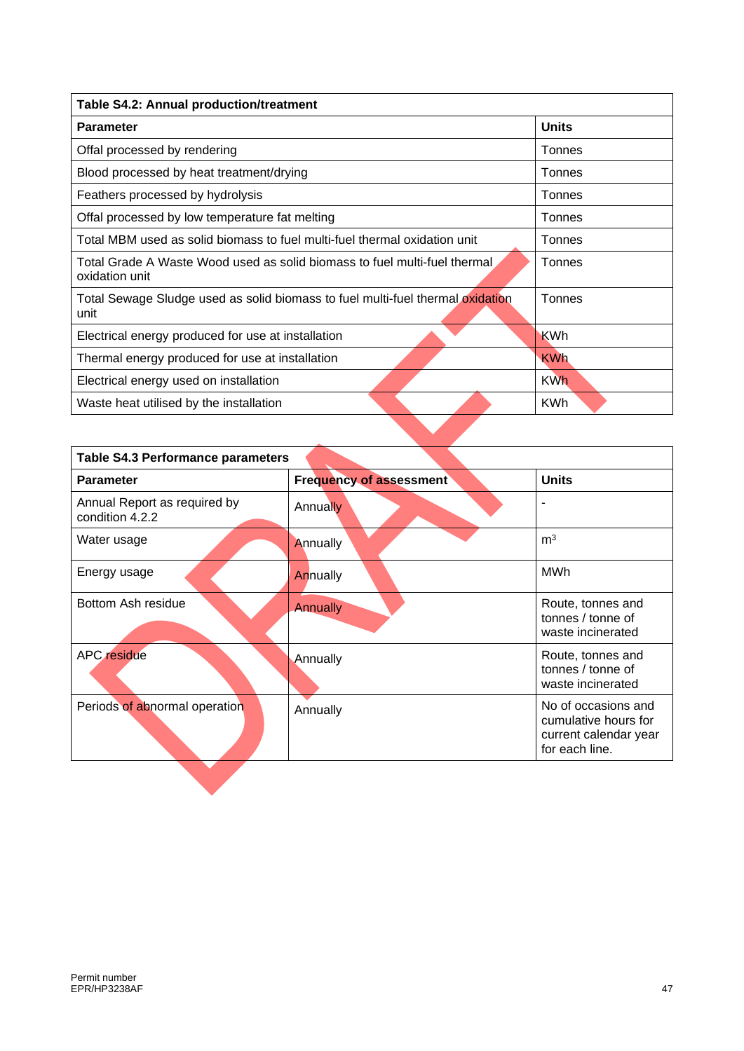| Table S4.2: Annual production/treatment | |
|---|---|
| **Parameter** | **Units** |
| Offal processed by rendering | Tonnes |
| Blood processed by heat treatment/drying | Tonnes |
| Feathers processed by hydrolysis | Tonnes |
| Offal processed by low temperature fat melting | Tonnes |
| Total MBM used as solid biomass to fuel multi-fuel thermal oxidation unit | Tonnes |
| Total Grade A Waste Wood used as solid biomass to fuel multi-fuel thermal oxidation unit | Tonnes |
| Total Sewage Sludge used as solid biomass to fuel multi-fuel thermal oxidation unit | Tonnes |
| Electrical energy produced for use at installation | KWh |
| Thermal energy produced for use at installation | KWh |
| Electrical energy used on installation | KWh |
| Waste heat utilised by the installation | KWh |

| Table S4.3 Performance parameters | | |
|---|---|---|
| **Parameter** | **Frequency of assessment** | **Units** |
| Annual Report as required by condition 4.2.2 | Annually | - |
| Water usage | Annually | $m^3$ |
| Energy usage | Annually | MWh |
| Bottom Ash residue | Annually | Route, tonnes and tonnes / tonne of waste incinerated |
| APC residue | Annually | Route, tonnes and tonnes / tonne of waste incinerated |
| Periods of abnormal operation | Annually | No of occasions and cumulative hours for current calendar year for each line. |

Permit number
EPR/HP3238AF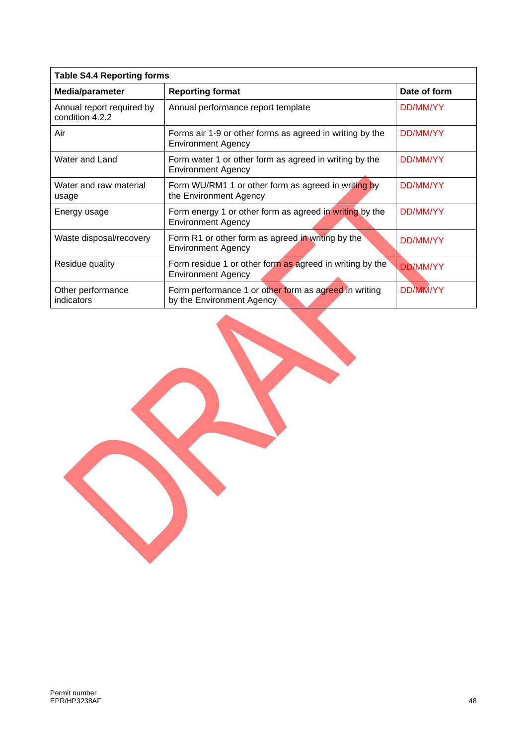| Table S4.4 Reporting forms | | |
|---|---|---|
| **Media/parameter** | **Reporting format** | **Date of form** |
| Annual report required by condition 4.2.2 | Annual performance report template | DD/MM/YY |
| Air | Forms air 1-9 or other forms as agreed in writing by the Environment Agency | DD/MM/YY |
| Water and Land | Form water 1 or other form as agreed in writing by the Environment Agency | DD/MM/YY |
| Water and raw material usage | Form WU/RM1 1 or other form as agreed in writing by the Environment Agency | DD/MM/YY |
| Energy usage | Form energy 1 or other form as agreed in writing by the Environment Agency | DD/MM/YY |
| Waste disposal/recovery | Form R1 or other form as agreed in writing by the Environment Agency | DD/MM/YY |
| Residue quality | Form residue 1 or other form as agreed in writing by the Environment Agency | DD/MM/YY |
| Other performance indicators | Form performance 1 or other form as agreed in writing by the Environment Agency | DD/MM/YY |

DRAFT

Permit number
EPR/HP3238AF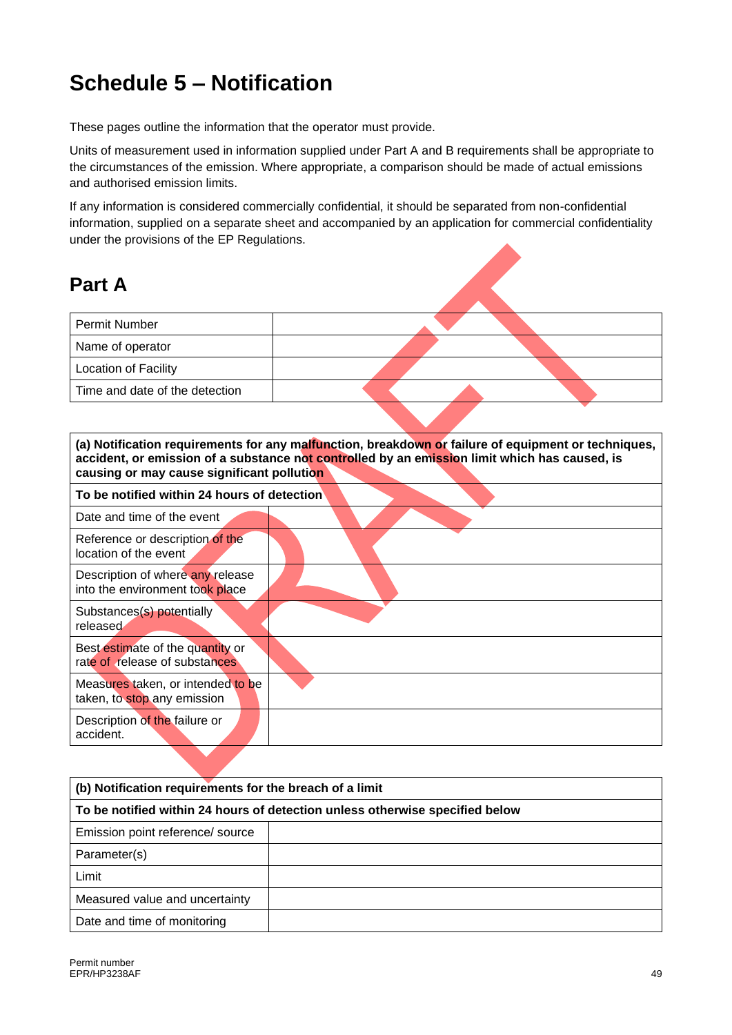# Schedule 5 – Notification

These pages outline the information that the operator must provide.

Units of measurement used in information supplied under Part A and B requirements shall be appropriate to the circumstances of the emission. Where appropriate, a comparison should be made of actual emissions and authorised emission limits.

If any information is considered commercially confidential, it should be separated from non-confidential information, supplied on a separate sheet and accompanied by an application for commercial confidentiality under the provisions of the EP Regulations.

## Part A

| Permit Number | |
|---|---|
| Name of operator | |
| Location of Facility | |
| Time and date of the detection | |

| **(a) Notification requirements for any malfunction, breakdown or failure of equipment or techniques, accident, or emission of a substance not controlled by an emission limit which has caused, is causing or may cause significant pollution** | |
|---|---|
| **To be notified within 24 hours of detection** | |
| Date and time of the event | |
| Reference or description of the location of the event | |
| Description of where any release into the environment took place | |
| Substances(s) potentially released | |
| Best estimate of the quantity or rate of release of substances | |
| Measures taken, or intended to be taken, to stop any emission | |
| Description of the failure or accident. | |

| **(b) Notification requirements for the breach of a limit** | |
|---|---|
| **To be notified within 24 hours of detection unless otherwise specified below** | |
| Emission point reference/ source | |
| Parameter(s) | |
| Limit | |
| Measured value and uncertainty | |
| Date and time of monitoring | |

Permit number
EPR/HP3238AF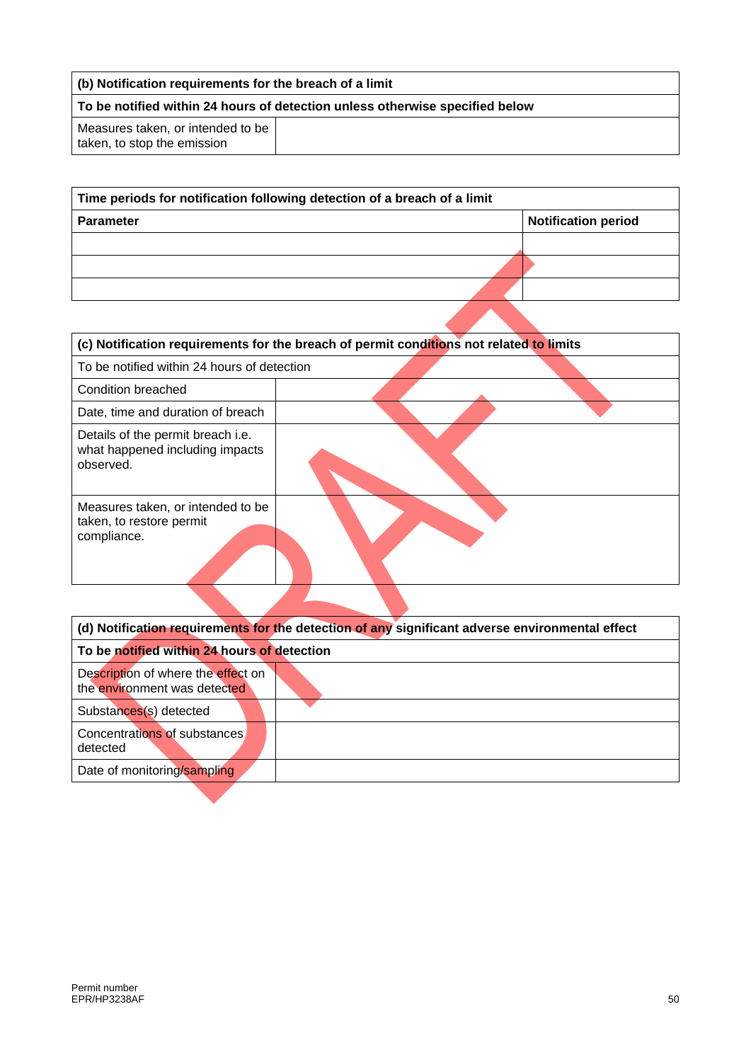| (b) Notification requirements for the breach of a limit | |
|---|---|
| **To be notified within 24 hours of detection unless otherwise specified below** | |
| Measures taken, or intended to be taken, to stop the emission | |

| Time periods for notification following detection of a breach of a limit | |
|---|---|
| **Parameter** | **Notification period** |
| | |
| | |
| | |

| (c) Notification requirements for the breach of permit conditions not related to limits | |
|---|---|
| To be notified within 24 hours of detection | |
| Condition breached | |
| Date, time and duration of breach | |
| Details of the permit breach i.e. what happened including impacts observed. | |
| Measures taken, or intended to be taken, to restore permit compliance. | |

| (d) Notification requirements for the detection of any significant adverse environmental effect | |
|---|---|
| **To be notified within 24 hours of detection** | |
| Description of where the effect on the environment was detected | |
| Substances(s) detected | |
| Concentrations of substances detected | |
| Date of monitoring/sampling | |

Permit number
EPR/HP3238AF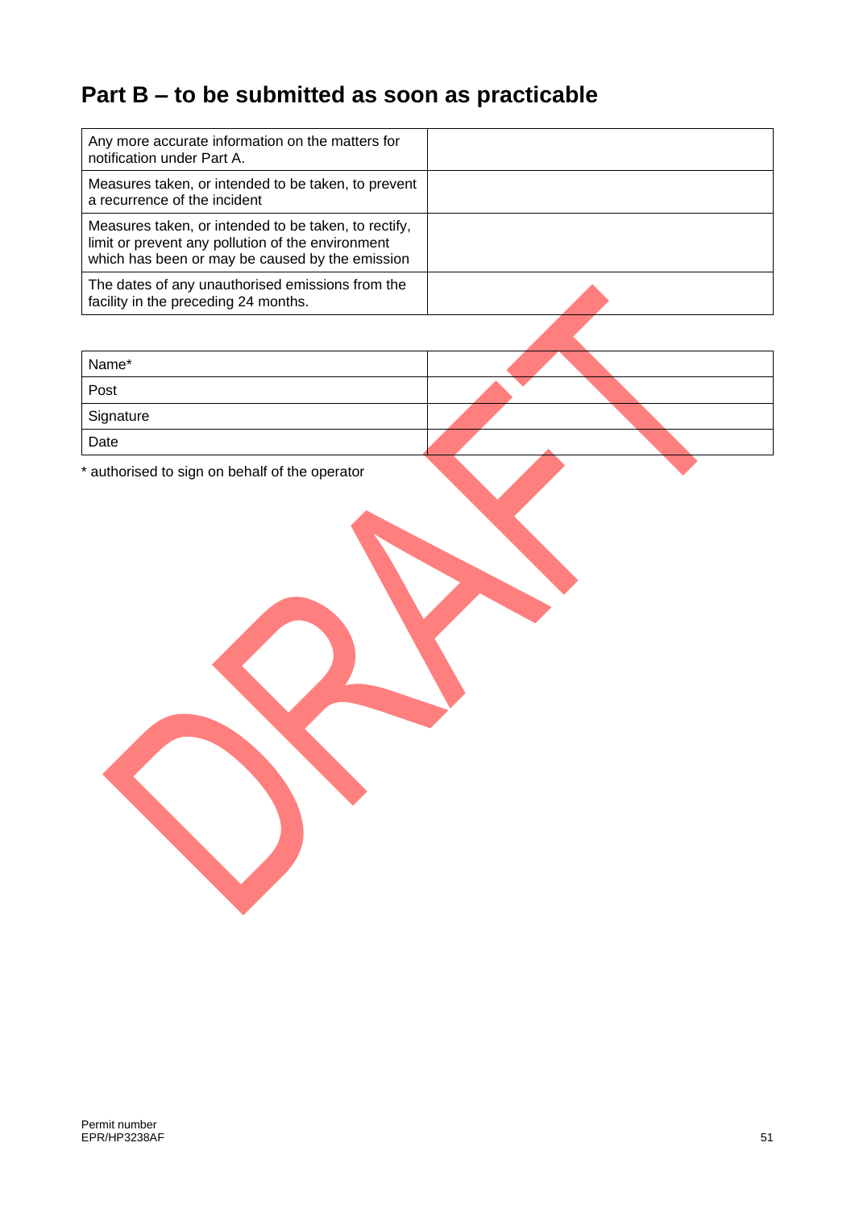## Part B – to be submitted as soon as practicable

| | |
|---|---|
| Any more accurate information on the matters for notification under Part A. | |
| Measures taken, or intended to be taken, to prevent a recurrence of the incident | |
| Measures taken, or intended to be taken, to rectify, limit or prevent any pollution of the environment which has been or may be caused by the emission | |
| The dates of any unauthorised emissions from the facility in the preceding 24 months. | |

| | |
|---|---|
| Name* | |
| Post | |
| Signature | |
| Date | |

* authorised to sign on behalf of the operator

DRAFT

Permit number
EPR/HP3238AF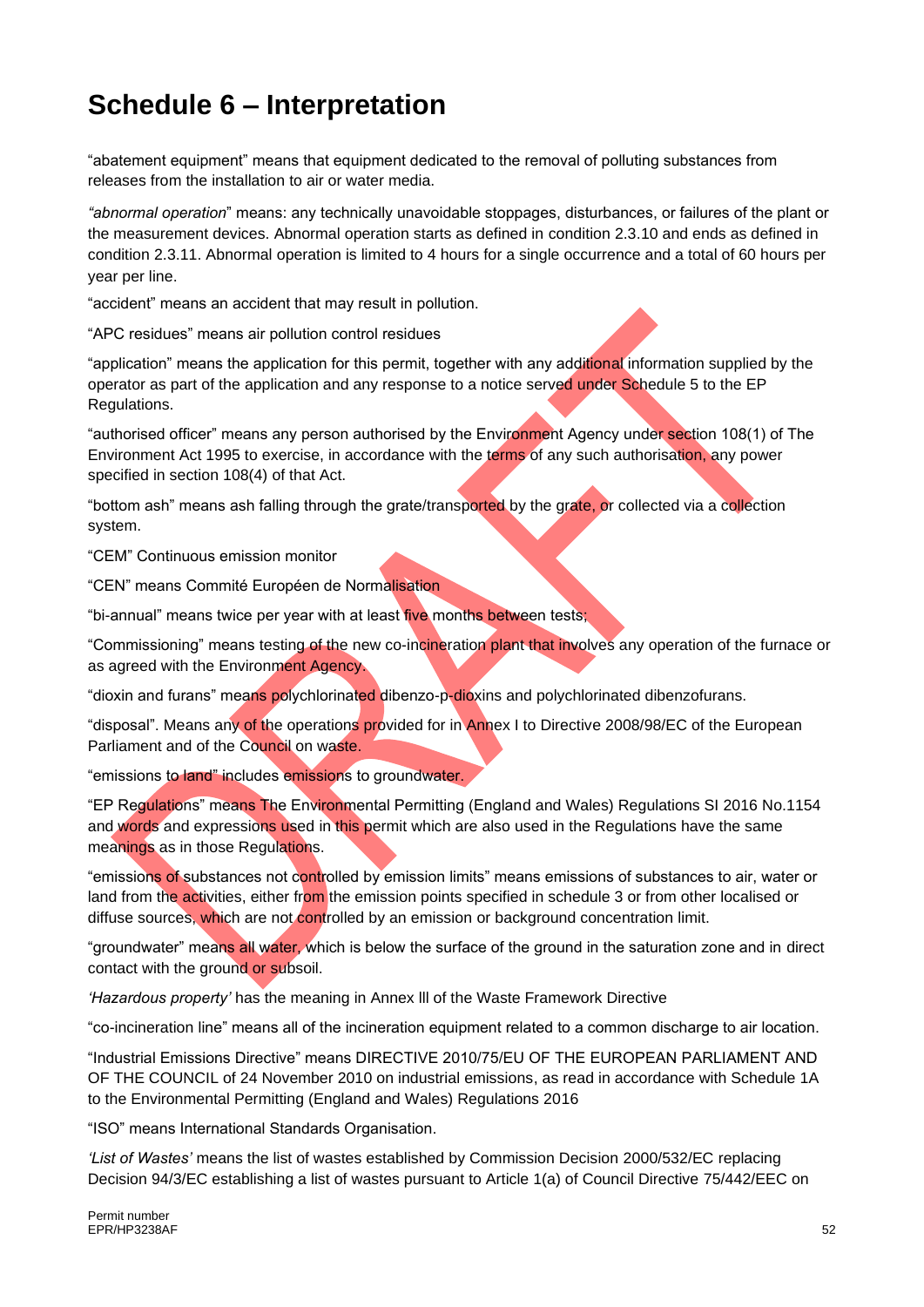# Schedule 6 – Interpretation

"abatement equipment" means that equipment dedicated to the removal of polluting substances from releases from the installation to air or water media.

*"abnormal operation*" means: any technically unavoidable stoppages, disturbances, or failures of the plant or the measurement devices. Abnormal operation starts as defined in condition 2.3.10 and ends as defined in condition 2.3.11. Abnormal operation is limited to 4 hours for a single occurrence and a total of 60 hours per year per line.

"accident" means an accident that may result in pollution.

"APC residues" means air pollution control residues

"application" means the application for this permit, together with any additional information supplied by the operator as part of the application and any response to a notice served under Schedule 5 to the EP Regulations.

"authorised officer" means any person authorised by the Environment Agency under section 108(1) of The Environment Act 1995 to exercise, in accordance with the terms of any such authorisation, any power specified in section 108(4) of that Act.

"bottom ash" means ash falling through the grate/transported by the grate, or collected via a collection system.

"CEM" Continuous emission monitor

"CEN" means Commité Européen de Normalisation

"bi-annual" means twice per year with at least five months between tests;

"Commissioning" means testing of the new co-incineration plant that involves any operation of the furnace or as agreed with the Environment Agency.

"dioxin and furans" means polychlorinated dibenzo-p-dioxins and polychlorinated dibenzofurans.

"disposal". Means any of the operations provided for in Annex I to Directive 2008/98/EC of the European Parliament and of the Council on waste.

"emissions to land" includes emissions to groundwater.

"EP Regulations" means The Environmental Permitting (England and Wales) Regulations SI 2016 No.1154 and words and expressions used in this permit which are also used in the Regulations have the same meanings as in those Regulations.

"emissions of substances not controlled by emission limits" means emissions of substances to air, water or land from the activities, either from the emission points specified in schedule 3 or from other localised or diffuse sources, which are not controlled by an emission or background concentration limit.

"groundwater" means all water, which is below the surface of the ground in the saturation zone and in direct contact with the ground or subsoil.

*'Hazardous property'* has the meaning in Annex lll of the Waste Framework Directive

"co-incineration line" means all of the incineration equipment related to a common discharge to air location.

"Industrial Emissions Directive" means DIRECTIVE 2010/75/EU OF THE EUROPEAN PARLIAMENT AND OF THE COUNCIL of 24 November 2010 on industrial emissions, as read in accordance with Schedule 1A to the Environmental Permitting (England and Wales) Regulations 2016

"ISO" means International Standards Organisation.

*'List of Wastes'* means the list of wastes established by Commission Decision 2000/532/EC replacing Decision 94/3/EC establishing a list of wastes pursuant to Article 1(a) of Council Directive 75/442/EEC on

Permit number
EPR/HP3238AF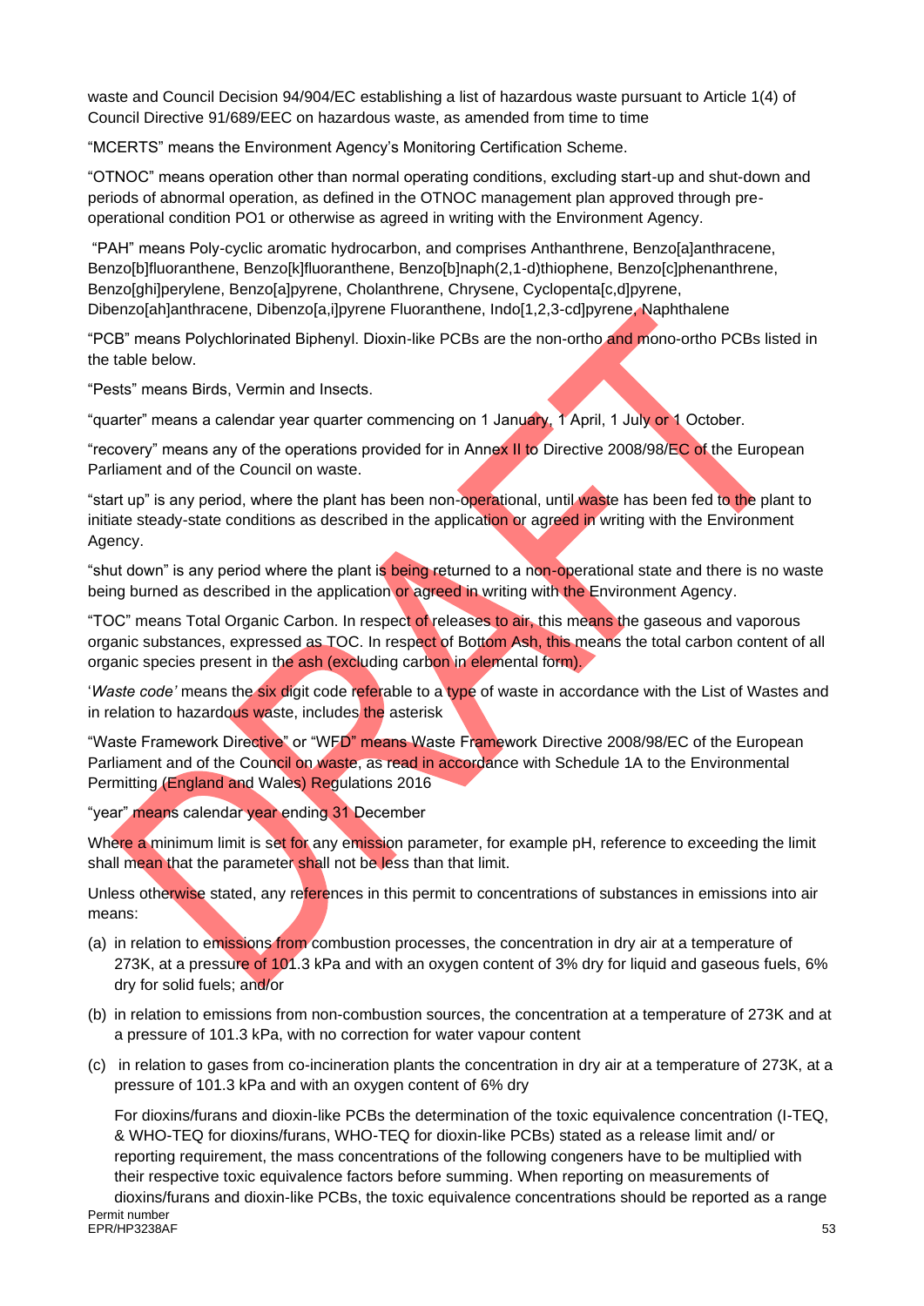waste and Council Decision 94/904/EC establishing a list of hazardous waste pursuant to Article 1(4) of Council Directive 91/689/EEC on hazardous waste, as amended from time to time

"MCERTS" means the Environment Agency's Monitoring Certification Scheme.

"OTNOC" means operation other than normal operating conditions, excluding start-up and shut-down and periods of abnormal operation, as defined in the OTNOC management plan approved through pre-operational condition PO1 or otherwise as agreed in writing with the Environment Agency.

"PAH" means Poly-cyclic aromatic hydrocarbon, and comprises Anthanthrene, Benzo[a]anthracene, Benzo[b]fluoranthene, Benzo[k]fluoranthene, Benzo[b]naph(2,1-d)thiophene, Benzo[c]phenanthrene, Benzo[ghi]perylene, Benzo[a]pyrene, Cholanthrene, Chrysene, Cyclopenta[c,d]pyrene, Dibenzo[ah]anthracene, Dibenzo[a,i]pyrene Fluoranthene, Indo[1,2,3-cd]pyrene, Naphthalene

"PCB" means Polychlorinated Biphenyl. Dioxin-like PCBs are the non-ortho and mono-ortho PCBs listed in the table below.

"Pests" means Birds, Vermin and Insects.

"quarter" means a calendar year quarter commencing on 1 January, 1 April, 1 July or 1 October.

"recovery" means any of the operations provided for in Annex II to Directive 2008/98/EC of the European Parliament and of the Council on waste.

"start up" is any period, where the plant has been non-operational, until waste has been fed to the plant to initiate steady-state conditions as described in the application or agreed in writing with the Environment Agency.

"shut down" is any period where the plant is being returned to a non-operational state and there is no waste being burned as described in the application or agreed in writing with the Environment Agency.

"TOC" means Total Organic Carbon. In respect of releases to air, this means the gaseous and vaporous organic substances, expressed as TOC. In respect of Bottom Ash, this means the total carbon content of all organic species present in the ash (excluding carbon in elemental form).

'*Waste code*' means the six digit code referable to a type of waste in accordance with the List of Wastes and in relation to hazardous waste, includes the asterisk

"Waste Framework Directive" or "WFD" means Waste Framework Directive 2008/98/EC of the European Parliament and of the Council on waste, as read in accordance with Schedule 1A to the Environmental Permitting (England and Wales) Regulations 2016

"year" means calendar year ending 31 December

Where a minimum limit is set for any emission parameter, for example pH, reference to exceeding the limit shall mean that the parameter shall not be less than that limit.

Unless otherwise stated, any references in this permit to concentrations of substances in emissions into air means:

(a) in relation to emissions from combustion processes, the concentration in dry air at a temperature of 273K, at a pressure of 101.3 kPa and with an oxygen content of 3% dry for liquid and gaseous fuels, 6% dry for solid fuels; and/or

(b) in relation to emissions from non-combustion sources, the concentration at a temperature of 273K and at a pressure of 101.3 kPa, with no correction for water vapour content

(c) in relation to gases from co-incineration plants the concentration in dry air at a temperature of 273K, at a pressure of 101.3 kPa and with an oxygen content of 6% dry

For dioxins/furans and dioxin-like PCBs the determination of the toxic equivalence concentration (I-TEQ, & WHO-TEQ for dioxins/furans, WHO-TEQ for dioxin-like PCBs) stated as a release limit and/ or reporting requirement, the mass concentrations of the following congeners have to be multiplied with their respective toxic equivalence factors before summing. When reporting on measurements of dioxins/furans and dioxin-like PCBs, the toxic equivalence concentrations should be reported as a range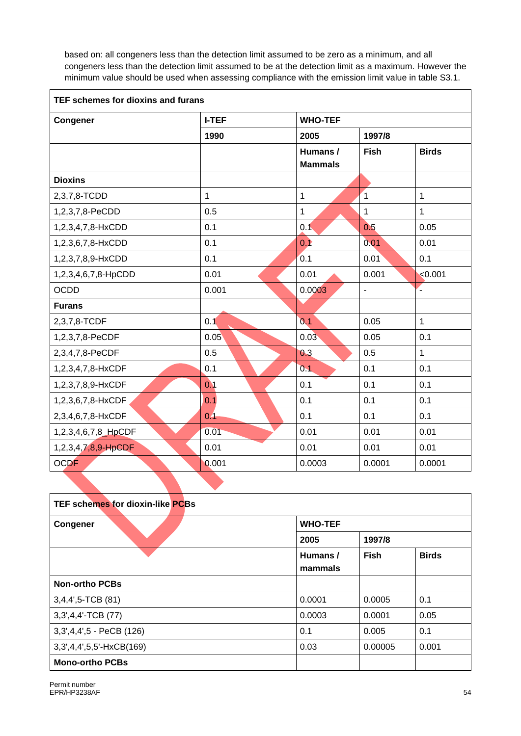based on: all congeners less than the detection limit assumed to be zero as a minimum, and all congeners less than the detection limit assumed to be at the detection limit as a maximum. However the minimum value should be used when assessing compliance with the emission limit value in table S3.1.

| TEF schemes for dioxins and furans | | | | |
|---|---|---|---|---|
| **Congener** | **I-TEF** | **WHO-TEF** | | |
| | **1990** | **2005** | **1997/8** | |
| | | **Humans / Mammals** | **Fish** | **Birds** |
| **Dioxins** | | | | |
| 2,3,7,8-TCDD | 1 | 1 | 1 | 1 |
| 1,2,3,7,8-PeCDD | 0.5 | 1 | 1 | 1 |
| 1,2,3,4,7,8-HxCDD | 0.1 | 0.1 | 0.5 | 0.05 |
| 1,2,3,6,7,8-HxCDD | 0.1 | 0.1 | 0.01 | 0.01 |
| 1,2,3,7,8,9-HxCDD | 0.1 | 0.1 | 0.01 | 0.1 |
| 1,2,3,4,6,7,8-HpCDD | 0.01 | 0.01 | 0.001 | <0.001 |
| OCDD | 0.001 | 0.0003 | - | - |
| **Furans** | | | | |
| 2,3,7,8-TCDF | 0.1 | 0.1 | 0.05 | 1 |
| 1,2,3,7,8-PeCDF | 0.05 | 0.03 | 0.05 | 0.1 |
| 2,3,4,7,8-PeCDF | 0.5 | 0.3 | 0.5 | 1 |
| 1,2,3,4,7,8-HxCDF | 0.1 | 0.1 | 0.1 | 0.1 |
| 1,2,3,7,8,9-HxCDF | 0.1 | 0.1 | 0.1 | 0.1 |
| 1,2,3,6,7,8-HxCDF | 0.1 | 0.1 | 0.1 | 0.1 |
| 2,3,4,6,7,8-HxCDF | 0.1 | 0.1 | 0.1 | 0.1 |
| 1,2,3,4,6,7,8_HpCDF | 0.01 | 0.01 | 0.01 | 0.01 |
| 1,2,3,4,7,8,9-HpCDF | 0.01 | 0.01 | 0.01 | 0.01 |
| OCDF | 0.001 | 0.0003 | 0.0001 | 0.0001 |

| TEF schemes for dioxin-like PCBs | | | |
|---|---|---|---|
| **Congener** | **WHO-TEF** | | |
| | **2005** | **1997/8** | |
| | **Humans / mammals** | **Fish** | **Birds** |
| **Non-ortho PCBs** | | | |
| 3,4,4',5-TCB (81) | 0.0001 | 0.0005 | 0.1 |
| 3,3',4,4'-TCB (77) | 0.0003 | 0.0001 | 0.05 |
| 3,3',4,4',5 - PeCB (126) | 0.1 | 0.005 | 0.1 |
| 3,3',4,4',5,5'-HxCB(169) | 0.03 | 0.00005 | 0.001 |
| **Mono-ortho PCBs** | | | |

Permit number
EPR/HP3238AF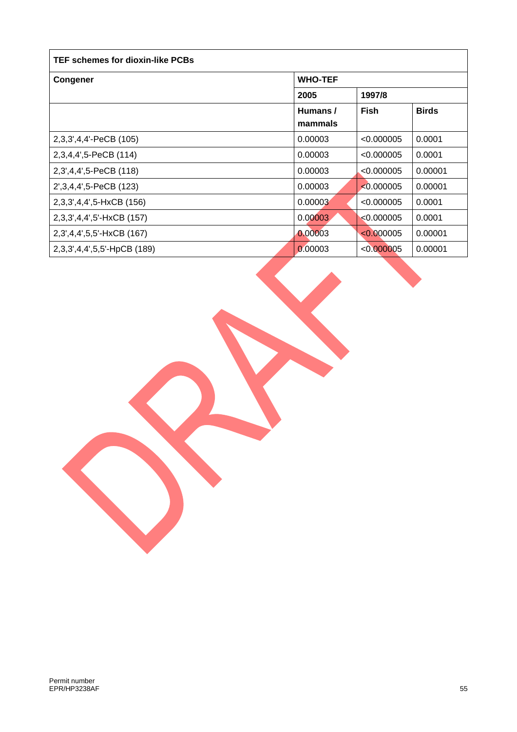| TEF schemes for dioxin-like PCBs | | | |
|---|---|---|---|
| **Congener** | **WHO-TEF** | | |
| | **2005** | **1997/8** | |
| | **Humans / mammals** | **Fish** | **Birds** |
| 2,3,3',4,4'-PeCB (105) | 0.00003 | <0.000005 | 0.0001 |
| 2,3,4,4',5-PeCB (114) | 0.00003 | <0.000005 | 0.0001 |
| 2,3',4,4',5-PeCB (118) | 0.00003 | <0.000005 | 0.00001 |
| 2',3,4,4',5-PeCB (123) | 0.00003 | <0.000005 | 0.00001 |
| 2,3,3',4,4',5-HxCB (156) | 0.00003 | <0.000005 | 0.0001 |
| 2,3,3',4,4',5'-HxCB (157) | 0.00003 | <0.000005 | 0.0001 |
| 2,3',4,4',5,5'-HxCB (167) | 0.00003 | <0.000005 | 0.00001 |
| 2,3,3',4,4',5,5'-HpCB (189) | 0.00003 | <0.000005 | 0.00001 |

Permit number
EPR/HP3238AF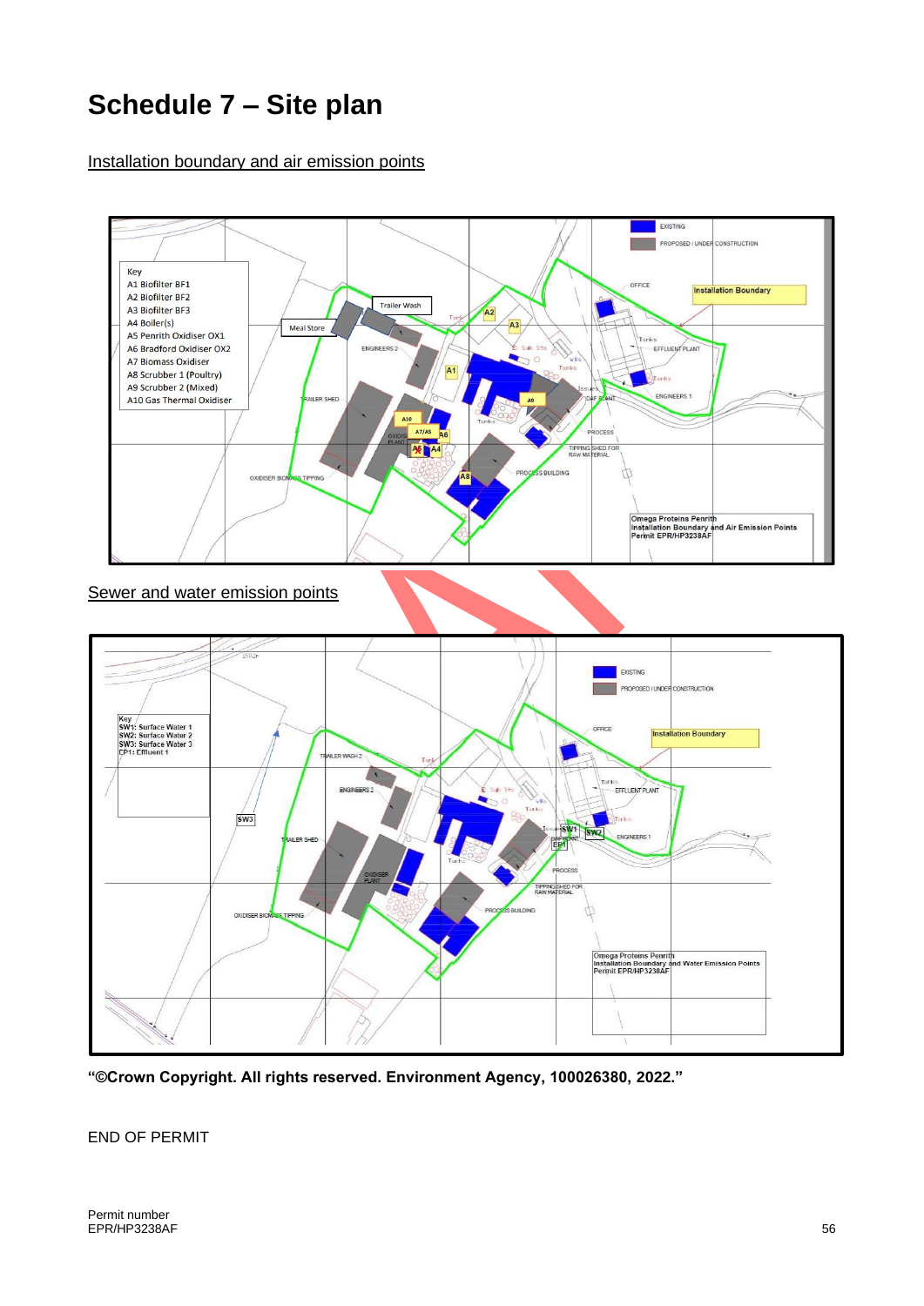# Schedule 7 – Site plan

Installation boundary and air emission points

EXISTING

PROPOSED / UNDER CONSTRUCTION

Key
A1 Biofilter BF1
A2 Biofilter BF2
A3 Biofilter BF3
A4 Boiler(s)
A5 Penrith Oxidiser OX1
A6 Bradford Oxidiser OX2
A7 Biomass Oxidiser
A8 Scrubber 1 (Poultry)
A9 Scrubber 2 (Mixed)
A10 Gas Thermal Oxidiser

Installation Boundary

Omega Proteins Penrith
Installation Boundary and Air Emission Points
Permit EPR/HP3238AF

Sewer and water emission points

EXISTING

PROPOSED / UNDER CONSTRUCTION

Key
SW1: Surface Water 1
SW2: Surface Water 2
SW3: Surface Water 3
EP1: Effluent 1

Installation Boundary

Omega Proteins Penrith
Installation Boundary and Water Emission Points
Permit EPR/HP3238AF

**"©Crown Copyright. All rights reserved. Environment Agency, 100026380, 2022."**

END OF PERMIT